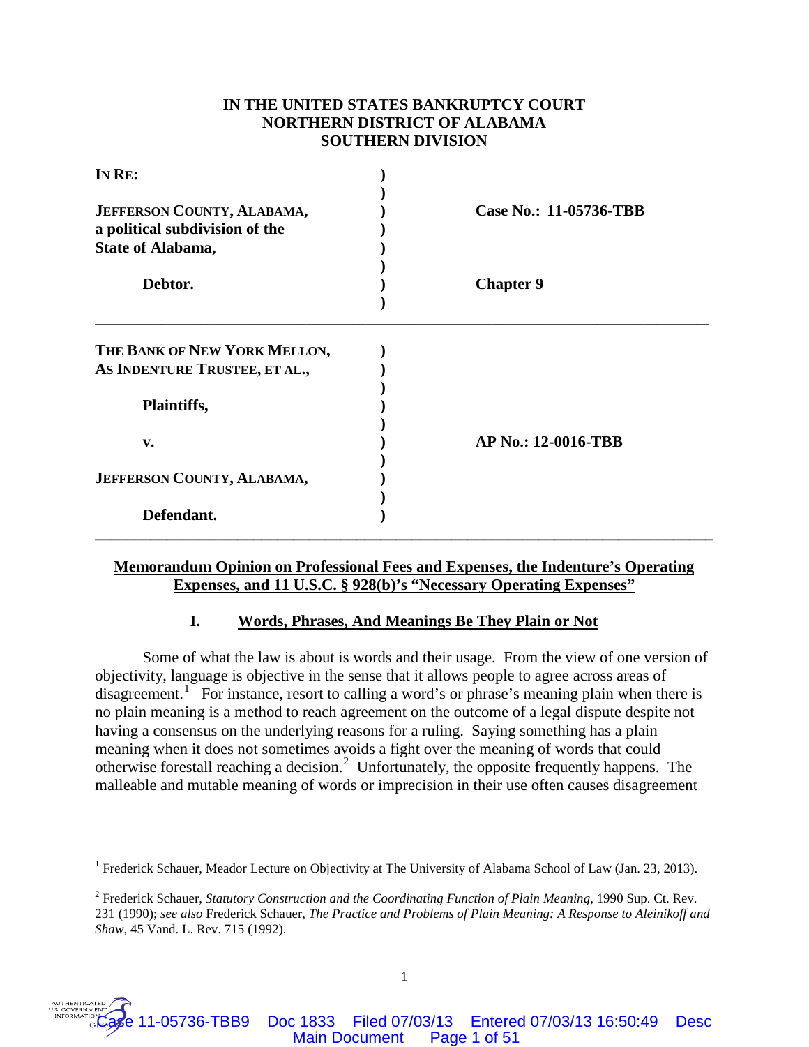**IN THE UNITED STATES BANKRUPTCY COURT**
**NORTHERN DISTRICT OF ALABAMA**
**SOUTHERN DIVISION**

| | | |
|---|---|---|
| **IN RE:** | ) | |
| | ) | |
| **JEFFERSON COUNTY, ALABAMA, a political subdivision of the State of Alabama,** | ) | **Case No.: 11-05736-TBB** |
| | ) | |
| **Debtor.** | ) | **Chapter 9** |

| | | |
|---|---|---|
| **THE BANK OF NEW YORK MELLON, AS INDENTURE TRUSTEE, ET AL.,** | ) | |
| | ) | |
| **Plaintiffs,** | ) | |
| | ) | |
| **v.** | ) | **AP No.: 12-0016-TBB** |
| | ) | |
| **JEFFERSON COUNTY, ALABAMA,** | ) | |
| | ) | |
| **Defendant.** | ) | |

**Memorandum Opinion on Professional Fees and Expenses, the Indenture's Operating Expenses, and 11 U.S.C. § 928(b)'s "Necessary Operating Expenses"**

## I. Words, Phrases, And Meanings Be They Plain or Not

Some of what the law is about is words and their usage. From the view of one version of objectivity, language is objective in the sense that it allows people to agree across areas of disagreement.[1] For instance, resort to calling a word's or phrase's meaning plain when there is no plain meaning is a method to reach agreement on the outcome of a legal dispute despite not having a consensus on the underlying reasons for a ruling. Saying something has a plain meaning when it does not sometimes avoids a fight over the meaning of words that could otherwise forestall reaching a decision.[2] Unfortunately, the opposite frequently happens. The malleable and mutable meaning of words or imprecision in their use often causes disagreement

---

[1] Frederick Schauer, Meador Lecture on Objectivity at The University of Alabama School of Law (Jan. 23, 2013).

[2] Frederick Schauer, *Statutory Construction and the Coordinating Function of Plain Meaning*, 1990 Sup. Ct. Rev. 231 (1990); *see also* Frederick Schauer, *The Practice and Problems of Plain Meaning: A Response to Aleinikoff and Shaw*, 45 Vand. L. Rev. 715 (1992).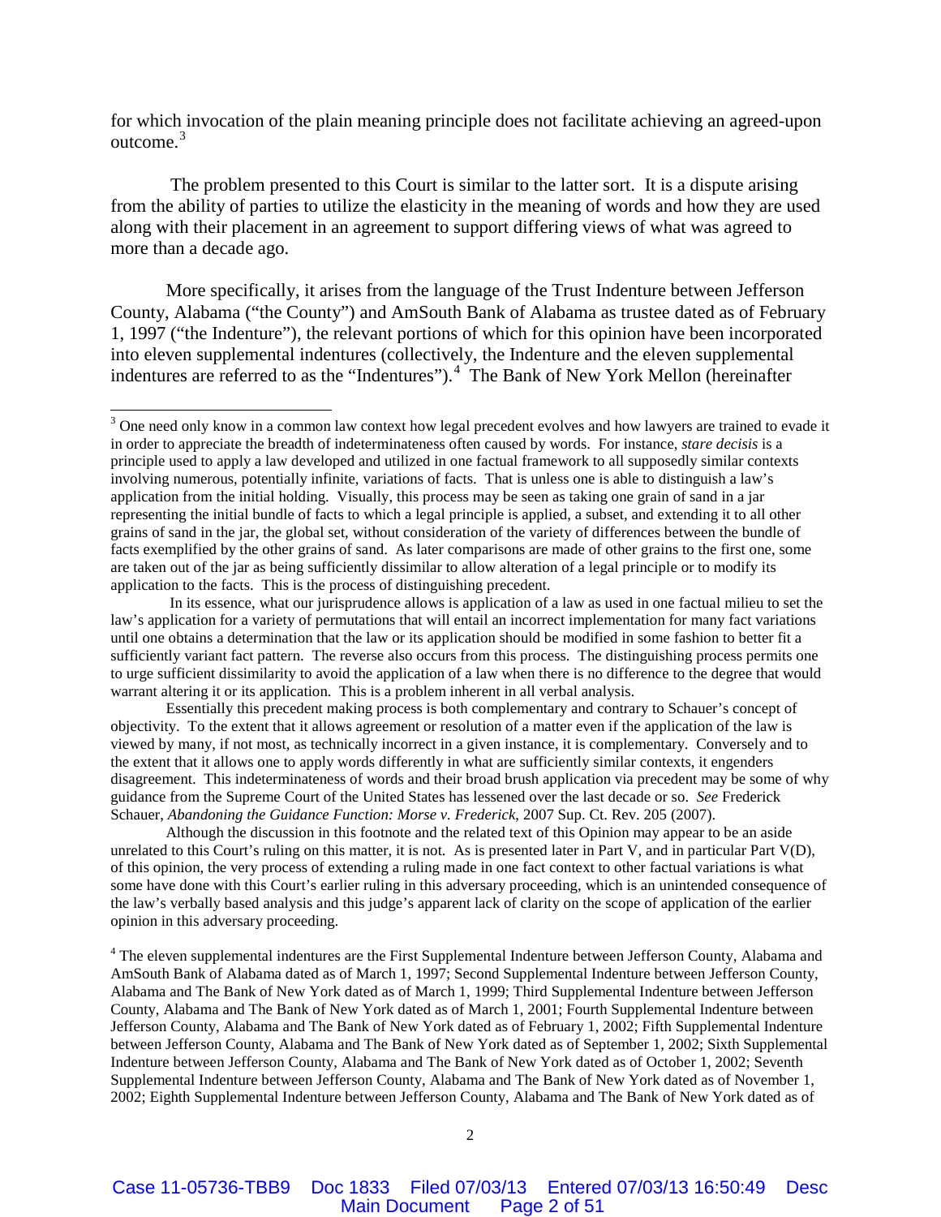for which invocation of the plain meaning principle does not facilitate achieving an agreed-upon outcome.[3]

The problem presented to this Court is similar to the latter sort. It is a dispute arising from the ability of parties to utilize the elasticity in the meaning of words and how they are used along with their placement in an agreement to support differing views of what was agreed to more than a decade ago.

More specifically, it arises from the language of the Trust Indenture between Jefferson County, Alabama ("the County") and AmSouth Bank of Alabama as trustee dated as of February 1, 1997 ("the Indenture"), the relevant portions of which for this opinion have been incorporated into eleven supplemental indentures (collectively, the Indenture and the eleven supplemental indentures are referred to as the "Indentures").[4] The Bank of New York Mellon (hereinafter

---

[3] One need only know in a common law context how legal precedent evolves and how lawyers are trained to evade it in order to appreciate the breadth of indeterminateness often caused by words. For instance, *stare decisis* is a principle used to apply a law developed and utilized in one factual framework to all supposedly similar contexts involving numerous, potentially infinite, variations of facts. That is unless one is able to distinguish a law's application from the initial holding. Visually, this process may be seen as taking one grain of sand in a jar representing the initial bundle of facts to which a legal principle is applied, a subset, and extending it to all other grains of sand in the jar, the global set, without consideration of the variety of differences between the bundle of facts exemplified by the other grains of sand. As later comparisons are made of other grains to the first one, some are taken out of the jar as being sufficiently dissimilar to allow alteration of a legal principle or to modify its application to the facts. This is the process of distinguishing precedent.

In its essence, what our jurisprudence allows is application of a law as used in one factual milieu to set the law's application for a variety of permutations that will entail an incorrect implementation for many fact variations until one obtains a determination that the law or its application should be modified in some fashion to better fit a sufficiently variant fact pattern. The reverse also occurs from this process. The distinguishing process permits one to urge sufficient dissimilarity to avoid the application of a law when there is no difference to the degree that would warrant altering it or its application. This is a problem inherent in all verbal analysis.

Essentially this precedent making process is both complementary and contrary to Schauer's concept of objectivity. To the extent that it allows agreement or resolution of a matter even if the application of the law is viewed by many, if not most, as technically incorrect in a given instance, it is complementary. Conversely and to the extent that it allows one to apply words differently in what are sufficiently similar contexts, it engenders disagreement. This indeterminateness of words and their broad brush application via precedent may be some of why guidance from the Supreme Court of the United States has lessened over the last decade or so. *See* Frederick Schauer, *Abandoning the Guidance Function: Morse v. Frederick*, 2007 Sup. Ct. Rev. 205 (2007).

Although the discussion in this footnote and the related text of this Opinion may appear to be an aside unrelated to this Court's ruling on this matter, it is not. As is presented later in Part V, and in particular Part V(D), of this opinion, the very process of extending a ruling made in one fact context to other factual variations is what some have done with this Court's earlier ruling in this adversary proceeding, which is an unintended consequence of the law's verbally based analysis and this judge's apparent lack of clarity on the scope of application of the earlier opinion in this adversary proceeding.

[4] The eleven supplemental indentures are the First Supplemental Indenture between Jefferson County, Alabama and AmSouth Bank of Alabama dated as of March 1, 1997; Second Supplemental Indenture between Jefferson County, Alabama and The Bank of New York dated as of March 1, 1999; Third Supplemental Indenture between Jefferson County, Alabama and The Bank of New York dated as of March 1, 2001; Fourth Supplemental Indenture between Jefferson County, Alabama and The Bank of New York dated as of February 1, 2002; Fifth Supplemental Indenture between Jefferson County, Alabama and The Bank of New York dated as of September 1, 2002; Sixth Supplemental Indenture between Jefferson County, Alabama and The Bank of New York dated as of October 1, 2002; Seventh Supplemental Indenture between Jefferson County, Alabama and The Bank of New York dated as of November 1, 2002; Eighth Supplemental Indenture between Jefferson County, Alabama and The Bank of New York dated as of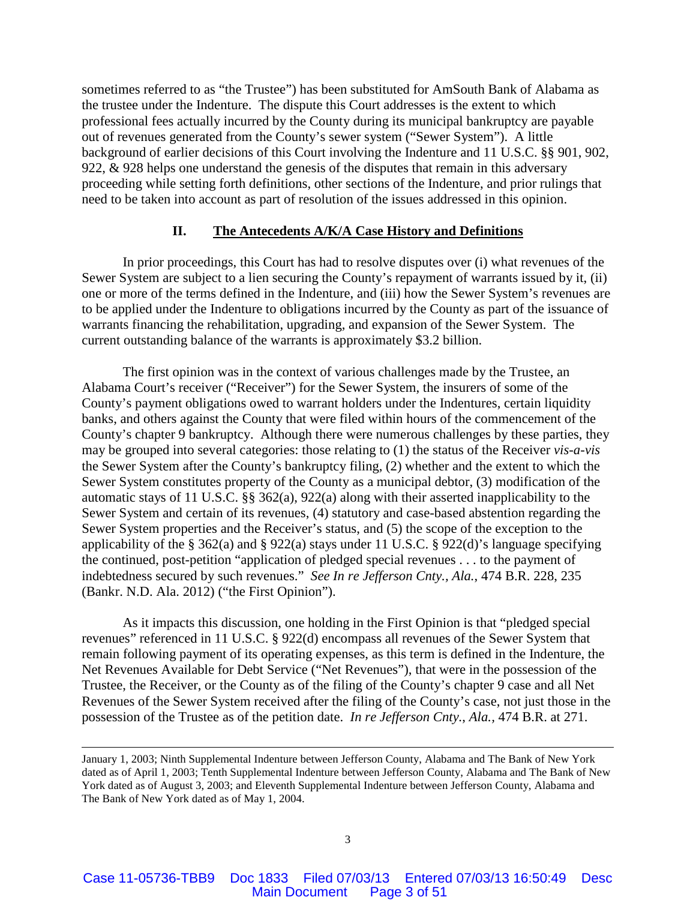sometimes referred to as "the Trustee") has been substituted for AmSouth Bank of Alabama as the trustee under the Indenture. The dispute this Court addresses is the extent to which professional fees actually incurred by the County during its municipal bankruptcy are payable out of revenues generated from the County's sewer system ("Sewer System"). A little background of earlier decisions of this Court involving the Indenture and 11 U.S.C. §§ 901, 902, 922, & 928 helps one understand the genesis of the disputes that remain in this adversary proceeding while setting forth definitions, other sections of the Indenture, and prior rulings that need to be taken into account as part of resolution of the issues addressed in this opinion.

## II. The Antecedents A/K/A Case History and Definitions

In prior proceedings, this Court has had to resolve disputes over (i) what revenues of the Sewer System are subject to a lien securing the County's repayment of warrants issued by it, (ii) one or more of the terms defined in the Indenture, and (iii) how the Sewer System's revenues are to be applied under the Indenture to obligations incurred by the County as part of the issuance of warrants financing the rehabilitation, upgrading, and expansion of the Sewer System. The current outstanding balance of the warrants is approximately $3.2 billion.

The first opinion was in the context of various challenges made by the Trustee, an Alabama Court's receiver ("Receiver") for the Sewer System, the insurers of some of the County's payment obligations owed to warrant holders under the Indentures, certain liquidity banks, and others against the County that were filed within hours of the commencement of the County's chapter 9 bankruptcy. Although there were numerous challenges by these parties, they may be grouped into several categories: those relating to (1) the status of the Receiver *vis-a-vis* the Sewer System after the County's bankruptcy filing, (2) whether and the extent to which the Sewer System constitutes property of the County as a municipal debtor, (3) modification of the automatic stays of 11 U.S.C. §§ 362(a), 922(a) along with their asserted inapplicability to the Sewer System and certain of its revenues, (4) statutory and case-based abstention regarding the Sewer System properties and the Receiver's status, and (5) the scope of the exception to the applicability of the § 362(a) and § 922(a) stays under 11 U.S.C. § 922(d)'s language specifying the continued, post-petition "application of pledged special revenues . . . to the payment of indebtedness secured by such revenues." *See In re Jefferson Cnty., Ala.*, 474 B.R. 228, 235 (Bankr. N.D. Ala. 2012) ("the First Opinion").

As it impacts this discussion, one holding in the First Opinion is that "pledged special revenues" referenced in 11 U.S.C. § 922(d) encompass all revenues of the Sewer System that remain following payment of its operating expenses, as this term is defined in the Indenture, the Net Revenues Available for Debt Service ("Net Revenues"), that were in the possession of the Trustee, the Receiver, or the County as of the filing of the County's chapter 9 case and all Net Revenues of the Sewer System received after the filing of the County's case, not just those in the possession of the Trustee as of the petition date. *In re Jefferson Cnty., Ala.*, 474 B.R. at 271.

---

January 1, 2003; Ninth Supplemental Indenture between Jefferson County, Alabama and The Bank of New York dated as of April 1, 2003; Tenth Supplemental Indenture between Jefferson County, Alabama and The Bank of New York dated as of August 3, 2003; and Eleventh Supplemental Indenture between Jefferson County, Alabama and The Bank of New York dated as of May 1, 2004.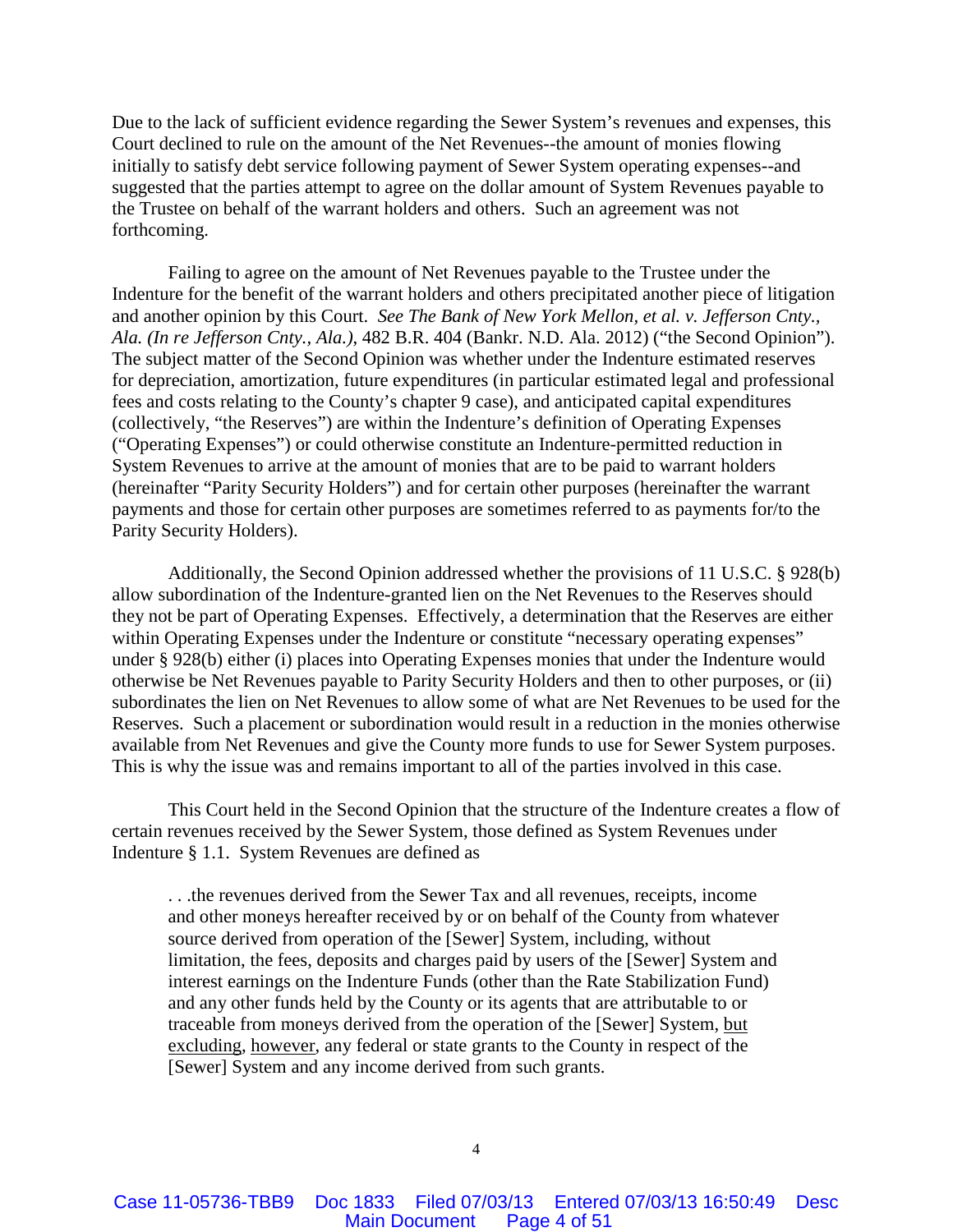Due to the lack of sufficient evidence regarding the Sewer System's revenues and expenses, this Court declined to rule on the amount of the Net Revenues--the amount of monies flowing initially to satisfy debt service following payment of Sewer System operating expenses--and suggested that the parties attempt to agree on the dollar amount of System Revenues payable to the Trustee on behalf of the warrant holders and others. Such an agreement was not forthcoming.

Failing to agree on the amount of Net Revenues payable to the Trustee under the Indenture for the benefit of the warrant holders and others precipitated another piece of litigation and another opinion by this Court. *See The Bank of New York Mellon, et al. v. Jefferson Cnty., Ala. (In re Jefferson Cnty., Ala.)*, 482 B.R. 404 (Bankr. N.D. Ala. 2012) ("the Second Opinion"). The subject matter of the Second Opinion was whether under the Indenture estimated reserves for depreciation, amortization, future expenditures (in particular estimated legal and professional fees and costs relating to the County's chapter 9 case), and anticipated capital expenditures (collectively, "the Reserves") are within the Indenture's definition of Operating Expenses ("Operating Expenses") or could otherwise constitute an Indenture-permitted reduction in System Revenues to arrive at the amount of monies that are to be paid to warrant holders (hereinafter "Parity Security Holders") and for certain other purposes (hereinafter the warrant payments and those for certain other purposes are sometimes referred to as payments for/to the Parity Security Holders).

Additionally, the Second Opinion addressed whether the provisions of 11 U.S.C. § 928(b) allow subordination of the Indenture-granted lien on the Net Revenues to the Reserves should they not be part of Operating Expenses. Effectively, a determination that the Reserves are either within Operating Expenses under the Indenture or constitute "necessary operating expenses" under § 928(b) either (i) places into Operating Expenses monies that under the Indenture would otherwise be Net Revenues payable to Parity Security Holders and then to other purposes, or (ii) subordinates the lien on Net Revenues to allow some of what are Net Revenues to be used for the Reserves. Such a placement or subordination would result in a reduction in the monies otherwise available from Net Revenues and give the County more funds to use for Sewer System purposes. This is why the issue was and remains important to all of the parties involved in this case.

This Court held in the Second Opinion that the structure of the Indenture creates a flow of certain revenues received by the Sewer System, those defined as System Revenues under Indenture § 1.1. System Revenues are defined as

> . . .the revenues derived from the Sewer Tax and all revenues, receipts, income and other moneys hereafter received by or on behalf of the County from whatever source derived from operation of the [Sewer] System, including, without limitation, the fees, deposits and charges paid by users of the [Sewer] System and interest earnings on the Indenture Funds (other than the Rate Stabilization Fund) and any other funds held by the County or its agents that are attributable to or traceable from moneys derived from the operation of the [Sewer] System, <u>but excluding</u>, <u>however</u>, any federal or state grants to the County in respect of the [Sewer] System and any income derived from such grants.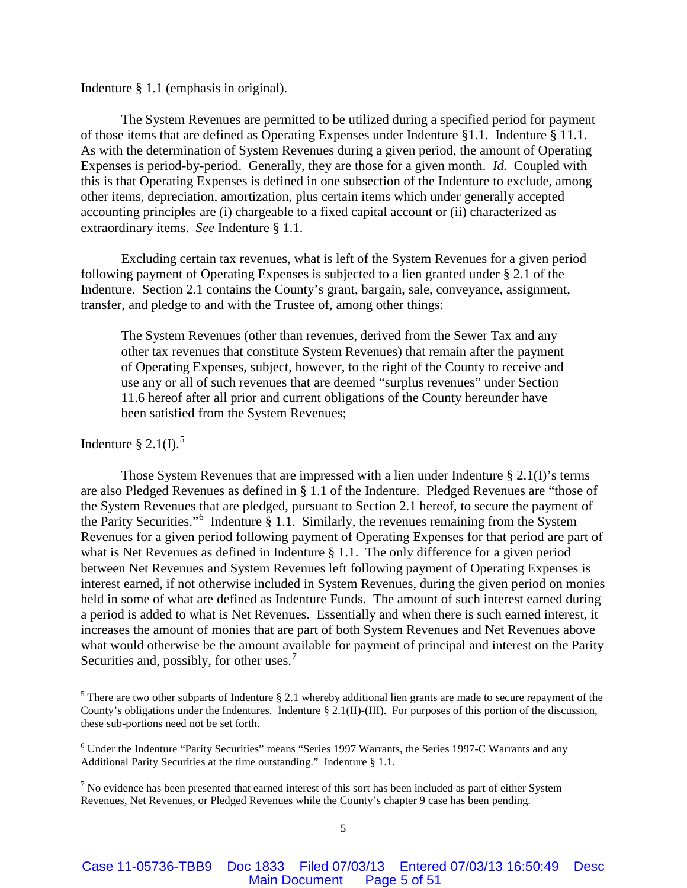Indenture § 1.1 (emphasis in original).

The System Revenues are permitted to be utilized during a specified period for payment of those items that are defined as Operating Expenses under Indenture §1.1. Indenture § 11.1. As with the determination of System Revenues during a given period, the amount of Operating Expenses is period-by-period. Generally, they are those for a given month. *Id.* Coupled with this is that Operating Expenses is defined in one subsection of the Indenture to exclude, among other items, depreciation, amortization, plus certain items which under generally accepted accounting principles are (i) chargeable to a fixed capital account or (ii) characterized as extraordinary items. *See* Indenture § 1.1.

Excluding certain tax revenues, what is left of the System Revenues for a given period following payment of Operating Expenses is subjected to a lien granted under § 2.1 of the Indenture. Section 2.1 contains the County's grant, bargain, sale, conveyance, assignment, transfer, and pledge to and with the Trustee of, among other things:

> The System Revenues (other than revenues, derived from the Sewer Tax and any other tax revenues that constitute System Revenues) that remain after the payment of Operating Expenses, subject, however, to the right of the County to receive and use any or all of such revenues that are deemed "surplus revenues" under Section 11.6 hereof after all prior and current obligations of the County hereunder have been satisfied from the System Revenues;

Indenture § 2.1(I).[5]

Those System Revenues that are impressed with a lien under Indenture § 2.1(I)'s terms are also Pledged Revenues as defined in § 1.1 of the Indenture. Pledged Revenues are "those of the System Revenues that are pledged, pursuant to Section 2.1 hereof, to secure the payment of the Parity Securities."[6] Indenture § 1.1. Similarly, the revenues remaining from the System Revenues for a given period following payment of Operating Expenses for that period are part of what is Net Revenues as defined in Indenture § 1.1. The only difference for a given period between Net Revenues and System Revenues left following payment of Operating Expenses is interest earned, if not otherwise included in System Revenues, during the given period on monies held in some of what are defined as Indenture Funds. The amount of such interest earned during a period is added to what is Net Revenues. Essentially and when there is such earned interest, it increases the amount of monies that are part of both System Revenues and Net Revenues above what would otherwise be the amount available for payment of principal and interest on the Parity Securities and, possibly, for other uses.[7]

---

[5] There are two other subparts of Indenture § 2.1 whereby additional lien grants are made to secure repayment of the County's obligations under the Indentures. Indenture § 2.1(II)-(III). For purposes of this portion of the discussion, these sub-portions need not be set forth.

[6] Under the Indenture "Parity Securities" means "Series 1997 Warrants, the Series 1997-C Warrants and any Additional Parity Securities at the time outstanding." Indenture § 1.1.

[7] No evidence has been presented that earned interest of this sort has been included as part of either System Revenues, Net Revenues, or Pledged Revenues while the County's chapter 9 case has been pending.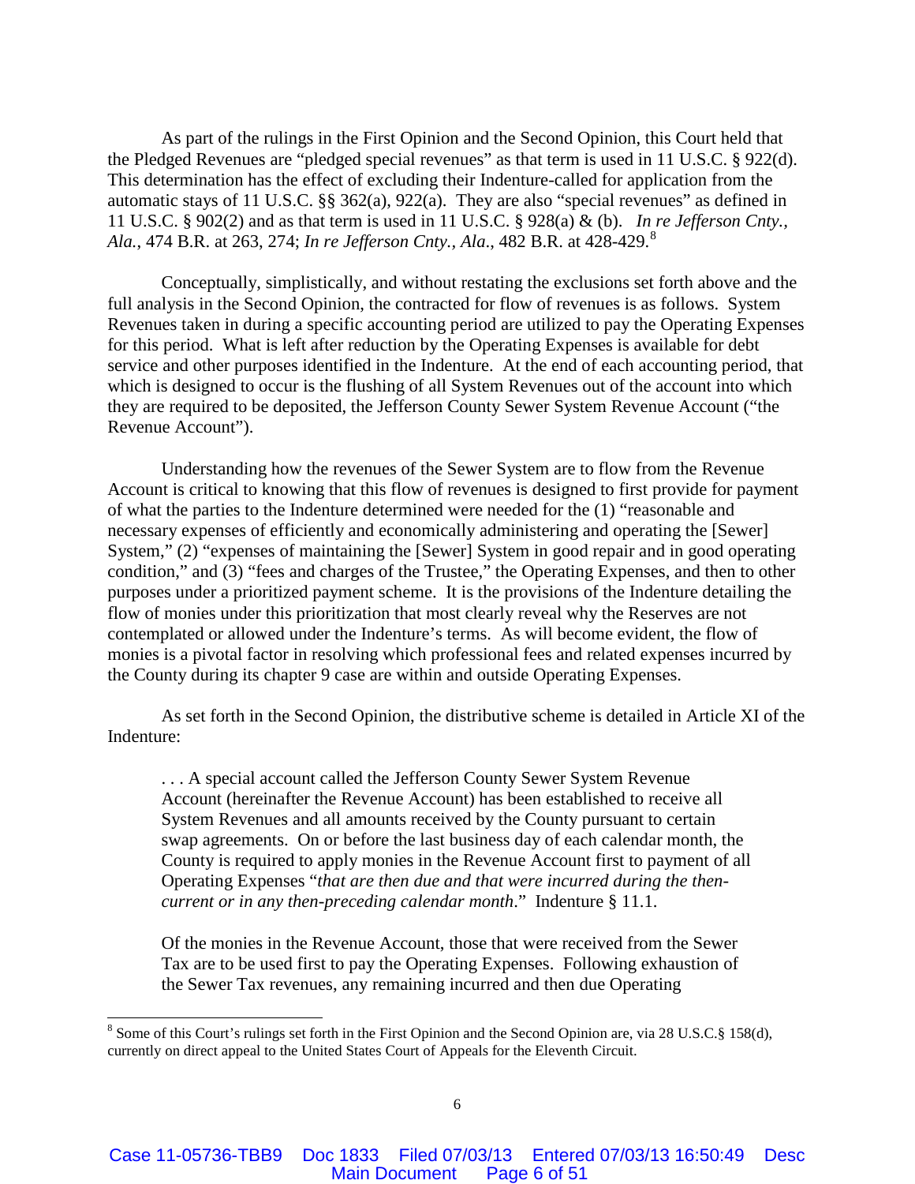As part of the rulings in the First Opinion and the Second Opinion, this Court held that the Pledged Revenues are "pledged special revenues" as that term is used in 11 U.S.C. § 922(d). This determination has the effect of excluding their Indenture-called for application from the automatic stays of 11 U.S.C. §§ 362(a), 922(a). They are also "special revenues" as defined in 11 U.S.C. § 902(2) and as that term is used in 11 U.S.C. § 928(a) & (b). *In re Jefferson Cnty., Ala.*, 474 B.R. at 263, 274; *In re Jefferson Cnty., Ala.*, 482 B.R. at 428-429.[8]

Conceptually, simplistically, and without restating the exclusions set forth above and the full analysis in the Second Opinion, the contracted for flow of revenues is as follows. System Revenues taken in during a specific accounting period are utilized to pay the Operating Expenses for this period. What is left after reduction by the Operating Expenses is available for debt service and other purposes identified in the Indenture. At the end of each accounting period, that which is designed to occur is the flushing of all System Revenues out of the account into which they are required to be deposited, the Jefferson County Sewer System Revenue Account ("the Revenue Account").

Understanding how the revenues of the Sewer System are to flow from the Revenue Account is critical to knowing that this flow of revenues is designed to first provide for payment of what the parties to the Indenture determined were needed for the (1) "reasonable and necessary expenses of efficiently and economically administering and operating the [Sewer] System," (2) "expenses of maintaining the [Sewer] System in good repair and in good operating condition," and (3) "fees and charges of the Trustee," the Operating Expenses, and then to other purposes under a prioritized payment scheme. It is the provisions of the Indenture detailing the flow of monies under this prioritization that most clearly reveal why the Reserves are not contemplated or allowed under the Indenture's terms. As will become evident, the flow of monies is a pivotal factor in resolving which professional fees and related expenses incurred by the County during its chapter 9 case are within and outside Operating Expenses.

As set forth in the Second Opinion, the distributive scheme is detailed in Article XI of the Indenture:

> . . . A special account called the Jefferson County Sewer System Revenue Account (hereinafter the Revenue Account) has been established to receive all System Revenues and all amounts received by the County pursuant to certain swap agreements. On or before the last business day of each calendar month, the County is required to apply monies in the Revenue Account first to payment of all Operating Expenses "*that are then due and that were incurred during the then-current or in any then-preceding calendar month*." Indenture § 11.1.
>
> Of the monies in the Revenue Account, those that were received from the Sewer Tax are to be used first to pay the Operating Expenses. Following exhaustion of the Sewer Tax revenues, any remaining incurred and then due Operating

[8] Some of this Court's rulings set forth in the First Opinion and the Second Opinion are, via 28 U.S.C.§ 158(d), currently on direct appeal to the United States Court of Appeals for the Eleventh Circuit.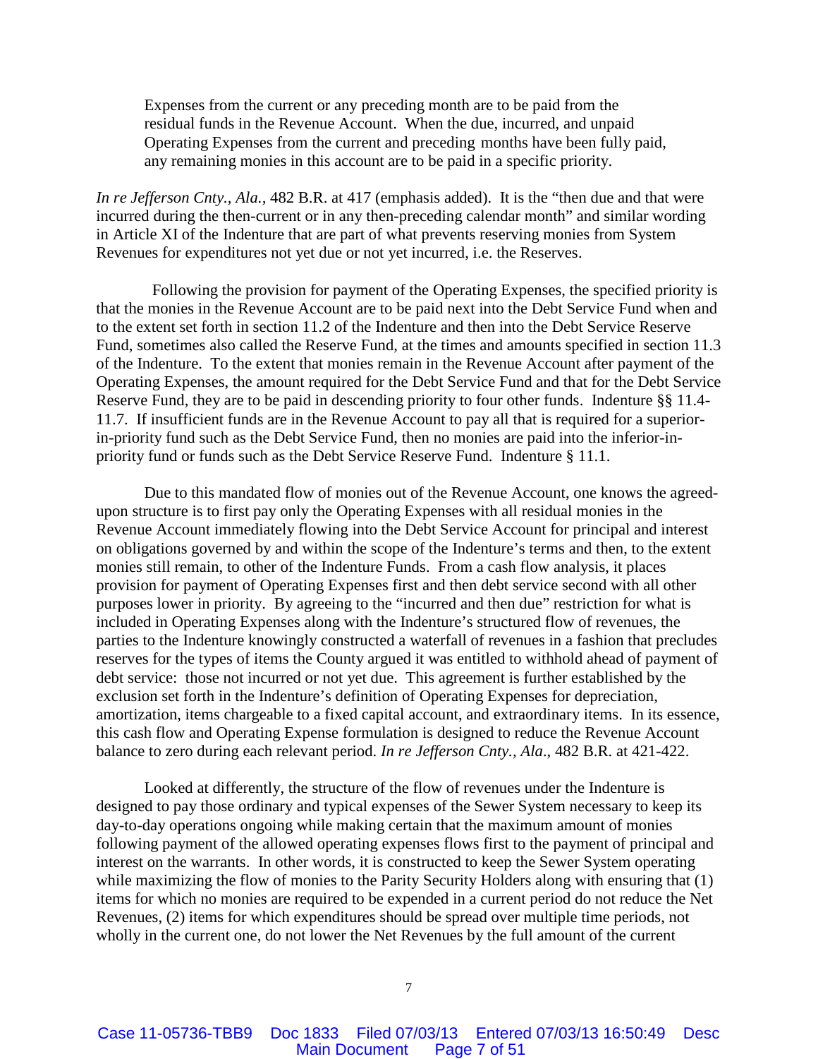> Expenses from the current or any preceding month are to be paid from the residual funds in the Revenue Account. When the due, incurred, and unpaid Operating Expenses from the current and preceding months have been fully paid, any remaining monies in this account are to be paid in a specific priority.

*In re Jefferson Cnty., Ala.*, 482 B.R. at 417 (emphasis added). It is the "then due and that were incurred during the then-current or in any then-preceding calendar month" and similar wording in Article XI of the Indenture that are part of what prevents reserving monies from System Revenues for expenditures not yet due or not yet incurred, i.e. the Reserves.

Following the provision for payment of the Operating Expenses, the specified priority is that the monies in the Revenue Account are to be paid next into the Debt Service Fund when and to the extent set forth in section 11.2 of the Indenture and then into the Debt Service Reserve Fund, sometimes also called the Reserve Fund, at the times and amounts specified in section 11.3 of the Indenture. To the extent that monies remain in the Revenue Account after payment of the Operating Expenses, the amount required for the Debt Service Fund and that for the Debt Service Reserve Fund, they are to be paid in descending priority to four other funds. Indenture §§ 11.4-11.7. If insufficient funds are in the Revenue Account to pay all that is required for a superior-in-priority fund such as the Debt Service Fund, then no monies are paid into the inferior-in-priority fund or funds such as the Debt Service Reserve Fund. Indenture § 11.1.

Due to this mandated flow of monies out of the Revenue Account, one knows the agreed-upon structure is to first pay only the Operating Expenses with all residual monies in the Revenue Account immediately flowing into the Debt Service Account for principal and interest on obligations governed by and within the scope of the Indenture's terms and then, to the extent monies still remain, to other of the Indenture Funds. From a cash flow analysis, it places provision for payment of Operating Expenses first and then debt service second with all other purposes lower in priority. By agreeing to the "incurred and then due" restriction for what is included in Operating Expenses along with the Indenture's structured flow of revenues, the parties to the Indenture knowingly constructed a waterfall of revenues in a fashion that precludes reserves for the types of items the County argued it was entitled to withhold ahead of payment of debt service: those not incurred or not yet due. This agreement is further established by the exclusion set forth in the Indenture's definition of Operating Expenses for depreciation, amortization, items chargeable to a fixed capital account, and extraordinary items. In its essence, this cash flow and Operating Expense formulation is designed to reduce the Revenue Account balance to zero during each relevant period. *In re Jefferson Cnty., Ala*., 482 B.R. at 421-422.

Looked at differently, the structure of the flow of revenues under the Indenture is designed to pay those ordinary and typical expenses of the Sewer System necessary to keep its day-to-day operations ongoing while making certain that the maximum amount of monies following payment of the allowed operating expenses flows first to the payment of principal and interest on the warrants. In other words, it is constructed to keep the Sewer System operating while maximizing the flow of monies to the Parity Security Holders along with ensuring that (1) items for which no monies are required to be expended in a current period do not reduce the Net Revenues, (2) items for which expenditures should be spread over multiple time periods, not wholly in the current one, do not lower the Net Revenues by the full amount of the current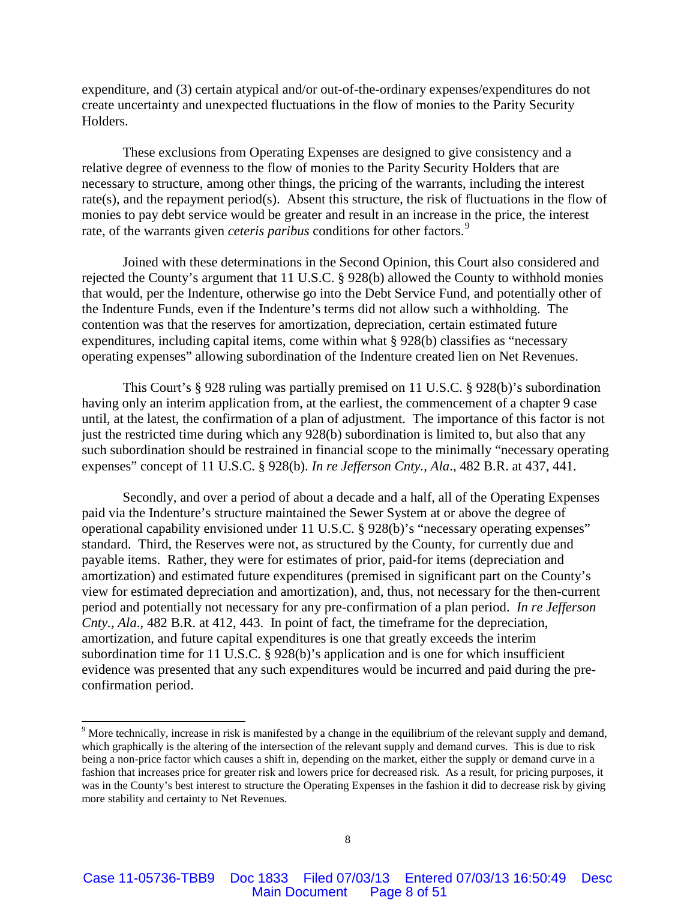expenditure, and (3) certain atypical and/or out-of-the-ordinary expenses/expenditures do not create uncertainty and unexpected fluctuations in the flow of monies to the Parity Security Holders.

These exclusions from Operating Expenses are designed to give consistency and a relative degree of evenness to the flow of monies to the Parity Security Holders that are necessary to structure, among other things, the pricing of the warrants, including the interest rate(s), and the repayment period(s). Absent this structure, the risk of fluctuations in the flow of monies to pay debt service would be greater and result in an increase in the price, the interest rate, of the warrants given *ceteris paribus* conditions for other factors.[9]

Joined with these determinations in the Second Opinion, this Court also considered and rejected the County's argument that 11 U.S.C. § 928(b) allowed the County to withhold monies that would, per the Indenture, otherwise go into the Debt Service Fund, and potentially other of the Indenture Funds, even if the Indenture's terms did not allow such a withholding. The contention was that the reserves for amortization, depreciation, certain estimated future expenditures, including capital items, come within what § 928(b) classifies as "necessary operating expenses" allowing subordination of the Indenture created lien on Net Revenues.

This Court's § 928 ruling was partially premised on 11 U.S.C. § 928(b)'s subordination having only an interim application from, at the earliest, the commencement of a chapter 9 case until, at the latest, the confirmation of a plan of adjustment. The importance of this factor is not just the restricted time during which any 928(b) subordination is limited to, but also that any such subordination should be restrained in financial scope to the minimally "necessary operating expenses" concept of 11 U.S.C. § 928(b). *In re Jefferson Cnty., Ala*., 482 B.R. at 437, 441.

Secondly, and over a period of about a decade and a half, all of the Operating Expenses paid via the Indenture's structure maintained the Sewer System at or above the degree of operational capability envisioned under 11 U.S.C. § 928(b)'s "necessary operating expenses" standard. Third, the Reserves were not, as structured by the County, for currently due and payable items. Rather, they were for estimates of prior, paid-for items (depreciation and amortization) and estimated future expenditures (premised in significant part on the County's view for estimated depreciation and amortization), and, thus, not necessary for the then-current period and potentially not necessary for any pre-confirmation of a plan period. *In re Jefferson Cnty., Ala*., 482 B.R. at 412, 443. In point of fact, the timeframe for the depreciation, amortization, and future capital expenditures is one that greatly exceeds the interim subordination time for 11 U.S.C. § 928(b)'s application and is one for which insufficient evidence was presented that any such expenditures would be incurred and paid during the pre-confirmation period.

---

[9] More technically, increase in risk is manifested by a change in the equilibrium of the relevant supply and demand, which graphically is the altering of the intersection of the relevant supply and demand curves. This is due to risk being a non-price factor which causes a shift in, depending on the market, either the supply or demand curve in a fashion that increases price for greater risk and lowers price for decreased risk. As a result, for pricing purposes, it was in the County's best interest to structure the Operating Expenses in the fashion it did to decrease risk by giving more stability and certainty to Net Revenues.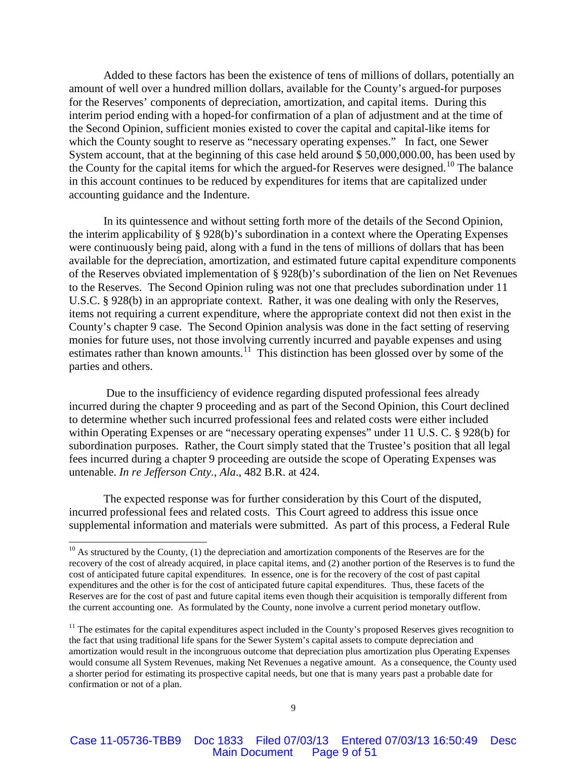Added to these factors has been the existence of tens of millions of dollars, potentially an amount of well over a hundred million dollars, available for the County's argued-for purposes for the Reserves' components of depreciation, amortization, and capital items. During this interim period ending with a hoped-for confirmation of a plan of adjustment and at the time of the Second Opinion, sufficient monies existed to cover the capital and capital-like items for which the County sought to reserve as "necessary operating expenses." In fact, one Sewer System account, that at the beginning of this case held around $ 50,000,000.00, has been used by the County for the capital items for which the argued-for Reserves were designed.[10] The balance in this account continues to be reduced by expenditures for items that are capitalized under accounting guidance and the Indenture.

In its quintessence and without setting forth more of the details of the Second Opinion, the interim applicability of § 928(b)'s subordination in a context where the Operating Expenses were continuously being paid, along with a fund in the tens of millions of dollars that has been available for the depreciation, amortization, and estimated future capital expenditure components of the Reserves obviated implementation of § 928(b)'s subordination of the lien on Net Revenues to the Reserves. The Second Opinion ruling was not one that precludes subordination under 11 U.S.C. § 928(b) in an appropriate context. Rather, it was one dealing with only the Reserves, items not requiring a current expenditure, where the appropriate context did not then exist in the County's chapter 9 case. The Second Opinion analysis was done in the fact setting of reserving monies for future uses, not those involving currently incurred and payable expenses and using estimates rather than known amounts.[11] This distinction has been glossed over by some of the parties and others.

Due to the insufficiency of evidence regarding disputed professional fees already incurred during the chapter 9 proceeding and as part of the Second Opinion, this Court declined to determine whether such incurred professional fees and related costs were either included within Operating Expenses or are "necessary operating expenses" under 11 U.S. C. § 928(b) for subordination purposes. Rather, the Court simply stated that the Trustee's position that all legal fees incurred during a chapter 9 proceeding are outside the scope of Operating Expenses was untenable. *In re Jefferson Cnty., Ala*., 482 B.R. at 424.

The expected response was for further consideration by this Court of the disputed, incurred professional fees and related costs. This Court agreed to address this issue once supplemental information and materials were submitted. As part of this process, a Federal Rule

---

[10] As structured by the County, (1) the depreciation and amortization components of the Reserves are for the recovery of the cost of already acquired, in place capital items, and (2) another portion of the Reserves is to fund the cost of anticipated future capital expenditures. In essence, one is for the recovery of the cost of past capital expenditures and the other is for the cost of anticipated future capital expenditures. Thus, these facets of the Reserves are for the cost of past and future capital items even though their acquisition is temporally different from the current accounting one. As formulated by the County, none involve a current period monetary outflow.

[11] The estimates for the capital expenditures aspect included in the County's proposed Reserves gives recognition to the fact that using traditional life spans for the Sewer System's capital assets to compute depreciation and amortization would result in the incongruous outcome that depreciation plus amortization plus Operating Expenses would consume all System Revenues, making Net Revenues a negative amount. As a consequence, the County used a shorter period for estimating its prospective capital needs, but one that is many years past a probable date for confirmation or not of a plan.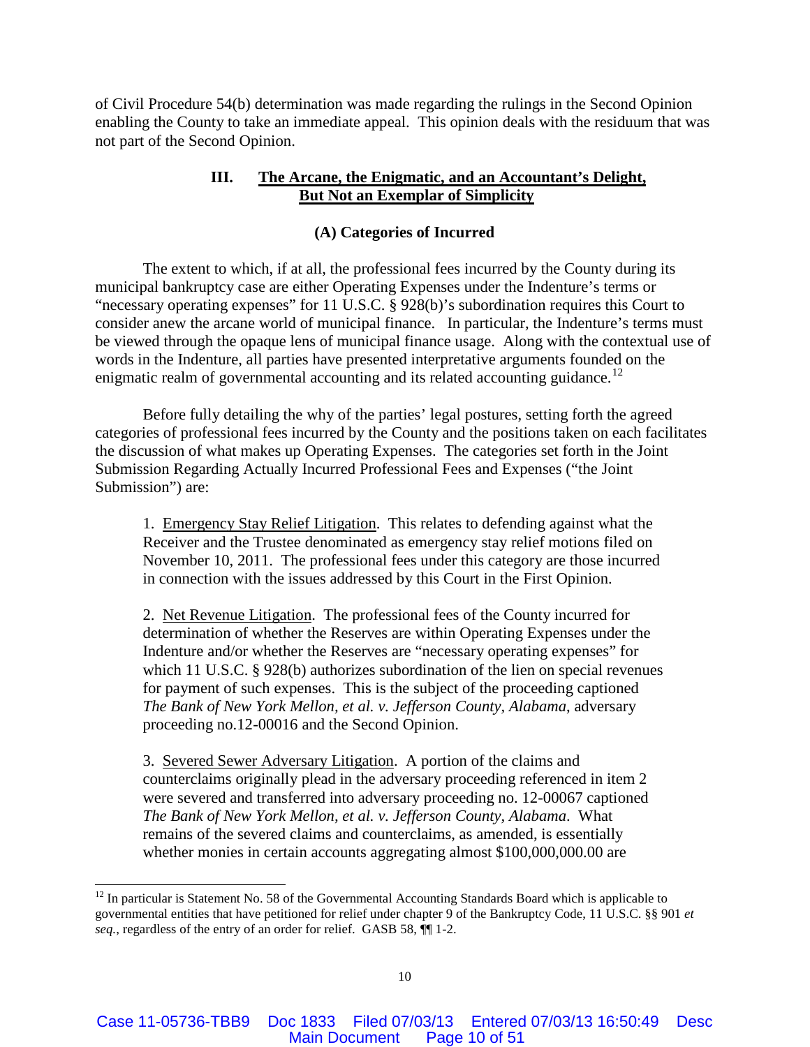of Civil Procedure 54(b) determination was made regarding the rulings in the Second Opinion enabling the County to take an immediate appeal. This opinion deals with the residuum that was not part of the Second Opinion.

## III. The Arcane, the Enigmatic, and an Accountant's Delight, But Not an Exemplar of Simplicity

### (A) Categories of Incurred

The extent to which, if at all, the professional fees incurred by the County during its municipal bankruptcy case are either Operating Expenses under the Indenture's terms or "necessary operating expenses" for 11 U.S.C. § 928(b)'s subordination requires this Court to consider anew the arcane world of municipal finance. In particular, the Indenture's terms must be viewed through the opaque lens of municipal finance usage. Along with the contextual use of words in the Indenture, all parties have presented interpretative arguments founded on the enigmatic realm of governmental accounting and its related accounting guidance.[12]

Before fully detailing the why of the parties' legal postures, setting forth the agreed categories of professional fees incurred by the County and the positions taken on each facilitates the discussion of what makes up Operating Expenses. The categories set forth in the Joint Submission Regarding Actually Incurred Professional Fees and Expenses ("the Joint Submission") are:

> 1. Emergency Stay Relief Litigation. This relates to defending against what the Receiver and the Trustee denominated as emergency stay relief motions filed on November 10, 2011. The professional fees under this category are those incurred in connection with the issues addressed by this Court in the First Opinion.
>
> 2. Net Revenue Litigation. The professional fees of the County incurred for determination of whether the Reserves are within Operating Expenses under the Indenture and/or whether the Reserves are "necessary operating expenses" for which 11 U.S.C. § 928(b) authorizes subordination of the lien on special revenues for payment of such expenses. This is the subject of the proceeding captioned *The Bank of New York Mellon, et al. v. Jefferson County, Alabama*, adversary proceeding no.12-00016 and the Second Opinion.
>
> 3. Severed Sewer Adversary Litigation. A portion of the claims and counterclaims originally plead in the adversary proceeding referenced in item 2 were severed and transferred into adversary proceeding no. 12-00067 captioned *The Bank of New York Mellon, et al. v. Jefferson County, Alabama*. What remains of the severed claims and counterclaims, as amended, is essentially whether monies in certain accounts aggregating almost $100,000,000.00 are

[12] In particular is Statement No. 58 of the Governmental Accounting Standards Board which is applicable to governmental entities that have petitioned for relief under chapter 9 of the Bankruptcy Code, 11 U.S.C. §§ 901 *et seq.*, regardless of the entry of an order for relief. GASB 58, ¶¶ 1-2.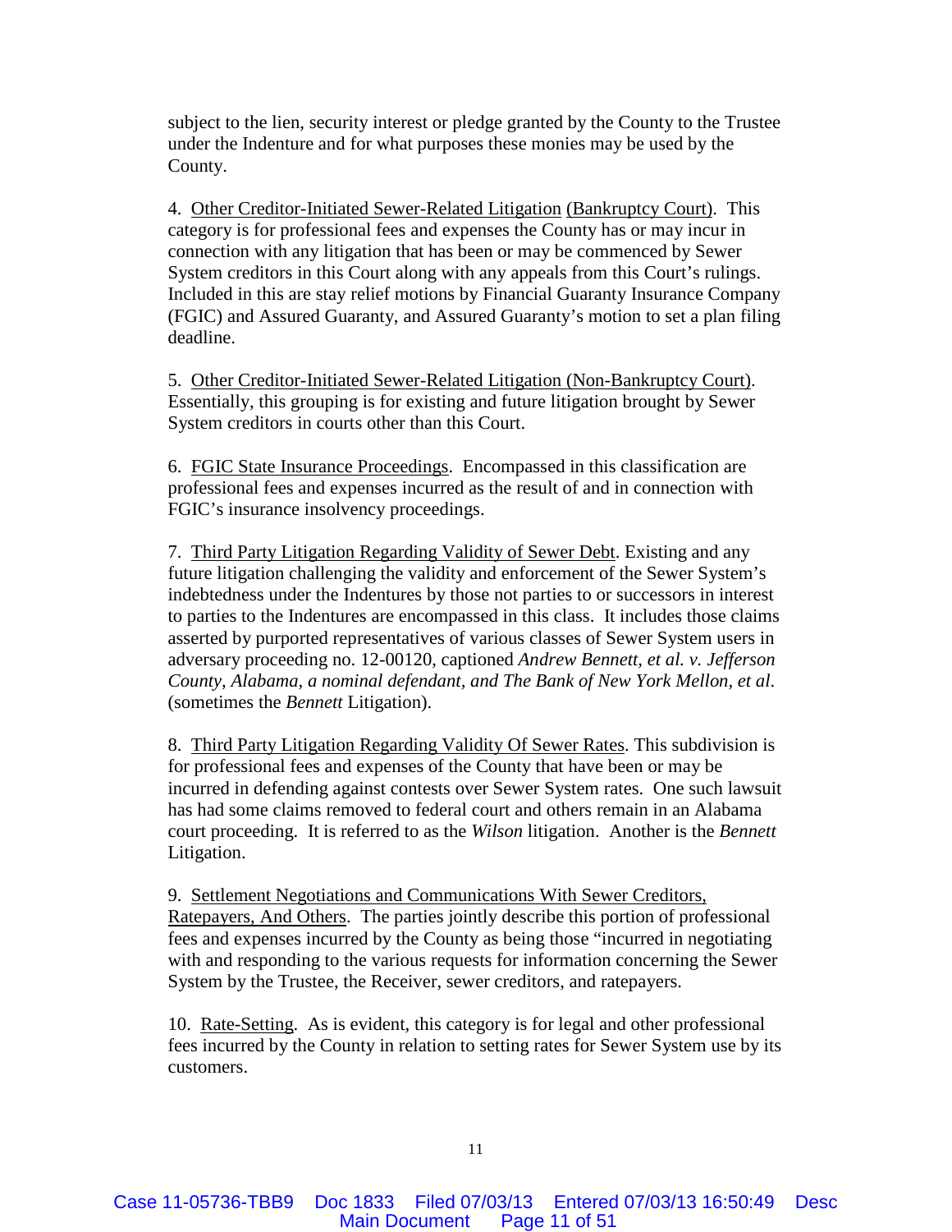subject to the lien, security interest or pledge granted by the County to the Trustee under the Indenture and for what purposes these monies may be used by the County.

4. <u>Other Creditor-Initiated Sewer-Related Litigation</u> <u>(Bankruptcy Court)</u>. This category is for professional fees and expenses the County has or may incur in connection with any litigation that has been or may be commenced by Sewer System creditors in this Court along with any appeals from this Court's rulings. Included in this are stay relief motions by Financial Guaranty Insurance Company (FGIC) and Assured Guaranty, and Assured Guaranty's motion to set a plan filing deadline.

5. <u>Other Creditor-Initiated Sewer-Related Litigation (Non-Bankruptcy Court)</u>. Essentially, this grouping is for existing and future litigation brought by Sewer System creditors in courts other than this Court.

6. <u>FGIC State Insurance Proceedings</u>. Encompassed in this classification are professional fees and expenses incurred as the result of and in connection with FGIC's insurance insolvency proceedings.

7. <u>Third Party Litigation Regarding Validity of Sewer Debt</u>. Existing and any future litigation challenging the validity and enforcement of the Sewer System's indebtedness under the Indentures by those not parties to or successors in interest to parties to the Indentures are encompassed in this class. It includes those claims asserted by purported representatives of various classes of Sewer System users in adversary proceeding no. 12-00120, captioned *Andrew Bennett, et al. v. Jefferson County, Alabama, a nominal defendant, and The Bank of New York Mellon, et al.* (sometimes the *Bennett* Litigation).

8. <u>Third Party Litigation Regarding Validity Of Sewer Rates</u>. This subdivision is for professional fees and expenses of the County that have been or may be incurred in defending against contests over Sewer System rates. One such lawsuit has had some claims removed to federal court and others remain in an Alabama court proceeding. It is referred to as the *Wilson* litigation. Another is the *Bennett* Litigation.

9. <u>Settlement Negotiations and Communications With Sewer Creditors, Ratepayers, And Others</u>. The parties jointly describe this portion of professional fees and expenses incurred by the County as being those "incurred in negotiating with and responding to the various requests for information concerning the Sewer System by the Trustee, the Receiver, sewer creditors, and ratepayers.

10. <u>Rate-Setting</u>. As is evident, this category is for legal and other professional fees incurred by the County in relation to setting rates for Sewer System use by its customers.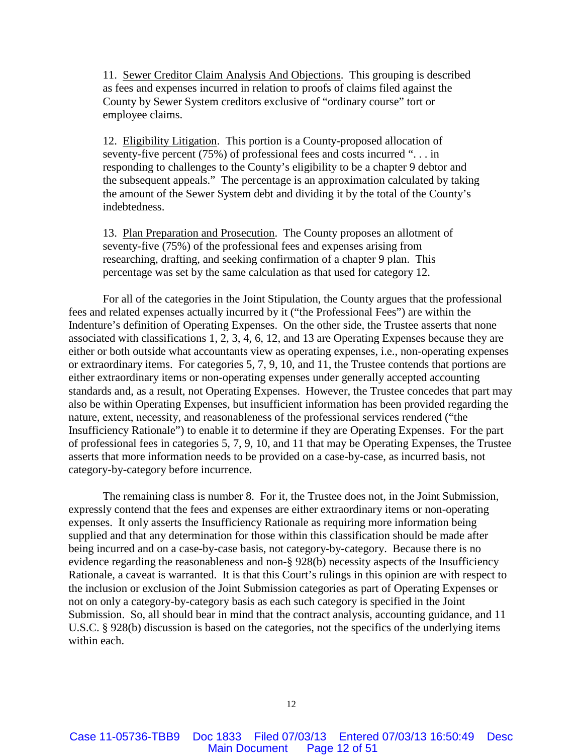11. <u>Sewer Creditor Claim Analysis And Objections</u>. This grouping is described as fees and expenses incurred in relation to proofs of claims filed against the County by Sewer System creditors exclusive of "ordinary course" tort or employee claims.

12. <u>Eligibility Litigation</u>. This portion is a County-proposed allocation of seventy-five percent (75%) of professional fees and costs incurred ". . . in responding to challenges to the County's eligibility to be a chapter 9 debtor and the subsequent appeals." The percentage is an approximation calculated by taking the amount of the Sewer System debt and dividing it by the total of the County's indebtedness.

13. <u>Plan Preparation and Prosecution</u>. The County proposes an allotment of seventy-five (75%) of the professional fees and expenses arising from researching, drafting, and seeking confirmation of a chapter 9 plan. This percentage was set by the same calculation as that used for category 12.

For all of the categories in the Joint Stipulation, the County argues that the professional fees and related expenses actually incurred by it ("the Professional Fees") are within the Indenture's definition of Operating Expenses. On the other side, the Trustee asserts that none associated with classifications 1, 2, 3, 4, 6, 12, and 13 are Operating Expenses because they are either or both outside what accountants view as operating expenses, i.e., non-operating expenses or extraordinary items. For categories 5, 7, 9, 10, and 11, the Trustee contends that portions are either extraordinary items or non-operating expenses under generally accepted accounting standards and, as a result, not Operating Expenses. However, the Trustee concedes that part may also be within Operating Expenses, but insufficient information has been provided regarding the nature, extent, necessity, and reasonableness of the professional services rendered ("the Insufficiency Rationale") to enable it to determine if they are Operating Expenses. For the part of professional fees in categories 5, 7, 9, 10, and 11 that may be Operating Expenses, the Trustee asserts that more information needs to be provided on a case-by-case, as incurred basis, not category-by-category before incurrence.

The remaining class is number 8. For it, the Trustee does not, in the Joint Submission, expressly contend that the fees and expenses are either extraordinary items or non-operating expenses. It only asserts the Insufficiency Rationale as requiring more information being supplied and that any determination for those within this classification should be made after being incurred and on a case-by-case basis, not category-by-category. Because there is no evidence regarding the reasonableness and non-§ 928(b) necessity aspects of the Insufficiency Rationale, a caveat is warranted. It is that this Court's rulings in this opinion are with respect to the inclusion or exclusion of the Joint Submission categories as part of Operating Expenses or not on only a category-by-category basis as each such category is specified in the Joint Submission. So, all should bear in mind that the contract analysis, accounting guidance, and 11 U.S.C. § 928(b) discussion is based on the categories, not the specifics of the underlying items within each.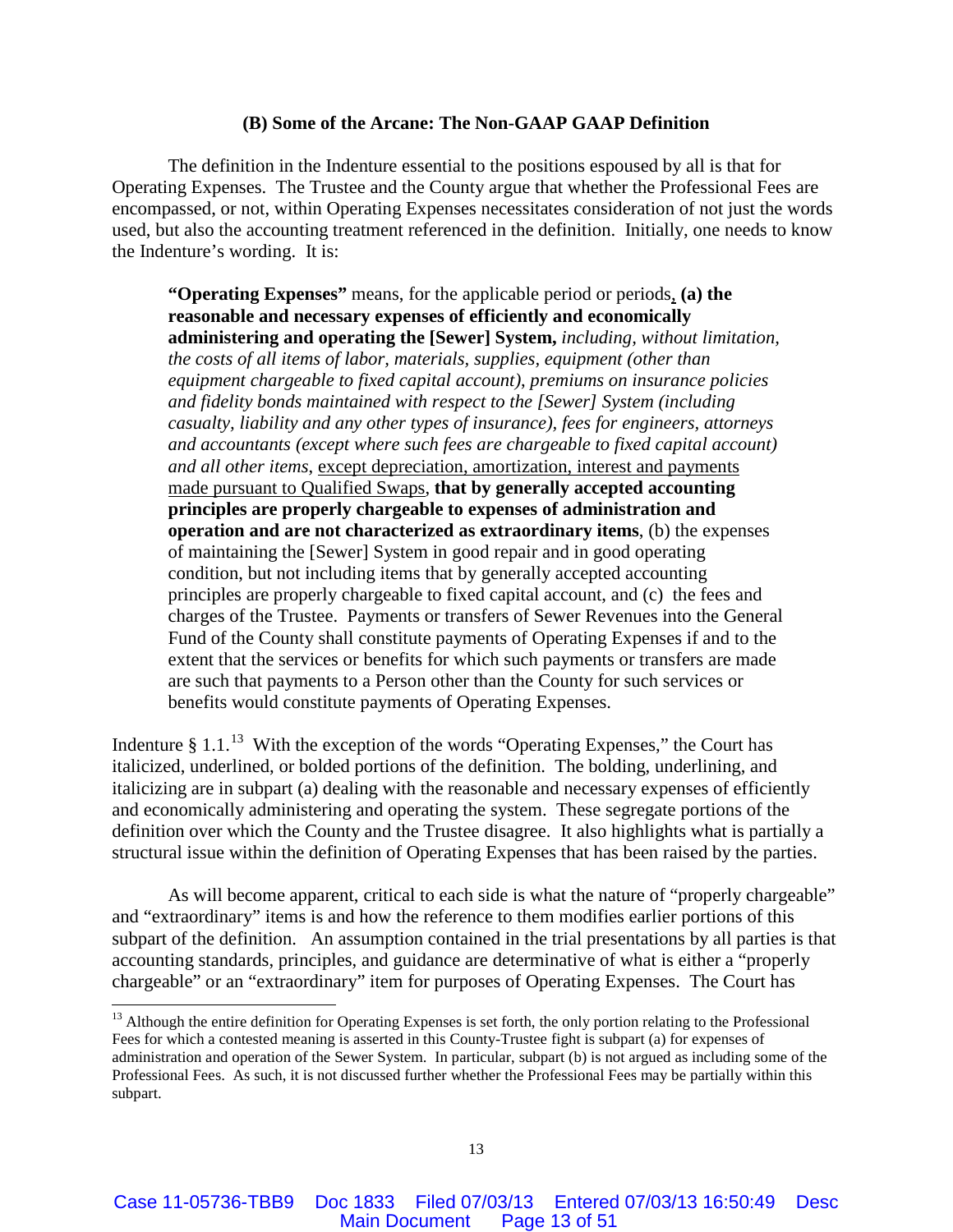**(B) Some of the Arcane: The Non-GAAP GAAP Definition**

The definition in the Indenture essential to the positions espoused by all is that for Operating Expenses. The Trustee and the County argue that whether the Professional Fees are encompassed, or not, within Operating Expenses necessitates consideration of not just the words used, but also the accounting treatment referenced in the definition. Initially, one needs to know the Indenture's wording. It is:

> **"Operating Expenses"** means, for the applicable period or periods, **(a) the reasonable and necessary expenses of efficiently and economically administering and operating the [Sewer] System,** *including, without limitation, the costs of all items of labor, materials, supplies, equipment (other than equipment chargeable to fixed capital account), premiums on insurance policies and fidelity bonds maintained with respect to the [Sewer] System (including casualty, liability and any other types of insurance), fees for engineers, attorneys and accountants (except where such fees are chargeable to fixed capital account) and all other items,* <u>except depreciation, amortization, interest and payments made pursuant to Qualified Swaps</u>, **that by generally accepted accounting principles are properly chargeable to expenses of administration and operation and are not characterized as extraordinary items**, (b) the expenses of maintaining the [Sewer] System in good repair and in good operating condition, but not including items that by generally accepted accounting principles are properly chargeable to fixed capital account, and (c) the fees and charges of the Trustee. Payments or transfers of Sewer Revenues into the General Fund of the County shall constitute payments of Operating Expenses if and to the extent that the services or benefits for which such payments or transfers are made are such that payments to a Person other than the County for such services or benefits would constitute payments of Operating Expenses.

Indenture § 1.1.[13] With the exception of the words "Operating Expenses," the Court has italicized, underlined, or bolded portions of the definition. The bolding, underlining, and italicizing are in subpart (a) dealing with the reasonable and necessary expenses of efficiently and economically administering and operating the system. These segregate portions of the definition over which the County and the Trustee disagree. It also highlights what is partially a structural issue within the definition of Operating Expenses that has been raised by the parties.

As will become apparent, critical to each side is what the nature of "properly chargeable" and "extraordinary" items is and how the reference to them modifies earlier portions of this subpart of the definition. An assumption contained in the trial presentations by all parties is that accounting standards, principles, and guidance are determinative of what is either a "properly chargeable" or an "extraordinary" item for purposes of Operating Expenses. The Court has

---

[13] Although the entire definition for Operating Expenses is set forth, the only portion relating to the Professional Fees for which a contested meaning is asserted in this County-Trustee fight is subpart (a) for expenses of administration and operation of the Sewer System. In particular, subpart (b) is not argued as including some of the Professional Fees. As such, it is not discussed further whether the Professional Fees may be partially within this subpart.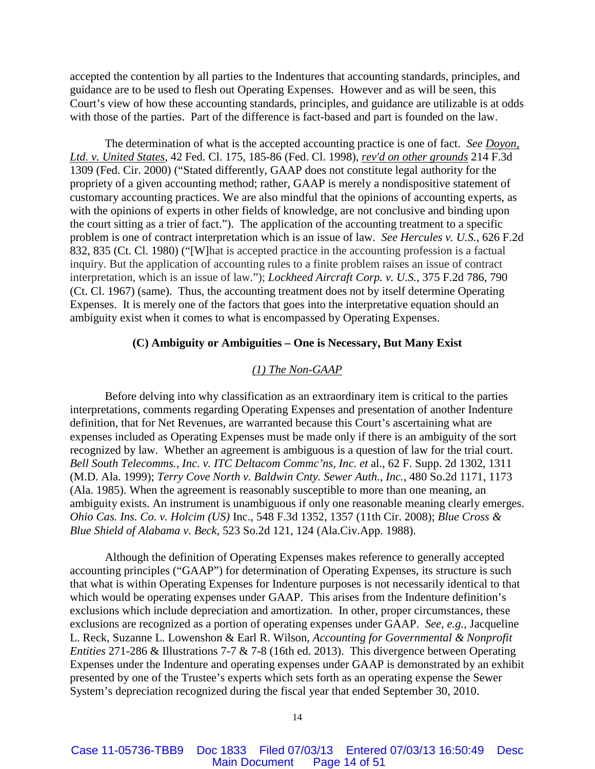accepted the contention by all parties to the Indentures that accounting standards, principles, and guidance are to be used to flesh out Operating Expenses. However and as will be seen, this Court's view of how these accounting standards, principles, and guidance are utilizable is at odds with those of the parties. Part of the difference is fact-based and part is founded on the law.

The determination of what is the accepted accounting practice is one of fact. *See* *Doyon, Ltd. v. United States*, 42 Fed. Cl. 175, 185-86 (Fed. Cl. 1998), *rev'd on other grounds* 214 F.3d 1309 (Fed. Cir. 2000) ("Stated differently, GAAP does not constitute legal authority for the propriety of a given accounting method; rather, GAAP is merely a nondispositive statement of customary accounting practices. We are also mindful that the opinions of accounting experts, as with the opinions of experts in other fields of knowledge, are not conclusive and binding upon the court sitting as a trier of fact."). The application of the accounting treatment to a specific problem is one of contract interpretation which is an issue of law. *See Hercules v. U.S.*, 626 F.2d 832, 835 (Ct. Cl. 1980) ("[W]hat is accepted practice in the accounting profession is a factual inquiry. But the application of accounting rules to a finite problem raises an issue of contract interpretation, which is an issue of law."); *Lockheed Aircraft Corp. v. U.S.*, 375 F.2d 786, 790 (Ct. Cl. 1967) (same). Thus, the accounting treatment does not by itself determine Operating Expenses. It is merely one of the factors that goes into the interpretative equation should an ambiguity exist when it comes to what is encompassed by Operating Expenses.

**(C) Ambiguity or Ambiguities – One is Necessary, But Many Exist**

*(1) The Non-GAAP*

Before delving into why classification as an extraordinary item is critical to the parties interpretations, comments regarding Operating Expenses and presentation of another Indenture definition, that for Net Revenues, are warranted because this Court's ascertaining what are expenses included as Operating Expenses must be made only if there is an ambiguity of the sort recognized by law. Whether an agreement is ambiguous is a question of law for the trial court. *Bell South Telecomms., Inc. v. ITC Deltacom Commc'ns, Inc. et* al., 62 F. Supp. 2d 1302, 1311 (M.D. Ala. 1999); *Terry Cove North v. Baldwin Cnty. Sewer Auth., Inc.*, 480 So.2d 1171, 1173 (Ala. 1985). When the agreement is reasonably susceptible to more than one meaning, an ambiguity exists. An instrument is unambiguous if only one reasonable meaning clearly emerges. *Ohio Cas. Ins. Co. v. Holcim (US)* Inc., 548 F.3d 1352, 1357 (11th Cir. 2008); *Blue Cross & Blue Shield of Alabama v. Beck*, 523 So.2d 121, 124 (Ala.Civ.App. 1988).

Although the definition of Operating Expenses makes reference to generally accepted accounting principles ("GAAP") for determination of Operating Expenses, its structure is such that what is within Operating Expenses for Indenture purposes is not necessarily identical to that which would be operating expenses under GAAP. This arises from the Indenture definition's exclusions which include depreciation and amortization. In other, proper circumstances, these exclusions are recognized as a portion of operating expenses under GAAP. *See, e.g.,* Jacqueline L. Reck, Suzanne L. Lowenshon & Earl R. Wilson, *Accounting for Governmental & Nonprofit Entities* 271-286 & Illustrations 7-7 & 7-8 (16th ed. 2013). This divergence between Operating Expenses under the Indenture and operating expenses under GAAP is demonstrated by an exhibit presented by one of the Trustee's experts which sets forth as an operating expense the Sewer System's depreciation recognized during the fiscal year that ended September 30, 2010.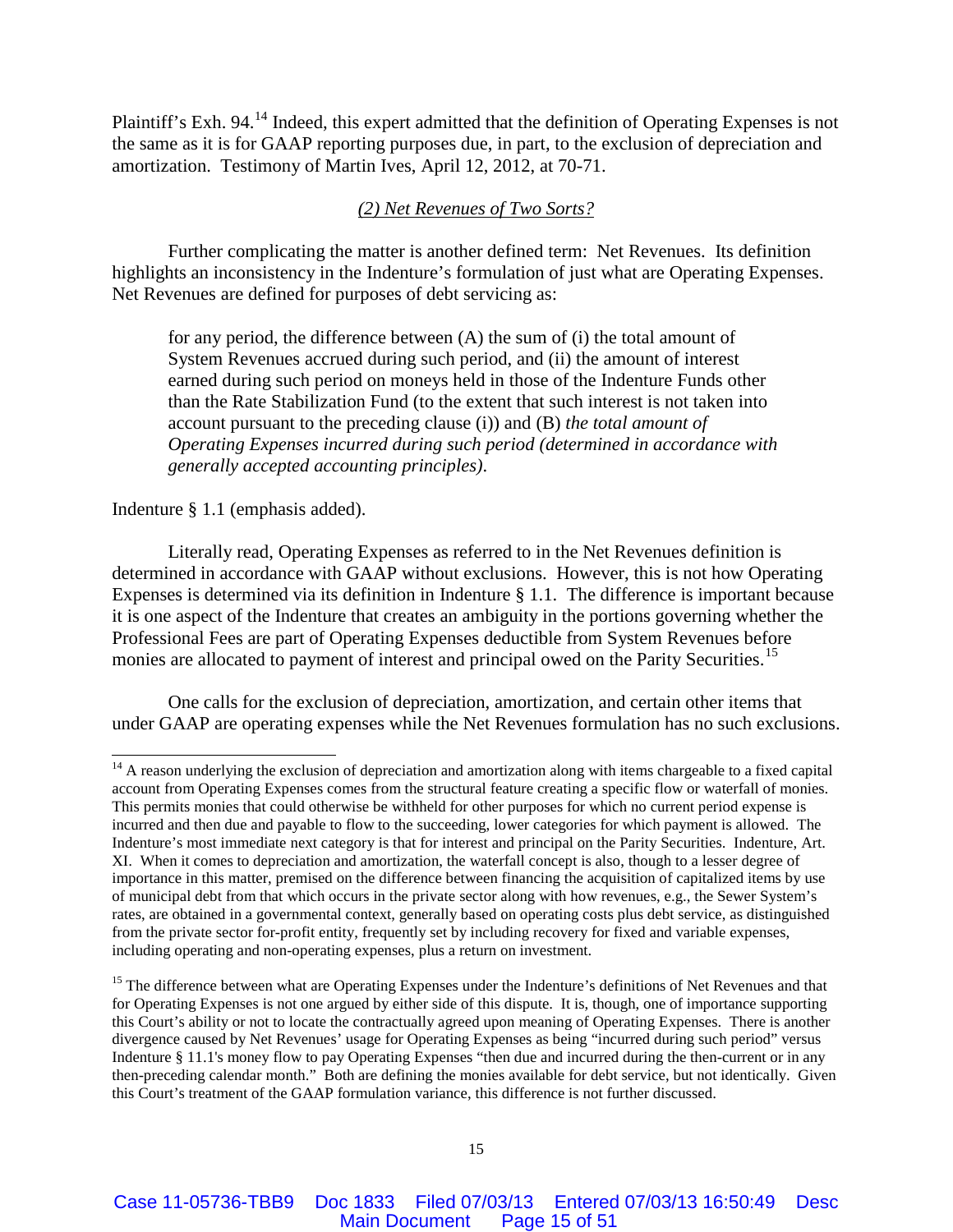Plaintiff's Exh. 94.[14] Indeed, this expert admitted that the definition of Operating Expenses is not the same as it is for GAAP reporting purposes due, in part, to the exclusion of depreciation and amortization. Testimony of Martin Ives, April 12, 2012, at 70-71.

*(2) Net Revenues of Two Sorts?*

Further complicating the matter is another defined term: Net Revenues. Its definition highlights an inconsistency in the Indenture's formulation of just what are Operating Expenses. Net Revenues are defined for purposes of debt servicing as:

> for any period, the difference between (A) the sum of (i) the total amount of System Revenues accrued during such period, and (ii) the amount of interest earned during such period on moneys held in those of the Indenture Funds other than the Rate Stabilization Fund (to the extent that such interest is not taken into account pursuant to the preceding clause (i)) and (B) *the total amount of Operating Expenses incurred during such period (determined in accordance with generally accepted accounting principles).*

Indenture § 1.1 (emphasis added).

Literally read, Operating Expenses as referred to in the Net Revenues definition is determined in accordance with GAAP without exclusions. However, this is not how Operating Expenses is determined via its definition in Indenture § 1.1. The difference is important because it is one aspect of the Indenture that creates an ambiguity in the portions governing whether the Professional Fees are part of Operating Expenses deductible from System Revenues before monies are allocated to payment of interest and principal owed on the Parity Securities.[15]

One calls for the exclusion of depreciation, amortization, and certain other items that under GAAP are operating expenses while the Net Revenues formulation has no such exclusions.

---

[14] A reason underlying the exclusion of depreciation and amortization along with items chargeable to a fixed capital account from Operating Expenses comes from the structural feature creating a specific flow or waterfall of monies. This permits monies that could otherwise be withheld for other purposes for which no current period expense is incurred and then due and payable to flow to the succeeding, lower categories for which payment is allowed. The Indenture's most immediate next category is that for interest and principal on the Parity Securities. Indenture, Art. XI. When it comes to depreciation and amortization, the waterfall concept is also, though to a lesser degree of importance in this matter, premised on the difference between financing the acquisition of capitalized items by use of municipal debt from that which occurs in the private sector along with how revenues, e.g., the Sewer System's rates, are obtained in a governmental context, generally based on operating costs plus debt service, as distinguished from the private sector for-profit entity, frequently set by including recovery for fixed and variable expenses, including operating and non-operating expenses, plus a return on investment.

[15] The difference between what are Operating Expenses under the Indenture's definitions of Net Revenues and that for Operating Expenses is not one argued by either side of this dispute. It is, though, one of importance supporting this Court's ability or not to locate the contractually agreed upon meaning of Operating Expenses. There is another divergence caused by Net Revenues' usage for Operating Expenses as being "incurred during such period" versus Indenture § 11.1's money flow to pay Operating Expenses "then due and incurred during the then-current or in any then-preceding calendar month." Both are defining the monies available for debt service, but not identically. Given this Court's treatment of the GAAP formulation variance, this difference is not further discussed.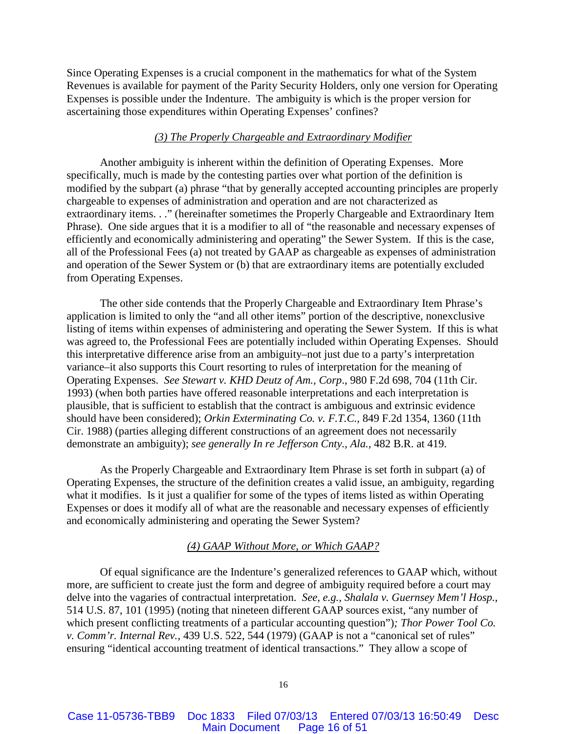Since Operating Expenses is a crucial component in the mathematics for what of the System Revenues is available for payment of the Parity Security Holders, only one version for Operating Expenses is possible under the Indenture. The ambiguity is which is the proper version for ascertaining those expenditures within Operating Expenses' confines?

### *(3) The Properly Chargeable and Extraordinary Modifier*

Another ambiguity is inherent within the definition of Operating Expenses. More specifically, much is made by the contesting parties over what portion of the definition is modified by the subpart (a) phrase "that by generally accepted accounting principles are properly chargeable to expenses of administration and operation and are not characterized as extraordinary items. . ." (hereinafter sometimes the Properly Chargeable and Extraordinary Item Phrase). One side argues that it is a modifier to all of "the reasonable and necessary expenses of efficiently and economically administering and operating" the Sewer System. If this is the case, all of the Professional Fees (a) not treated by GAAP as chargeable as expenses of administration and operation of the Sewer System or (b) that are extraordinary items are potentially excluded from Operating Expenses.

The other side contends that the Properly Chargeable and Extraordinary Item Phrase's application is limited to only the "and all other items" portion of the descriptive, nonexclusive listing of items within expenses of administering and operating the Sewer System. If this is what was agreed to, the Professional Fees are potentially included within Operating Expenses. Should this interpretative difference arise from an ambiguity–not just due to a party's interpretation variance–it also supports this Court resorting to rules of interpretation for the meaning of Operating Expenses. *See Stewart v. KHD Deutz of Am., Corp*., 980 F.2d 698, 704 (11th Cir. 1993) (when both parties have offered reasonable interpretations and each interpretation is plausible, that is sufficient to establish that the contract is ambiguous and extrinsic evidence should have been considered); *Orkin Exterminating Co. v. F.T.C.*, 849 F.2d 1354, 1360 (11th Cir. 1988) (parties alleging different constructions of an agreement does not necessarily demonstrate an ambiguity); *see generally In re Jefferson Cnty., Ala.*, 482 B.R. at 419.

As the Properly Chargeable and Extraordinary Item Phrase is set forth in subpart (a) of Operating Expenses, the structure of the definition creates a valid issue, an ambiguity, regarding what it modifies. Is it just a qualifier for some of the types of items listed as within Operating Expenses or does it modify all of what are the reasonable and necessary expenses of efficiently and economically administering and operating the Sewer System?

### *(4) GAAP Without More, or Which GAAP?*

Of equal significance are the Indenture's generalized references to GAAP which, without more, are sufficient to create just the form and degree of ambiguity required before a court may delve into the vagaries of contractual interpretation. *See, e.g., Shalala v. Guernsey Mem'l Hosp.*, 514 U.S. 87, 101 (1995) (noting that nineteen different GAAP sources exist, "any number of which present conflicting treatments of a particular accounting question")*; Thor Power Tool Co. v. Comm'r. Internal Rev.*, 439 U.S. 522, 544 (1979) (GAAP is not a "canonical set of rules" ensuring "identical accounting treatment of identical transactions." They allow a scope of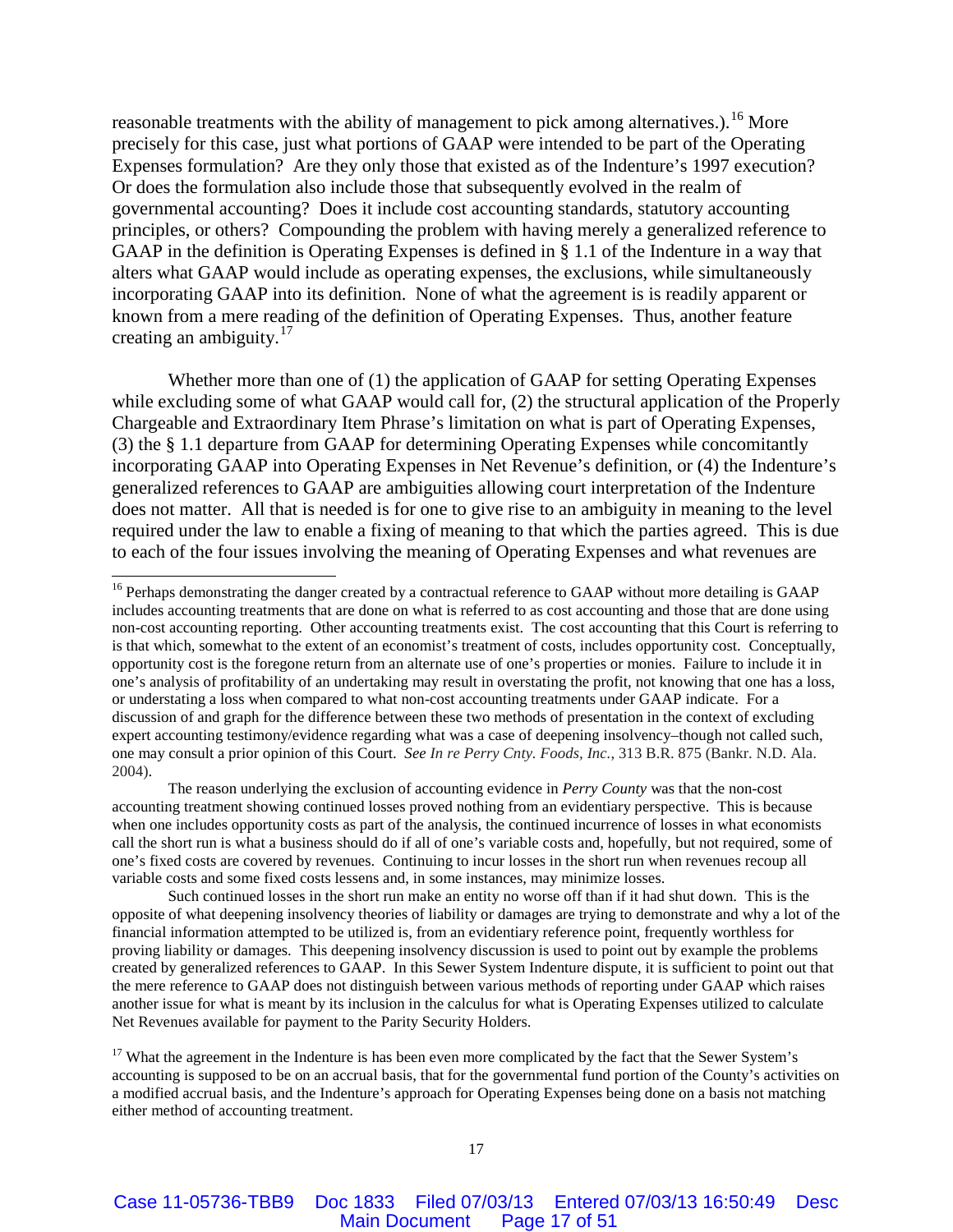reasonable treatments with the ability of management to pick among alternatives.).[16] More precisely for this case, just what portions of GAAP were intended to be part of the Operating Expenses formulation? Are they only those that existed as of the Indenture's 1997 execution? Or does the formulation also include those that subsequently evolved in the realm of governmental accounting? Does it include cost accounting standards, statutory accounting principles, or others? Compounding the problem with having merely a generalized reference to GAAP in the definition is Operating Expenses is defined in § 1.1 of the Indenture in a way that alters what GAAP would include as operating expenses, the exclusions, while simultaneously incorporating GAAP into its definition. None of what the agreement is is readily apparent or known from a mere reading of the definition of Operating Expenses. Thus, another feature creating an ambiguity.[17]

Whether more than one of (1) the application of GAAP for setting Operating Expenses while excluding some of what GAAP would call for, (2) the structural application of the Properly Chargeable and Extraordinary Item Phrase's limitation on what is part of Operating Expenses, (3) the § 1.1 departure from GAAP for determining Operating Expenses while concomitantly incorporating GAAP into Operating Expenses in Net Revenue's definition, or (4) the Indenture's generalized references to GAAP are ambiguities allowing court interpretation of the Indenture does not matter. All that is needed is for one to give rise to an ambiguity in meaning to the level required under the law to enable a fixing of meaning to that which the parties agreed. This is due to each of the four issues involving the meaning of Operating Expenses and what revenues are

---

[16] Perhaps demonstrating the danger created by a contractual reference to GAAP without more detailing is GAAP includes accounting treatments that are done on what is referred to as cost accounting and those that are done using non-cost accounting reporting. Other accounting treatments exist. The cost accounting that this Court is referring to is that which, somewhat to the extent of an economist's treatment of costs, includes opportunity cost. Conceptually, opportunity cost is the foregone return from an alternate use of one's properties or monies. Failure to include it in one's analysis of profitability of an undertaking may result in overstating the profit, not knowing that one has a loss, or understating a loss when compared to what non-cost accounting treatments under GAAP indicate. For a discussion of and graph for the difference between these two methods of presentation in the context of excluding expert accounting testimony/evidence regarding what was a case of deepening insolvency–though not called such, one may consult a prior opinion of this Court. *See In re Perry Cnty. Foods, Inc.*, 313 B.R. 875 (Bankr. N.D. Ala. 2004).

The reason underlying the exclusion of accounting evidence in *Perry County* was that the non-cost accounting treatment showing continued losses proved nothing from an evidentiary perspective. This is because when one includes opportunity costs as part of the analysis, the continued incurrence of losses in what economists call the short run is what a business should do if all of one's variable costs and, hopefully, but not required, some of one's fixed costs are covered by revenues. Continuing to incur losses in the short run when revenues recoup all variable costs and some fixed costs lessens and, in some instances, may minimize losses.

Such continued losses in the short run make an entity no worse off than if it had shut down. This is the opposite of what deepening insolvency theories of liability or damages are trying to demonstrate and why a lot of the financial information attempted to be utilized is, from an evidentiary reference point, frequently worthless for proving liability or damages. This deepening insolvency discussion is used to point out by example the problems created by generalized references to GAAP. In this Sewer System Indenture dispute, it is sufficient to point out that the mere reference to GAAP does not distinguish between various methods of reporting under GAAP which raises another issue for what is meant by its inclusion in the calculus for what is Operating Expenses utilized to calculate Net Revenues available for payment to the Parity Security Holders.

[17] What the agreement in the Indenture is has been even more complicated by the fact that the Sewer System's accounting is supposed to be on an accrual basis, that for the governmental fund portion of the County's activities on a modified accrual basis, and the Indenture's approach for Operating Expenses being done on a basis not matching either method of accounting treatment.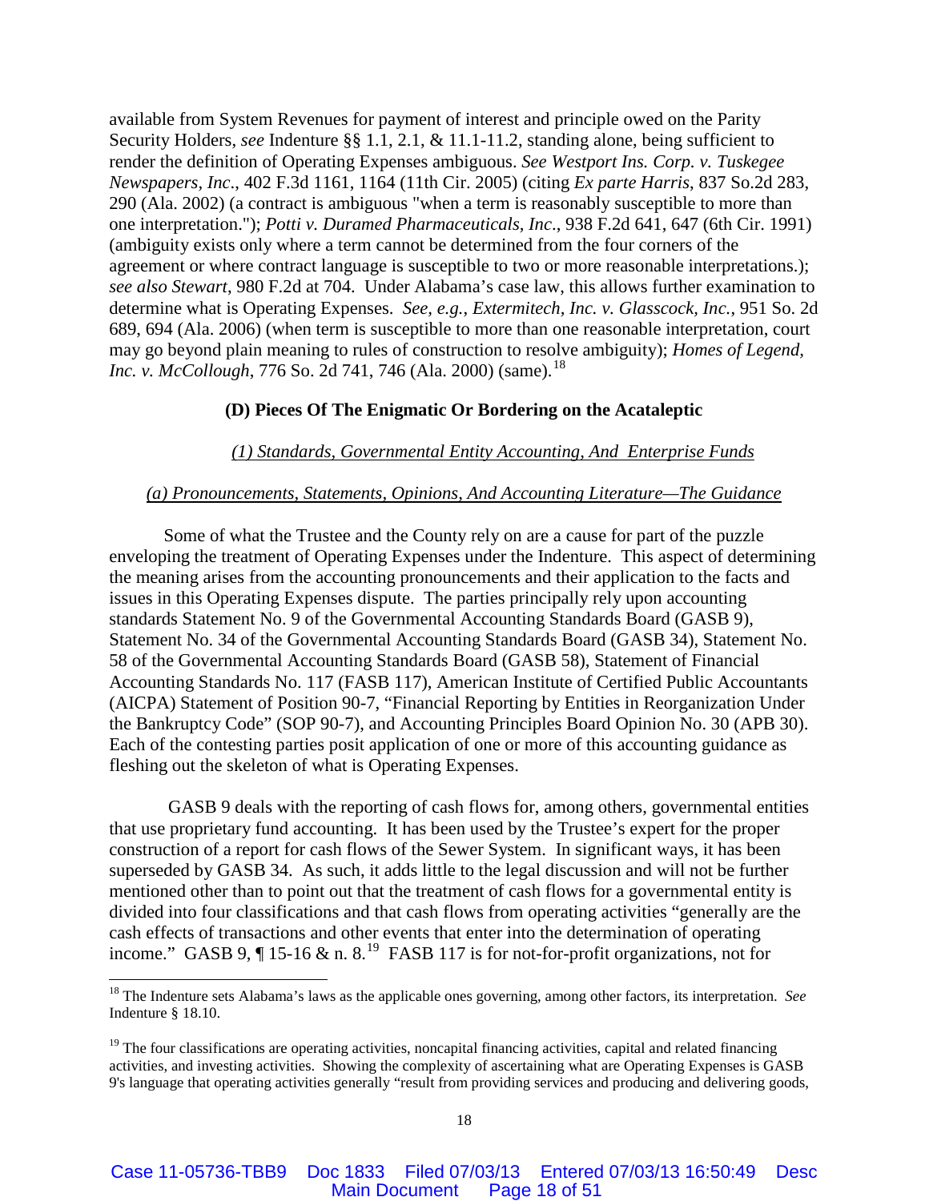available from System Revenues for payment of interest and principle owed on the Parity Security Holders, *see* Indenture §§ 1.1, 2.1, & 11.1-11.2, standing alone, being sufficient to render the definition of Operating Expenses ambiguous. *See Westport Ins. Corp. v. Tuskegee Newspapers, Inc*., 402 F.3d 1161, 1164 (11th Cir. 2005) (citing *Ex parte Harris*, 837 So.2d 283, 290 (Ala. 2002) (a contract is ambiguous "when a term is reasonably susceptible to more than one interpretation."); *Potti v. Duramed Pharmaceuticals, Inc*., 938 F.2d 641, 647 (6th Cir. 1991) (ambiguity exists only where a term cannot be determined from the four corners of the agreement or where contract language is susceptible to two or more reasonable interpretations.); *see also Stewart*, 980 F.2d at 704. Under Alabama's case law, this allows further examination to determine what is Operating Expenses. *See, e.g., Extermitech, Inc. v. Glasscock, Inc.*, 951 So. 2d 689, 694 (Ala. 2006) (when term is susceptible to more than one reasonable interpretation, court may go beyond plain meaning to rules of construction to resolve ambiguity); *Homes of Legend, Inc. v. McCollough*, 776 So. 2d 741, 746 (Ala. 2000) (same).[18]

### (D) Pieces Of The Enigmatic Or Bordering on the Acataleptic

#### *(1) Standards, Governmental Entity Accounting, And Enterprise Funds*

#### *(a) Pronouncements, Statements, Opinions, And Accounting Literature—The Guidance*

Some of what the Trustee and the County rely on are a cause for part of the puzzle enveloping the treatment of Operating Expenses under the Indenture. This aspect of determining the meaning arises from the accounting pronouncements and their application to the facts and issues in this Operating Expenses dispute. The parties principally rely upon accounting standards Statement No. 9 of the Governmental Accounting Standards Board (GASB 9), Statement No. 34 of the Governmental Accounting Standards Board (GASB 34), Statement No. 58 of the Governmental Accounting Standards Board (GASB 58), Statement of Financial Accounting Standards No. 117 (FASB 117), American Institute of Certified Public Accountants (AICPA) Statement of Position 90-7, "Financial Reporting by Entities in Reorganization Under the Bankruptcy Code" (SOP 90-7), and Accounting Principles Board Opinion No. 30 (APB 30). Each of the contesting parties posit application of one or more of this accounting guidance as fleshing out the skeleton of what is Operating Expenses.

GASB 9 deals with the reporting of cash flows for, among others, governmental entities that use proprietary fund accounting. It has been used by the Trustee's expert for the proper construction of a report for cash flows of the Sewer System. In significant ways, it has been superseded by GASB 34. As such, it adds little to the legal discussion and will not be further mentioned other than to point out that the treatment of cash flows for a governmental entity is divided into four classifications and that cash flows from operating activities "generally are the cash effects of transactions and other events that enter into the determination of operating income." GASB 9, ¶ 15-16 & n. 8.[19] FASB 117 is for not-for-profit organizations, not for

---

[18] The Indenture sets Alabama's laws as the applicable ones governing, among other factors, its interpretation. *See* Indenture § 18.10.

[19] The four classifications are operating activities, noncapital financing activities, capital and related financing activities, and investing activities. Showing the complexity of ascertaining what are Operating Expenses is GASB 9's language that operating activities generally "result from providing services and producing and delivering goods,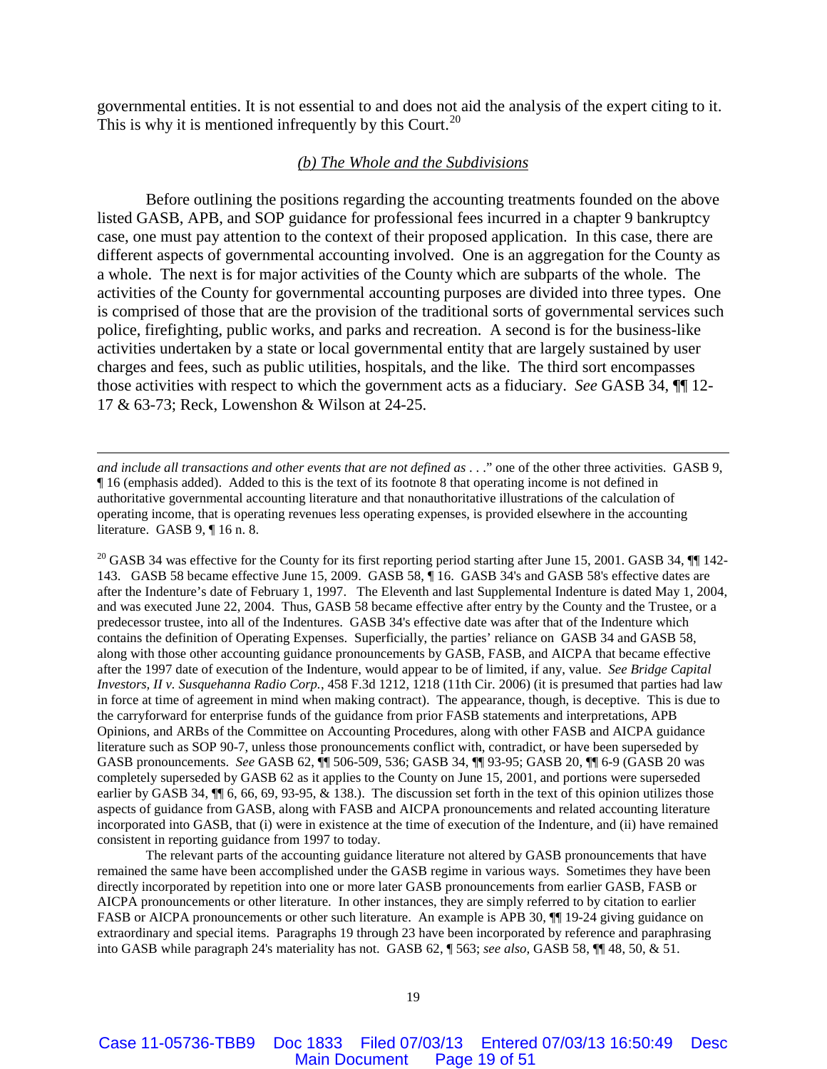governmental entities. It is not essential to and does not aid the analysis of the expert citing to it. This is why it is mentioned infrequently by this Court.[20]

*(b) The Whole and the Subdivisions*

Before outlining the positions regarding the accounting treatments founded on the above listed GASB, APB, and SOP guidance for professional fees incurred in a chapter 9 bankruptcy case, one must pay attention to the context of their proposed application. In this case, there are different aspects of governmental accounting involved. One is an aggregation for the County as a whole. The next is for major activities of the County which are subparts of the whole. The activities of the County for governmental accounting purposes are divided into three types. One is comprised of those that are the provision of the traditional sorts of governmental services such police, firefighting, public works, and parks and recreation. A second is for the business-like activities undertaken by a state or local governmental entity that are largely sustained by user charges and fees, such as public utilities, hospitals, and the like. The third sort encompasses those activities with respect to which the government acts as a fiduciary. *See* GASB 34, ¶¶ 12-17 & 63-73; Reck, Lowenshon & Wilson at 24-25.

---

*and include all transactions and other events that are not defined as . . .*" one of the other three activities. GASB 9, ¶ 16 (emphasis added). Added to this is the text of its footnote 8 that operating income is not defined in authoritative governmental accounting literature and that nonauthoritative illustrations of the calculation of operating income, that is operating revenues less operating expenses, is provided elsewhere in the accounting literature. GASB 9, ¶ 16 n. 8.

[20] GASB 34 was effective for the County for its first reporting period starting after June 15, 2001. GASB 34, ¶¶ 142-143. GASB 58 became effective June 15, 2009. GASB 58, ¶ 16. GASB 34's and GASB 58's effective dates are after the Indenture's date of February 1, 1997. The Eleventh and last Supplemental Indenture is dated May 1, 2004, and was executed June 22, 2004. Thus, GASB 58 became effective after entry by the County and the Trustee, or a predecessor trustee, into all of the Indentures. GASB 34's effective date was after that of the Indenture which contains the definition of Operating Expenses. Superficially, the parties' reliance on GASB 34 and GASB 58, along with those other accounting guidance pronouncements by GASB, FASB, and AICPA that became effective after the 1997 date of execution of the Indenture, would appear to be of limited, if any, value. *See Bridge Capital Investors, II v. Susquehanna Radio Corp.*, 458 F.3d 1212, 1218 (11th Cir. 2006) (it is presumed that parties had law in force at time of agreement in mind when making contract). The appearance, though, is deceptive. This is due to the carryforward for enterprise funds of the guidance from prior FASB statements and interpretations, APB Opinions, and ARBs of the Committee on Accounting Procedures, along with other FASB and AICPA guidance literature such as SOP 90-7, unless those pronouncements conflict with, contradict, or have been superseded by GASB pronouncements. *See* GASB 62, ¶¶ 506-509, 536; GASB 34, ¶¶ 93-95; GASB 20, ¶¶ 6-9 (GASB 20 was completely superseded by GASB 62 as it applies to the County on June 15, 2001, and portions were superseded earlier by GASB 34, ¶¶ 6, 66, 69, 93-95, & 138.). The discussion set forth in the text of this opinion utilizes those aspects of guidance from GASB, along with FASB and AICPA pronouncements and related accounting literature incorporated into GASB, that (i) were in existence at the time of execution of the Indenture, and (ii) have remained consistent in reporting guidance from 1997 to today.

The relevant parts of the accounting guidance literature not altered by GASB pronouncements that have remained the same have been accomplished under the GASB regime in various ways. Sometimes they have been directly incorporated by repetition into one or more later GASB pronouncements from earlier GASB, FASB or AICPA pronouncements or other literature. In other instances, they are simply referred to by citation to earlier FASB or AICPA pronouncements or other such literature. An example is APB 30, ¶¶ 19-24 giving guidance on extraordinary and special items. Paragraphs 19 through 23 have been incorporated by reference and paraphrasing into GASB while paragraph 24's materiality has not. GASB 62, ¶ 563; *see also,* GASB 58, ¶¶ 48, 50, & 51.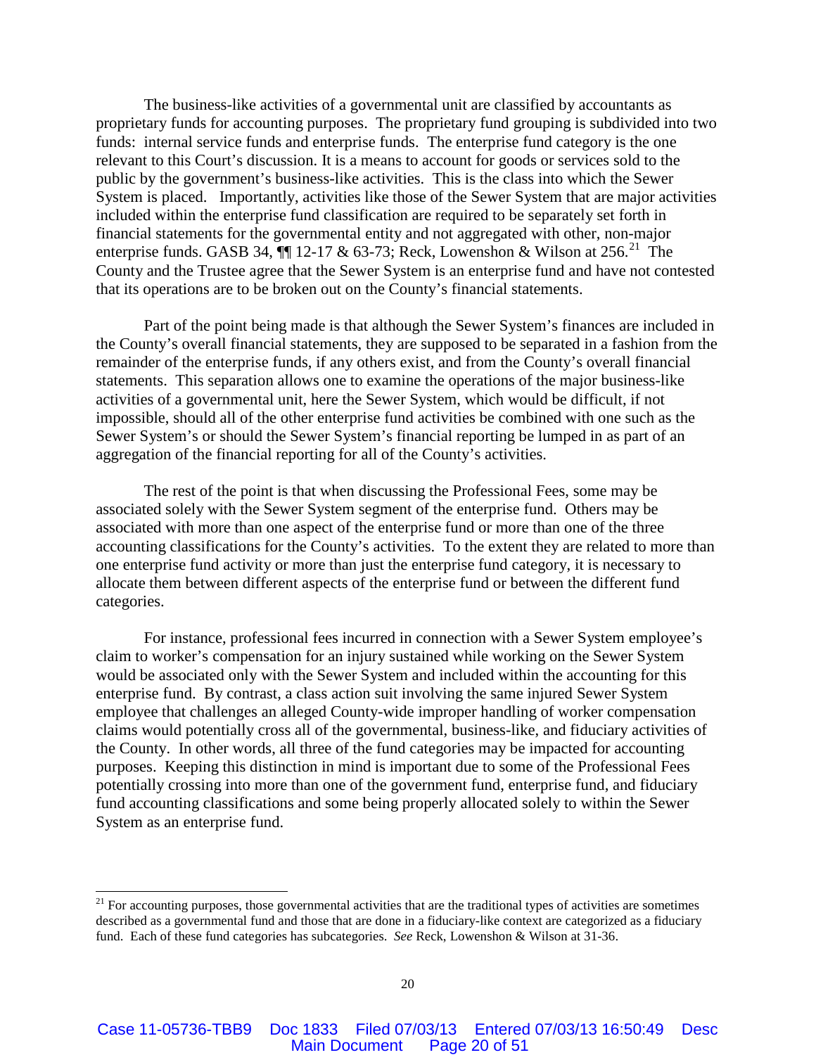The business-like activities of a governmental unit are classified by accountants as proprietary funds for accounting purposes. The proprietary fund grouping is subdivided into two funds: internal service funds and enterprise funds. The enterprise fund category is the one relevant to this Court's discussion. It is a means to account for goods or services sold to the public by the government's business-like activities. This is the class into which the Sewer System is placed. Importantly, activities like those of the Sewer System that are major activities included within the enterprise fund classification are required to be separately set forth in financial statements for the governmental entity and not aggregated with other, non-major enterprise funds. GASB 34, ¶¶ 12-17 & 63-73; Reck, Lowenshon & Wilson at 256.[21] The County and the Trustee agree that the Sewer System is an enterprise fund and have not contested that its operations are to be broken out on the County's financial statements.

Part of the point being made is that although the Sewer System's finances are included in the County's overall financial statements, they are supposed to be separated in a fashion from the remainder of the enterprise funds, if any others exist, and from the County's overall financial statements. This separation allows one to examine the operations of the major business-like activities of a governmental unit, here the Sewer System, which would be difficult, if not impossible, should all of the other enterprise fund activities be combined with one such as the Sewer System's or should the Sewer System's financial reporting be lumped in as part of an aggregation of the financial reporting for all of the County's activities.

The rest of the point is that when discussing the Professional Fees, some may be associated solely with the Sewer System segment of the enterprise fund. Others may be associated with more than one aspect of the enterprise fund or more than one of the three accounting classifications for the County's activities. To the extent they are related to more than one enterprise fund activity or more than just the enterprise fund category, it is necessary to allocate them between different aspects of the enterprise fund or between the different fund categories.

For instance, professional fees incurred in connection with a Sewer System employee's claim to worker's compensation for an injury sustained while working on the Sewer System would be associated only with the Sewer System and included within the accounting for this enterprise fund. By contrast, a class action suit involving the same injured Sewer System employee that challenges an alleged County-wide improper handling of worker compensation claims would potentially cross all of the governmental, business-like, and fiduciary activities of the County. In other words, all three of the fund categories may be impacted for accounting purposes. Keeping this distinction in mind is important due to some of the Professional Fees potentially crossing into more than one of the government fund, enterprise fund, and fiduciary fund accounting classifications and some being properly allocated solely to within the Sewer System as an enterprise fund.

---

[21] For accounting purposes, those governmental activities that are the traditional types of activities are sometimes described as a governmental fund and those that are done in a fiduciary-like context are categorized as a fiduciary fund. Each of these fund categories has subcategories. *See* Reck, Lowenshon & Wilson at 31-36.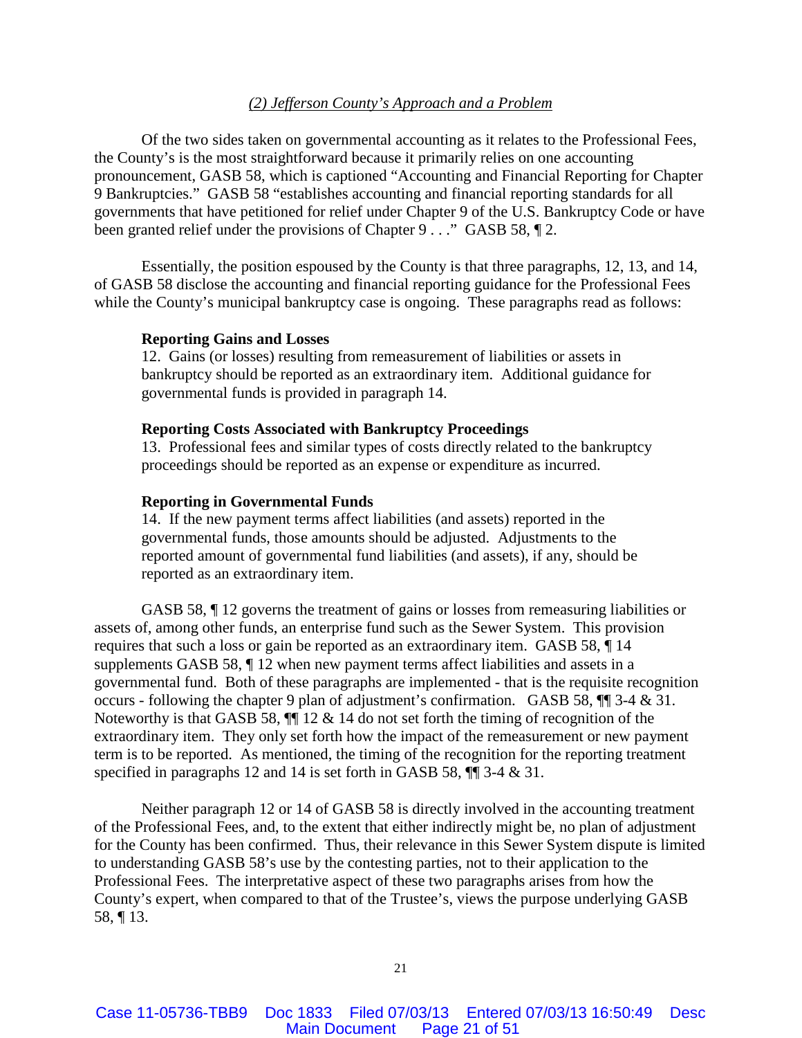*(2) Jefferson County's Approach and a Problem*

Of the two sides taken on governmental accounting as it relates to the Professional Fees, the County's is the most straightforward because it primarily relies on one accounting pronouncement, GASB 58, which is captioned "Accounting and Financial Reporting for Chapter 9 Bankruptcies." GASB 58 "establishes accounting and financial reporting standards for all governments that have petitioned for relief under Chapter 9 of the U.S. Bankruptcy Code or have been granted relief under the provisions of Chapter 9 . . ." GASB 58, ¶ 2.

Essentially, the position espoused by the County is that three paragraphs, 12, 13, and 14, of GASB 58 disclose the accounting and financial reporting guidance for the Professional Fees while the County's municipal bankruptcy case is ongoing. These paragraphs read as follows:

> **Reporting Gains and Losses**
> 12. Gains (or losses) resulting from remeasurement of liabilities or assets in bankruptcy should be reported as an extraordinary item. Additional guidance for governmental funds is provided in paragraph 14.
>
> **Reporting Costs Associated with Bankruptcy Proceedings**
> 13. Professional fees and similar types of costs directly related to the bankruptcy proceedings should be reported as an expense or expenditure as incurred.
>
> **Reporting in Governmental Funds**
> 14. If the new payment terms affect liabilities (and assets) reported in the governmental funds, those amounts should be adjusted. Adjustments to the reported amount of governmental fund liabilities (and assets), if any, should be reported as an extraordinary item.

GASB 58, ¶ 12 governs the treatment of gains or losses from remeasuring liabilities or assets of, among other funds, an enterprise fund such as the Sewer System. This provision requires that such a loss or gain be reported as an extraordinary item. GASB 58, ¶ 14 supplements GASB 58, ¶ 12 when new payment terms affect liabilities and assets in a governmental fund. Both of these paragraphs are implemented - that is the requisite recognition occurs - following the chapter 9 plan of adjustment's confirmation. GASB 58, ¶¶ 3-4 & 31. Noteworthy is that GASB 58, ¶¶ 12 & 14 do not set forth the timing of recognition of the extraordinary item. They only set forth how the impact of the remeasurement or new payment term is to be reported. As mentioned, the timing of the recognition for the reporting treatment specified in paragraphs 12 and 14 is set forth in GASB 58, ¶¶ 3-4 & 31.

Neither paragraph 12 or 14 of GASB 58 is directly involved in the accounting treatment of the Professional Fees, and, to the extent that either indirectly might be, no plan of adjustment for the County has been confirmed. Thus, their relevance in this Sewer System dispute is limited to understanding GASB 58's use by the contesting parties, not to their application to the Professional Fees. The interpretative aspect of these two paragraphs arises from how the County's expert, when compared to that of the Trustee's, views the purpose underlying GASB 58, ¶ 13.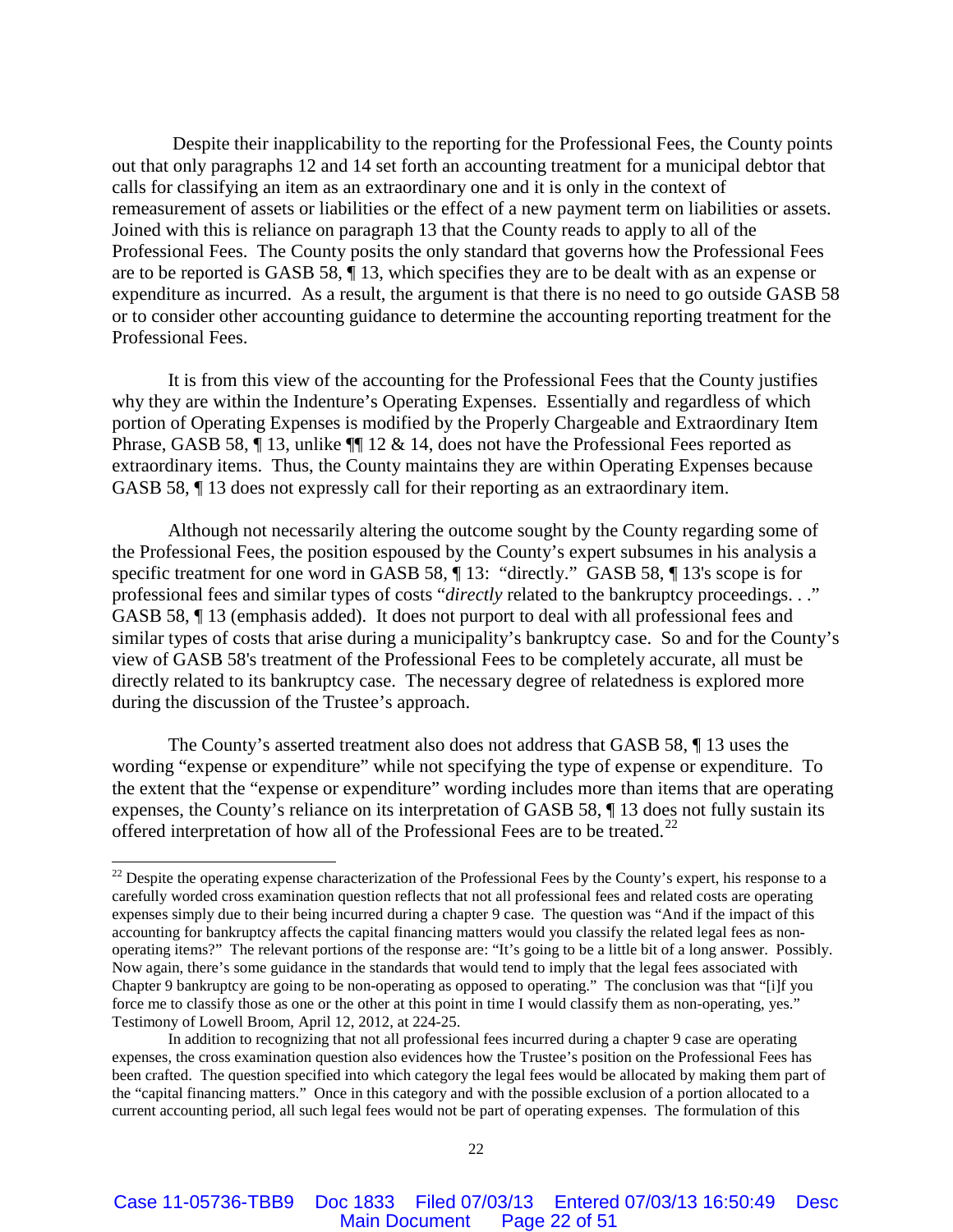Despite their inapplicability to the reporting for the Professional Fees, the County points out that only paragraphs 12 and 14 set forth an accounting treatment for a municipal debtor that calls for classifying an item as an extraordinary one and it is only in the context of remeasurement of assets or liabilities or the effect of a new payment term on liabilities or assets. Joined with this is reliance on paragraph 13 that the County reads to apply to all of the Professional Fees. The County posits the only standard that governs how the Professional Fees are to be reported is GASB 58, ¶ 13, which specifies they are to be dealt with as an expense or expenditure as incurred. As a result, the argument is that there is no need to go outside GASB 58 or to consider other accounting guidance to determine the accounting reporting treatment for the Professional Fees.

It is from this view of the accounting for the Professional Fees that the County justifies why they are within the Indenture's Operating Expenses. Essentially and regardless of which portion of Operating Expenses is modified by the Properly Chargeable and Extraordinary Item Phrase, GASB 58, ¶ 13, unlike ¶¶ 12 & 14, does not have the Professional Fees reported as extraordinary items. Thus, the County maintains they are within Operating Expenses because GASB 58, ¶ 13 does not expressly call for their reporting as an extraordinary item.

Although not necessarily altering the outcome sought by the County regarding some of the Professional Fees, the position espoused by the County's expert subsumes in his analysis a specific treatment for one word in GASB 58, ¶ 13: "directly." GASB 58, ¶ 13's scope is for professional fees and similar types of costs "*directly* related to the bankruptcy proceedings. . ." GASB 58, ¶ 13 (emphasis added). It does not purport to deal with all professional fees and similar types of costs that arise during a municipality's bankruptcy case. So and for the County's view of GASB 58's treatment of the Professional Fees to be completely accurate, all must be directly related to its bankruptcy case. The necessary degree of relatedness is explored more during the discussion of the Trustee's approach.

The County's asserted treatment also does not address that GASB 58, ¶ 13 uses the wording "expense or expenditure" while not specifying the type of expense or expenditure. To the extent that the "expense or expenditure" wording includes more than items that are operating expenses, the County's reliance on its interpretation of GASB 58, ¶ 13 does not fully sustain its offered interpretation of how all of the Professional Fees are to be treated.[22]

---

[22] Despite the operating expense characterization of the Professional Fees by the County's expert, his response to a carefully worded cross examination question reflects that not all professional fees and related costs are operating expenses simply due to their being incurred during a chapter 9 case. The question was "And if the impact of this accounting for bankruptcy affects the capital financing matters would you classify the related legal fees as non-operating items?" The relevant portions of the response are: "It's going to be a little bit of a long answer. Possibly. Now again, there's some guidance in the standards that would tend to imply that the legal fees associated with Chapter 9 bankruptcy are going to be non-operating as opposed to operating." The conclusion was that "[i]f you force me to classify those as one or the other at this point in time I would classify them as non-operating, yes." Testimony of Lowell Broom, April 12, 2012, at 224-25.

In addition to recognizing that not all professional fees incurred during a chapter 9 case are operating expenses, the cross examination question also evidences how the Trustee's position on the Professional Fees has been crafted. The question specified into which category the legal fees would be allocated by making them part of the "capital financing matters." Once in this category and with the possible exclusion of a portion allocated to a current accounting period, all such legal fees would not be part of operating expenses. The formulation of this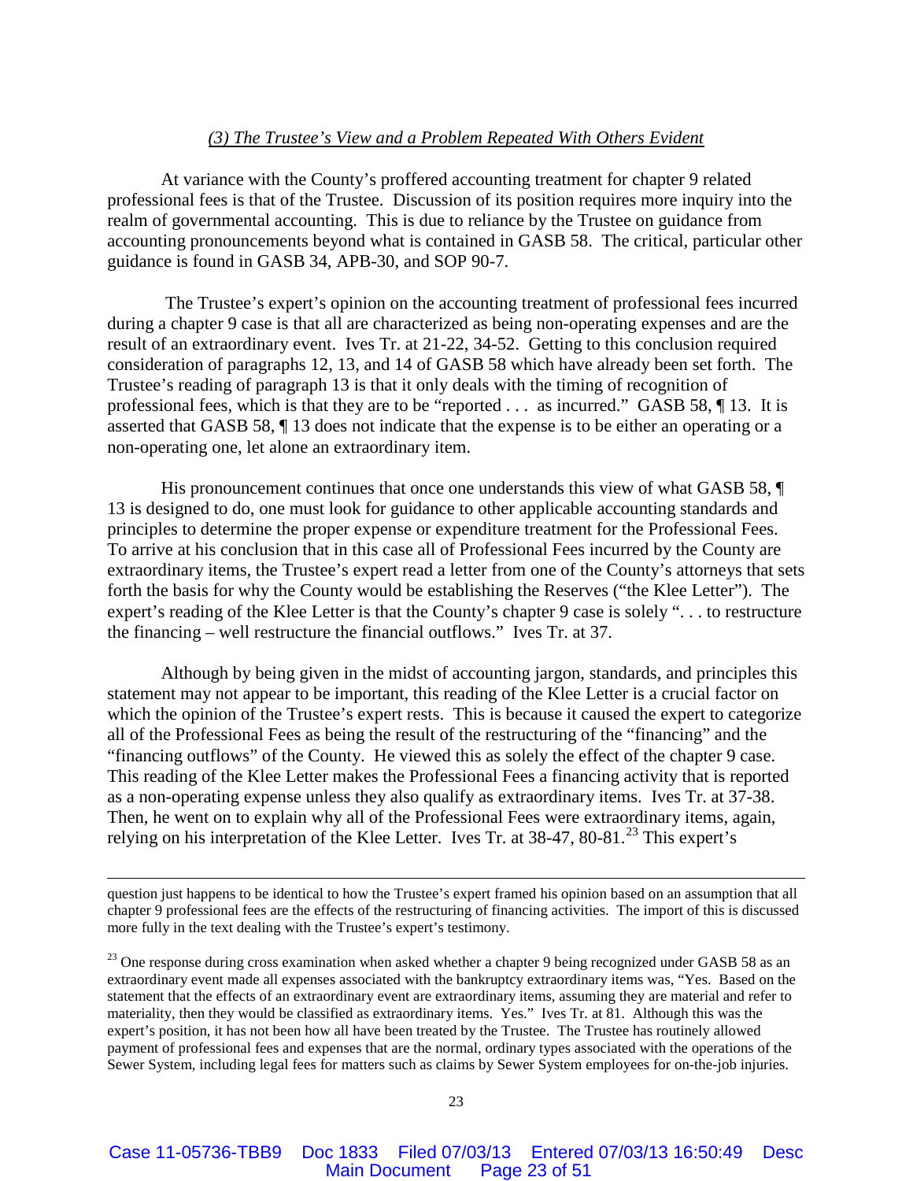### *(3) The Trustee's View and a Problem Repeated With Others Evident*

At variance with the County's proffered accounting treatment for chapter 9 related professional fees is that of the Trustee. Discussion of its position requires more inquiry into the realm of governmental accounting. This is due to reliance by the Trustee on guidance from accounting pronouncements beyond what is contained in GASB 58. The critical, particular other guidance is found in GASB 34, APB-30, and SOP 90-7.

The Trustee's expert's opinion on the accounting treatment of professional fees incurred during a chapter 9 case is that all are characterized as being non-operating expenses and are the result of an extraordinary event. Ives Tr. at 21-22, 34-52. Getting to this conclusion required consideration of paragraphs 12, 13, and 14 of GASB 58 which have already been set forth. The Trustee's reading of paragraph 13 is that it only deals with the timing of recognition of professional fees, which is that they are to be "reported . . . as incurred." GASB 58, ¶ 13. It is asserted that GASB 58, ¶ 13 does not indicate that the expense is to be either an operating or a non-operating one, let alone an extraordinary item.

His pronouncement continues that once one understands this view of what GASB 58, ¶ 13 is designed to do, one must look for guidance to other applicable accounting standards and principles to determine the proper expense or expenditure treatment for the Professional Fees. To arrive at his conclusion that in this case all of Professional Fees incurred by the County are extraordinary items, the Trustee's expert read a letter from one of the County's attorneys that sets forth the basis for why the County would be establishing the Reserves ("the Klee Letter"). The expert's reading of the Klee Letter is that the County's chapter 9 case is solely ". . . to restructure the financing – well restructure the financial outflows." Ives Tr. at 37.

Although by being given in the midst of accounting jargon, standards, and principles this statement may not appear to be important, this reading of the Klee Letter is a crucial factor on which the opinion of the Trustee's expert rests. This is because it caused the expert to categorize all of the Professional Fees as being the result of the restructuring of the "financing" and the "financing outflows" of the County. He viewed this as solely the effect of the chapter 9 case. This reading of the Klee Letter makes the Professional Fees a financing activity that is reported as a non-operating expense unless they also qualify as extraordinary items. Ives Tr. at 37-38. Then, he went on to explain why all of the Professional Fees were extraordinary items, again, relying on his interpretation of the Klee Letter. Ives Tr. at 38-47, 80-81.[23] This expert's

---

question just happens to be identical to how the Trustee's expert framed his opinion based on an assumption that all chapter 9 professional fees are the effects of the restructuring of financing activities. The import of this is discussed more fully in the text dealing with the Trustee's expert's testimony.

[23] One response during cross examination when asked whether a chapter 9 being recognized under GASB 58 as an extraordinary event made all expenses associated with the bankruptcy extraordinary items was, "Yes. Based on the statement that the effects of an extraordinary event are extraordinary items, assuming they are material and refer to materiality, then they would be classified as extraordinary items. Yes." Ives Tr. at 81. Although this was the expert's position, it has not been how all have been treated by the Trustee. The Trustee has routinely allowed payment of professional fees and expenses that are the normal, ordinary types associated with the operations of the Sewer System, including legal fees for matters such as claims by Sewer System employees for on-the-job injuries.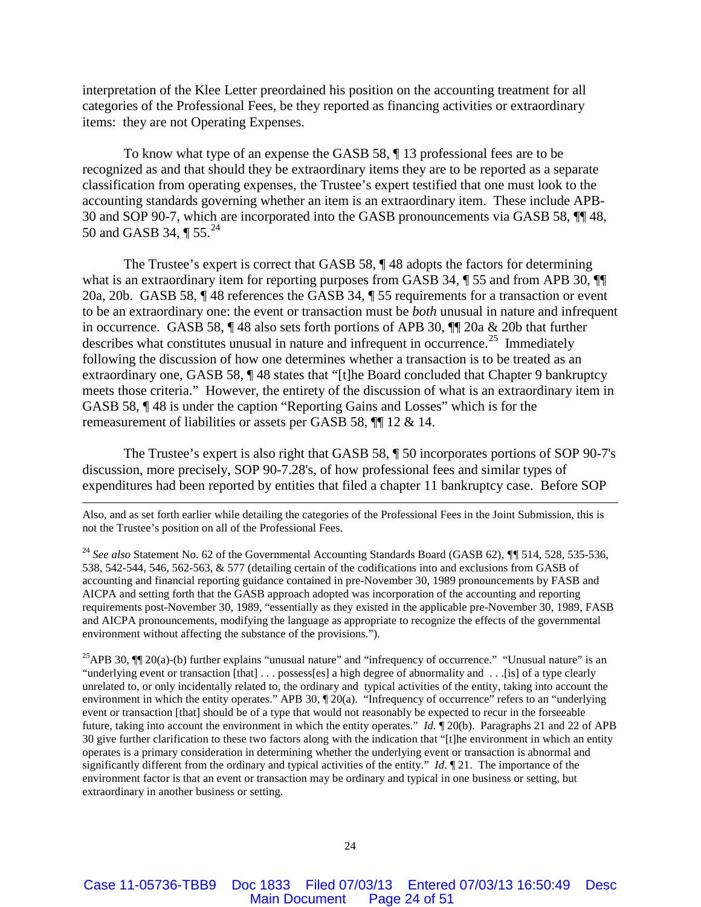interpretation of the Klee Letter preordained his position on the accounting treatment for all categories of the Professional Fees, be they reported as financing activities or extraordinary items: they are not Operating Expenses.

To know what type of an expense the GASB 58, ¶ 13 professional fees are to be recognized as and that should they be extraordinary items they are to be reported as a separate classification from operating expenses, the Trustee's expert testified that one must look to the accounting standards governing whether an item is an extraordinary item. These include APB-30 and SOP 90-7, which are incorporated into the GASB pronouncements via GASB 58, ¶¶ 48, 50 and GASB 34, ¶ 55.[24]

The Trustee's expert is correct that GASB 58, ¶ 48 adopts the factors for determining what is an extraordinary item for reporting purposes from GASB 34, ¶ 55 and from APB 30, ¶¶ 20a, 20b. GASB 58, ¶ 48 references the GASB 34, ¶ 55 requirements for a transaction or event to be an extraordinary one: the event or transaction must be *both* unusual in nature and infrequent in occurrence. GASB 58, ¶ 48 also sets forth portions of APB 30, ¶¶ 20a & 20b that further describes what constitutes unusual in nature and infrequent in occurrence.[25] Immediately following the discussion of how one determines whether a transaction is to be treated as an extraordinary one, GASB 58, ¶ 48 states that "[t]he Board concluded that Chapter 9 bankruptcy meets those criteria." However, the entirety of the discussion of what is an extraordinary item in GASB 58, ¶ 48 is under the caption "Reporting Gains and Losses" which is for the remeasurement of liabilities or assets per GASB 58, ¶¶ 12 & 14.

The Trustee's expert is also right that GASB 58, ¶ 50 incorporates portions of SOP 90-7's discussion, more precisely, SOP 90-7.28's, of how professional fees and similar types of expenditures had been reported by entities that filed a chapter 11 bankruptcy case. Before SOP

---

Also, and as set forth earlier while detailing the categories of the Professional Fees in the Joint Submission, this is not the Trustee's position on all of the Professional Fees.

[24] *See also* Statement No. 62 of the Governmental Accounting Standards Board (GASB 62), ¶¶ 514, 528, 535-536, 538, 542-544, 546, 562-563, & 577 (detailing certain of the codifications into and exclusions from GASB of accounting and financial reporting guidance contained in pre-November 30, 1989 pronouncements by FASB and AICPA and setting forth that the GASB approach adopted was incorporation of the accounting and reporting requirements post-November 30, 1989, "essentially as they existed in the applicable pre-November 30, 1989, FASB and AICPA pronouncements, modifying the language as appropriate to recognize the effects of the governmental environment without affecting the substance of the provisions.").

[25] APB 30, ¶¶ 20(a)-(b) further explains "unusual nature" and "infrequency of occurrence." "Unusual nature" is an "underlying event or transaction [that] . . . possess[es] a high degree of abnormality and . . .[is] of a type clearly unrelated to, or only incidentally related to, the ordinary and typical activities of the entity, taking into account the environment in which the entity operates." APB 30, ¶ 20(a). "Infrequency of occurrence" refers to an "underlying event or transaction [that] should be of a type that would not reasonably be expected to recur in the forseeable future, taking into account the environment in which the entity operates." *Id.* ¶ 20(b). Paragraphs 21 and 22 of APB 30 give further clarification to these two factors along with the indication that "[t]he environment in which an entity operates is a primary consideration in determining whether the underlying event or transaction is abnormal and significantly different from the ordinary and typical activities of the entity." *Id*. ¶ 21. The importance of the environment factor is that an event or transaction may be ordinary and typical in one business or setting, but extraordinary in another business or setting.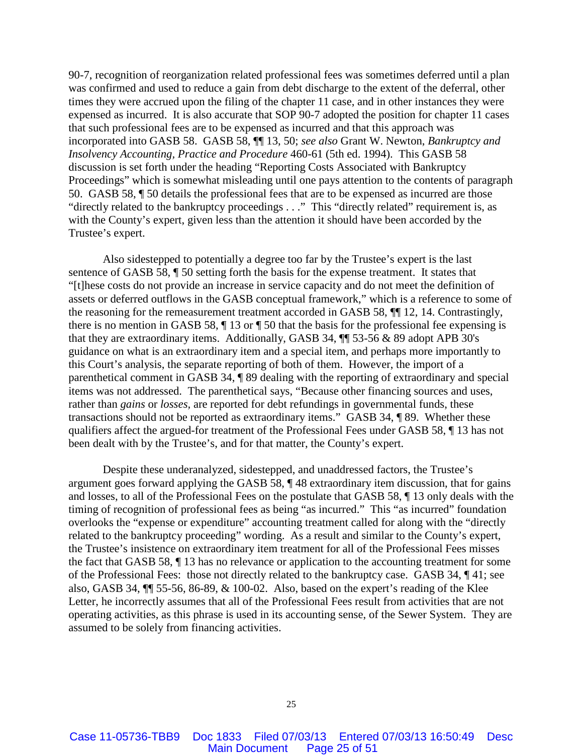90-7, recognition of reorganization related professional fees was sometimes deferred until a plan was confirmed and used to reduce a gain from debt discharge to the extent of the deferral, other times they were accrued upon the filing of the chapter 11 case, and in other instances they were expensed as incurred. It is also accurate that SOP 90-7 adopted the position for chapter 11 cases that such professional fees are to be expensed as incurred and that this approach was incorporated into GASB 58. GASB 58, ¶¶ 13, 50; *see also* Grant W. Newton, *Bankruptcy and Insolvency Accounting, Practice and Procedure* 460-61 (5th ed. 1994). This GASB 58 discussion is set forth under the heading "Reporting Costs Associated with Bankruptcy Proceedings" which is somewhat misleading until one pays attention to the contents of paragraph 50. GASB 58, ¶ 50 details the professional fees that are to be expensed as incurred are those "directly related to the bankruptcy proceedings . . ." This "directly related" requirement is, as with the County's expert, given less than the attention it should have been accorded by the Trustee's expert.

Also sidestepped to potentially a degree too far by the Trustee's expert is the last sentence of GASB 58, ¶ 50 setting forth the basis for the expense treatment. It states that "[t]hese costs do not provide an increase in service capacity and do not meet the definition of assets or deferred outflows in the GASB conceptual framework," which is a reference to some of the reasoning for the remeasurement treatment accorded in GASB 58, ¶¶ 12, 14. Contrastingly, there is no mention in GASB 58, ¶ 13 or ¶ 50 that the basis for the professional fee expensing is that they are extraordinary items. Additionally, GASB 34, ¶¶ 53-56 & 89 adopt APB 30's guidance on what is an extraordinary item and a special item, and perhaps more importantly to this Court's analysis, the separate reporting of both of them. However, the import of a parenthetical comment in GASB 34, ¶ 89 dealing with the reporting of extraordinary and special items was not addressed. The parenthetical says, "Because other financing sources and uses, rather than *gains* or *losses*, are reported for debt refundings in governmental funds, these transactions should not be reported as extraordinary items." GASB 34, ¶ 89. Whether these qualifiers affect the argued-for treatment of the Professional Fees under GASB 58, ¶ 13 has not been dealt with by the Trustee's, and for that matter, the County's expert.

Despite these underanalyzed, sidestepped, and unaddressed factors, the Trustee's argument goes forward applying the GASB 58, ¶ 48 extraordinary item discussion, that for gains and losses, to all of the Professional Fees on the postulate that GASB 58, ¶ 13 only deals with the timing of recognition of professional fees as being "as incurred." This "as incurred" foundation overlooks the "expense or expenditure" accounting treatment called for along with the "directly related to the bankruptcy proceeding" wording. As a result and similar to the County's expert, the Trustee's insistence on extraordinary item treatment for all of the Professional Fees misses the fact that GASB 58, ¶ 13 has no relevance or application to the accounting treatment for some of the Professional Fees: those not directly related to the bankruptcy case. GASB 34, ¶ 41; see also, GASB 34, ¶¶ 55-56, 86-89, & 100-02. Also, based on the expert's reading of the Klee Letter, he incorrectly assumes that all of the Professional Fees result from activities that are not operating activities, as this phrase is used in its accounting sense, of the Sewer System. They are assumed to be solely from financing activities.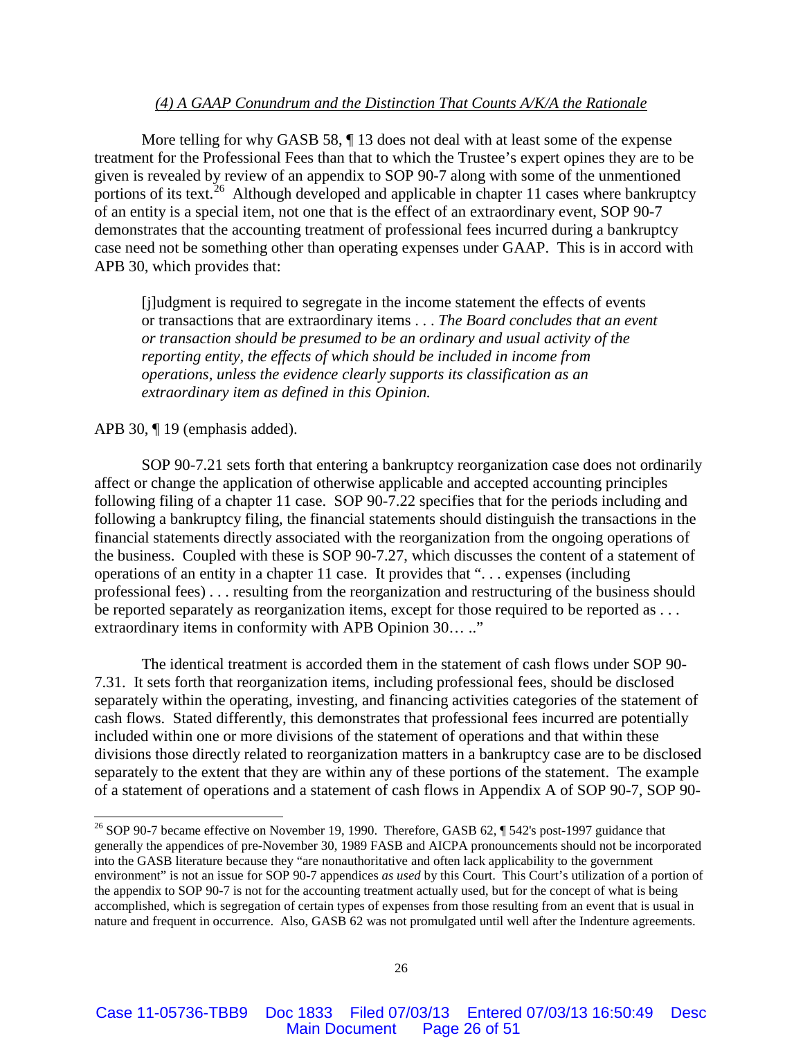*(4) A GAAP Conundrum and the Distinction That Counts A/K/A the Rationale*

More telling for why GASB 58, ¶ 13 does not deal with at least some of the expense treatment for the Professional Fees than that to which the Trustee's expert opines they are to be given is revealed by review of an appendix to SOP 90-7 along with some of the unmentioned portions of its text.[26] Although developed and applicable in chapter 11 cases where bankruptcy of an entity is a special item, not one that is the effect of an extraordinary event, SOP 90-7 demonstrates that the accounting treatment of professional fees incurred during a bankruptcy case need not be something other than operating expenses under GAAP. This is in accord with APB 30, which provides that:

> [j]udgment is required to segregate in the income statement the effects of events or transactions that are extraordinary items . . . *The Board concludes that an event or transaction should be presumed to be an ordinary and usual activity of the reporting entity, the effects of which should be included in income from operations, unless the evidence clearly supports its classification as an extraordinary item as defined in this Opinion.*

APB 30, ¶ 19 (emphasis added).

SOP 90-7.21 sets forth that entering a bankruptcy reorganization case does not ordinarily affect or change the application of otherwise applicable and accepted accounting principles following filing of a chapter 11 case. SOP 90-7.22 specifies that for the periods including and following a bankruptcy filing, the financial statements should distinguish the transactions in the financial statements directly associated with the reorganization from the ongoing operations of the business. Coupled with these is SOP 90-7.27, which discusses the content of a statement of operations of an entity in a chapter 11 case. It provides that ". . . expenses (including professional fees) . . . resulting from the reorganization and restructuring of the business should be reported separately as reorganization items, except for those required to be reported as . . . extraordinary items in conformity with APB Opinion 30… .."

The identical treatment is accorded them in the statement of cash flows under SOP 90-7.31. It sets forth that reorganization items, including professional fees, should be disclosed separately within the operating, investing, and financing activities categories of the statement of cash flows. Stated differently, this demonstrates that professional fees incurred are potentially included within one or more divisions of the statement of operations and that within these divisions those directly related to reorganization matters in a bankruptcy case are to be disclosed separately to the extent that they are within any of these portions of the statement. The example of a statement of operations and a statement of cash flows in Appendix A of SOP 90-7, SOP 90-

---

[26] SOP 90-7 became effective on November 19, 1990. Therefore, GASB 62, ¶ 542's post-1997 guidance that generally the appendices of pre-November 30, 1989 FASB and AICPA pronouncements should not be incorporated into the GASB literature because they "are nonauthoritative and often lack applicability to the government environment" is not an issue for SOP 90-7 appendices *as used* by this Court. This Court's utilization of a portion of the appendix to SOP 90-7 is not for the accounting treatment actually used, but for the concept of what is being accomplished, which is segregation of certain types of expenses from those resulting from an event that is usual in nature and frequent in occurrence. Also, GASB 62 was not promulgated until well after the Indenture agreements.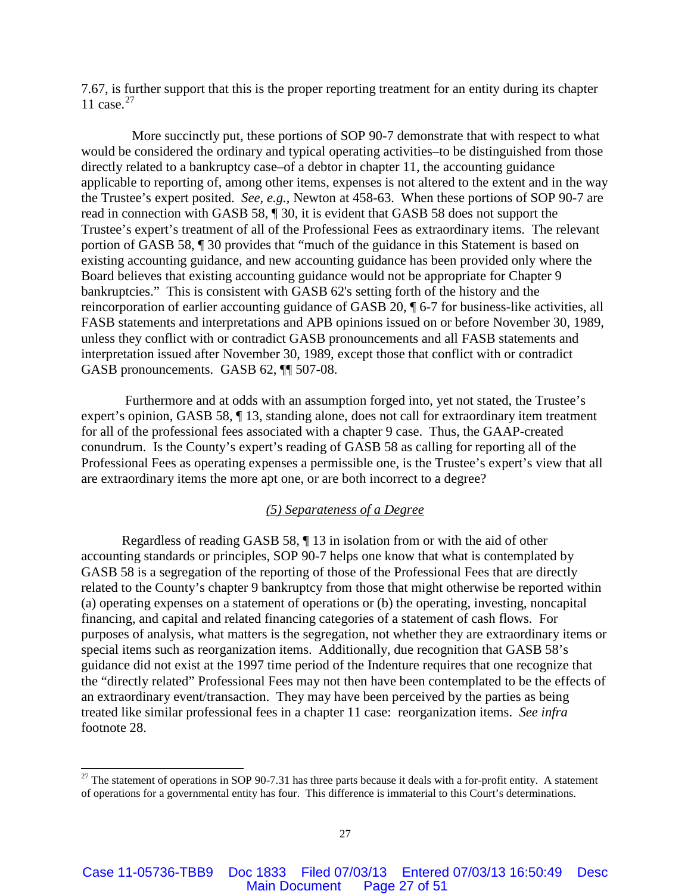7.67, is further support that this is the proper reporting treatment for an entity during its chapter 11 case.[27]

More succinctly put, these portions of SOP 90-7 demonstrate that with respect to what would be considered the ordinary and typical operating activities–to be distinguished from those directly related to a bankruptcy case–of a debtor in chapter 11, the accounting guidance applicable to reporting of, among other items, expenses is not altered to the extent and in the way the Trustee's expert posited. *See, e.g.*, Newton at 458-63. When these portions of SOP 90-7 are read in connection with GASB 58, ¶ 30, it is evident that GASB 58 does not support the Trustee's expert's treatment of all of the Professional Fees as extraordinary items. The relevant portion of GASB 58, ¶ 30 provides that "much of the guidance in this Statement is based on existing accounting guidance, and new accounting guidance has been provided only where the Board believes that existing accounting guidance would not be appropriate for Chapter 9 bankruptcies." This is consistent with GASB 62's setting forth of the history and the reincorporation of earlier accounting guidance of GASB 20, ¶ 6-7 for business-like activities, all FASB statements and interpretations and APB opinions issued on or before November 30, 1989, unless they conflict with or contradict GASB pronouncements and all FASB statements and interpretation issued after November 30, 1989, except those that conflict with or contradict GASB pronouncements. GASB 62, ¶¶ 507-08.

Furthermore and at odds with an assumption forged into, yet not stated, the Trustee's expert's opinion, GASB 58, ¶ 13, standing alone, does not call for extraordinary item treatment for all of the professional fees associated with a chapter 9 case. Thus, the GAAP-created conundrum. Is the County's expert's reading of GASB 58 as calling for reporting all of the Professional Fees as operating expenses a permissible one, is the Trustee's expert's view that all are extraordinary items the more apt one, or are both incorrect to a degree?

<u>*(5) Separateness of a Degree*</u>

Regardless of reading GASB 58, ¶ 13 in isolation from or with the aid of other accounting standards or principles, SOP 90-7 helps one know that what is contemplated by GASB 58 is a segregation of the reporting of those of the Professional Fees that are directly related to the County's chapter 9 bankruptcy from those that might otherwise be reported within (a) operating expenses on a statement of operations or (b) the operating, investing, noncapital financing, and capital and related financing categories of a statement of cash flows. For purposes of analysis, what matters is the segregation, not whether they are extraordinary items or special items such as reorganization items. Additionally, due recognition that GASB 58's guidance did not exist at the 1997 time period of the Indenture requires that one recognize that the "directly related" Professional Fees may not then have been contemplated to be the effects of an extraordinary event/transaction. They may have been perceived by the parties as being treated like similar professional fees in a chapter 11 case: reorganization items. *See infra* footnote 28.

---

[27] The statement of operations in SOP 90-7.31 has three parts because it deals with a for-profit entity. A statement of operations for a governmental entity has four. This difference is immaterial to this Court's determinations.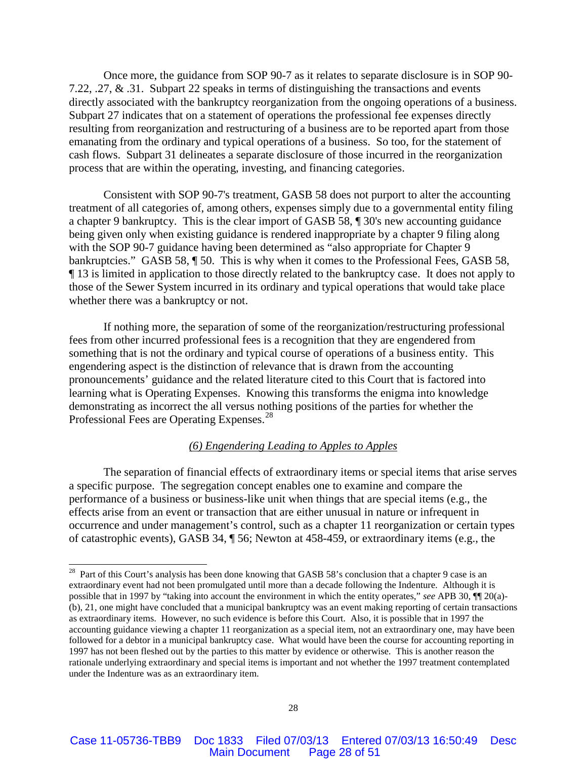Once more, the guidance from SOP 90-7 as it relates to separate disclosure is in SOP 90-7.22, .27, & .31. Subpart 22 speaks in terms of distinguishing the transactions and events directly associated with the bankruptcy reorganization from the ongoing operations of a business. Subpart 27 indicates that on a statement of operations the professional fee expenses directly resulting from reorganization and restructuring of a business are to be reported apart from those emanating from the ordinary and typical operations of a business. So too, for the statement of cash flows. Subpart 31 delineates a separate disclosure of those incurred in the reorganization process that are within the operating, investing, and financing categories.

Consistent with SOP 90-7's treatment, GASB 58 does not purport to alter the accounting treatment of all categories of, among others, expenses simply due to a governmental entity filing a chapter 9 bankruptcy. This is the clear import of GASB 58, ¶ 30's new accounting guidance being given only when existing guidance is rendered inappropriate by a chapter 9 filing along with the SOP 90-7 guidance having been determined as "also appropriate for Chapter 9 bankruptcies." GASB 58, ¶ 50. This is why when it comes to the Professional Fees, GASB 58, ¶ 13 is limited in application to those directly related to the bankruptcy case. It does not apply to those of the Sewer System incurred in its ordinary and typical operations that would take place whether there was a bankruptcy or not.

If nothing more, the separation of some of the reorganization/restructuring professional fees from other incurred professional fees is a recognition that they are engendered from something that is not the ordinary and typical course of operations of a business entity. This engendering aspect is the distinction of relevance that is drawn from the accounting pronouncements' guidance and the related literature cited to this Court that is factored into learning what is Operating Expenses. Knowing this transforms the enigma into knowledge demonstrating as incorrect the all versus nothing positions of the parties for whether the Professional Fees are Operating Expenses.[28]

*(6) Engendering Leading to Apples to Apples*

The separation of financial effects of extraordinary items or special items that arise serves a specific purpose. The segregation concept enables one to examine and compare the performance of a business or business-like unit when things that are special items (e.g., the effects arise from an event or transaction that are either unusual in nature or infrequent in occurrence and under management's control, such as a chapter 11 reorganization or certain types of catastrophic events), GASB 34, ¶ 56; Newton at 458-459, or extraordinary items (e.g., the

---

[28] Part of this Court's analysis has been done knowing that GASB 58's conclusion that a chapter 9 case is an extraordinary event had not been promulgated until more than a decade following the Indenture. Although it is possible that in 1997 by "taking into account the environment in which the entity operates," *see* APB 30, ¶¶ 20(a)-(b), 21, one might have concluded that a municipal bankruptcy was an event making reporting of certain transactions as extraordinary items. However, no such evidence is before this Court. Also, it is possible that in 1997 the accounting guidance viewing a chapter 11 reorganization as a special item, not an extraordinary one, may have been followed for a debtor in a municipal bankruptcy case. What would have been the course for accounting reporting in 1997 has not been fleshed out by the parties to this matter by evidence or otherwise. This is another reason the rationale underlying extraordinary and special items is important and not whether the 1997 treatment contemplated under the Indenture was as an extraordinary item.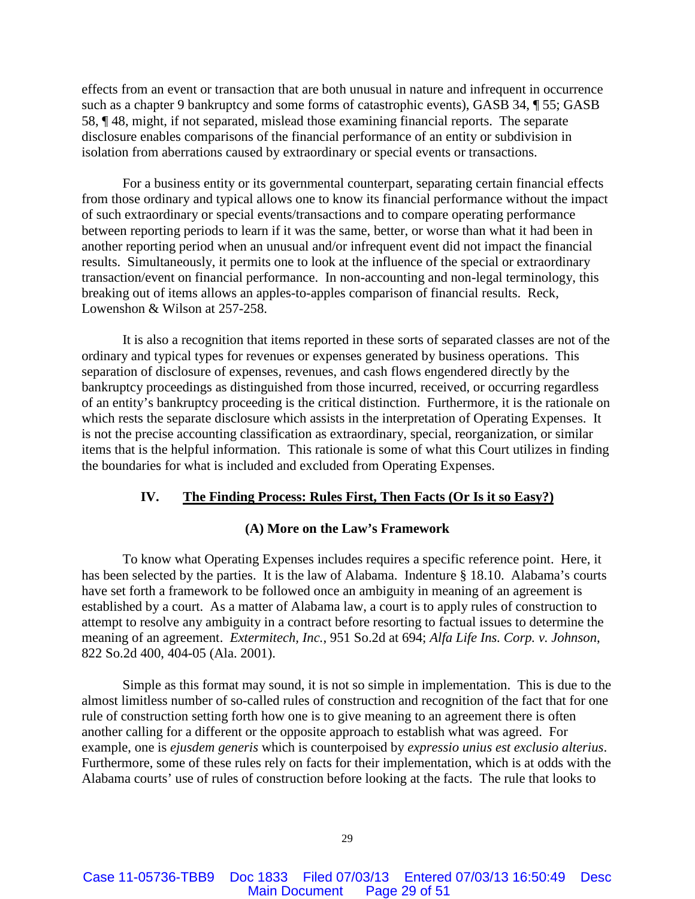effects from an event or transaction that are both unusual in nature and infrequent in occurrence such as a chapter 9 bankruptcy and some forms of catastrophic events), GASB 34, ¶ 55; GASB 58, ¶ 48, might, if not separated, mislead those examining financial reports. The separate disclosure enables comparisons of the financial performance of an entity or subdivision in isolation from aberrations caused by extraordinary or special events or transactions.

For a business entity or its governmental counterpart, separating certain financial effects from those ordinary and typical allows one to know its financial performance without the impact of such extraordinary or special events/transactions and to compare operating performance between reporting periods to learn if it was the same, better, or worse than what it had been in another reporting period when an unusual and/or infrequent event did not impact the financial results. Simultaneously, it permits one to look at the influence of the special or extraordinary transaction/event on financial performance. In non-accounting and non-legal terminology, this breaking out of items allows an apples-to-apples comparison of financial results. Reck, Lowenshon & Wilson at 257-258.

It is also a recognition that items reported in these sorts of separated classes are not of the ordinary and typical types for revenues or expenses generated by business operations. This separation of disclosure of expenses, revenues, and cash flows engendered directly by the bankruptcy proceedings as distinguished from those incurred, received, or occurring regardless of an entity's bankruptcy proceeding is the critical distinction. Furthermore, it is the rationale on which rests the separate disclosure which assists in the interpretation of Operating Expenses. It is not the precise accounting classification as extraordinary, special, reorganization, or similar items that is the helpful information. This rationale is some of what this Court utilizes in finding the boundaries for what is included and excluded from Operating Expenses.

## IV. The Finding Process: Rules First, Then Facts (Or Is it so Easy?)

### (A) More on the Law's Framework

To know what Operating Expenses includes requires a specific reference point. Here, it has been selected by the parties. It is the law of Alabama. Indenture § 18.10. Alabama's courts have set forth a framework to be followed once an ambiguity in meaning of an agreement is established by a court. As a matter of Alabama law, a court is to apply rules of construction to attempt to resolve any ambiguity in a contract before resorting to factual issues to determine the meaning of an agreement. *Extermitech, Inc.*, 951 So.2d at 694; *Alfa Life Ins. Corp. v. Johnson*, 822 So.2d 400, 404-05 (Ala. 2001).

Simple as this format may sound, it is not so simple in implementation. This is due to the almost limitless number of so-called rules of construction and recognition of the fact that for one rule of construction setting forth how one is to give meaning to an agreement there is often another calling for a different or the opposite approach to establish what was agreed. For example, one is *ejusdem generis* which is counterpoised by *expressio unius est exclusio alterius*. Furthermore, some of these rules rely on facts for their implementation, which is at odds with the Alabama courts' use of rules of construction before looking at the facts. The rule that looks to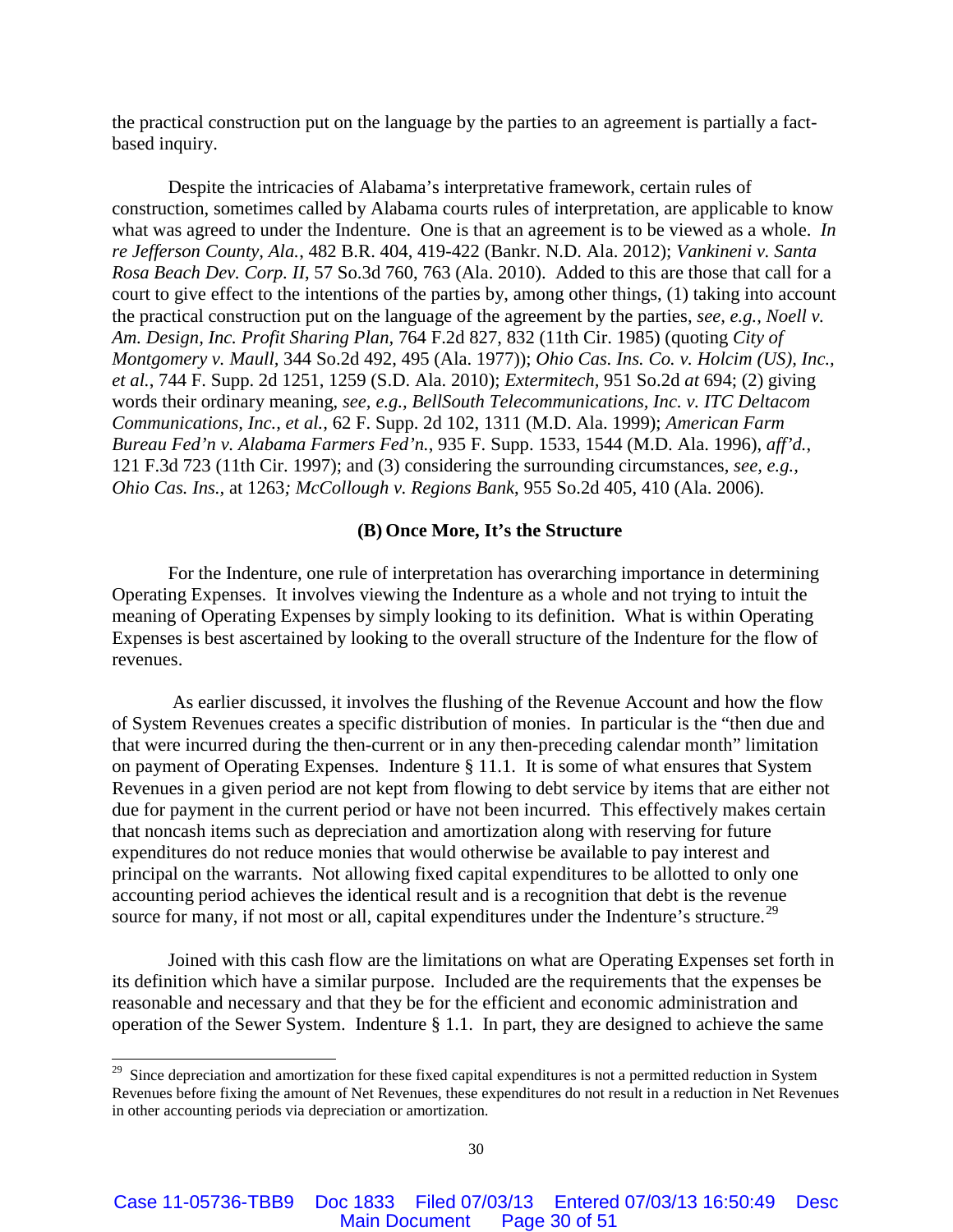the practical construction put on the language by the parties to an agreement is partially a fact-based inquiry.

Despite the intricacies of Alabama's interpretative framework, certain rules of construction, sometimes called by Alabama courts rules of interpretation, are applicable to know what was agreed to under the Indenture. One is that an agreement is to be viewed as a whole. *In re Jefferson County, Ala.*, 482 B.R. 404, 419-422 (Bankr. N.D. Ala. 2012); *Vankineni v. Santa Rosa Beach Dev. Corp. II*, 57 So.3d 760, 763 (Ala. 2010). Added to this are those that call for a court to give effect to the intentions of the parties by, among other things, (1) taking into account the practical construction put on the language of the agreement by the parties, *see, e.g., Noell v. Am. Design, Inc. Profit Sharing Plan,* 764 F.2d 827, 832 (11th Cir. 1985) (quoting *City of Montgomery v. Maull,* 344 So.2d 492, 495 (Ala. 1977)); *Ohio Cas. Ins. Co. v. Holcim (US), Inc., et al.*, 744 F. Supp. 2d 1251, 1259 (S.D. Ala. 2010); *Extermitech,* 951 So.2d *at* 694; (2) giving words their ordinary meaning, *see, e.g., BellSouth Telecommunications, Inc. v. ITC Deltacom Communications, Inc., et al.,* 62 F. Supp. 2d 102, 1311 (M.D. Ala. 1999); *American Farm Bureau Fed'n v. Alabama Farmers Fed'n.*, 935 F. Supp. 1533, 1544 (M.D. Ala. 1996), *aff'd.*, 121 F.3d 723 (11th Cir. 1997); and (3) considering the surrounding circumstances, *see, e.g., Ohio Cas. Ins.*, at 1263*; McCollough v. Regions Bank*, 955 So.2d 405, 410 (Ala. 2006)*.*

### (B) Once More, It's the Structure

For the Indenture, one rule of interpretation has overarching importance in determining Operating Expenses. It involves viewing the Indenture as a whole and not trying to intuit the meaning of Operating Expenses by simply looking to its definition. What is within Operating Expenses is best ascertained by looking to the overall structure of the Indenture for the flow of revenues.

As earlier discussed, it involves the flushing of the Revenue Account and how the flow of System Revenues creates a specific distribution of monies. In particular is the "then due and that were incurred during the then-current or in any then-preceding calendar month" limitation on payment of Operating Expenses. Indenture § 11.1. It is some of what ensures that System Revenues in a given period are not kept from flowing to debt service by items that are either not due for payment in the current period or have not been incurred. This effectively makes certain that noncash items such as depreciation and amortization along with reserving for future expenditures do not reduce monies that would otherwise be available to pay interest and principal on the warrants. Not allowing fixed capital expenditures to be allotted to only one accounting period achieves the identical result and is a recognition that debt is the revenue source for many, if not most or all, capital expenditures under the Indenture's structure.[29]

Joined with this cash flow are the limitations on what are Operating Expenses set forth in its definition which have a similar purpose. Included are the requirements that the expenses be reasonable and necessary and that they be for the efficient and economic administration and operation of the Sewer System. Indenture § 1.1. In part, they are designed to achieve the same

[29] Since depreciation and amortization for these fixed capital expenditures is not a permitted reduction in System Revenues before fixing the amount of Net Revenues, these expenditures do not result in a reduction in Net Revenues in other accounting periods via depreciation or amortization.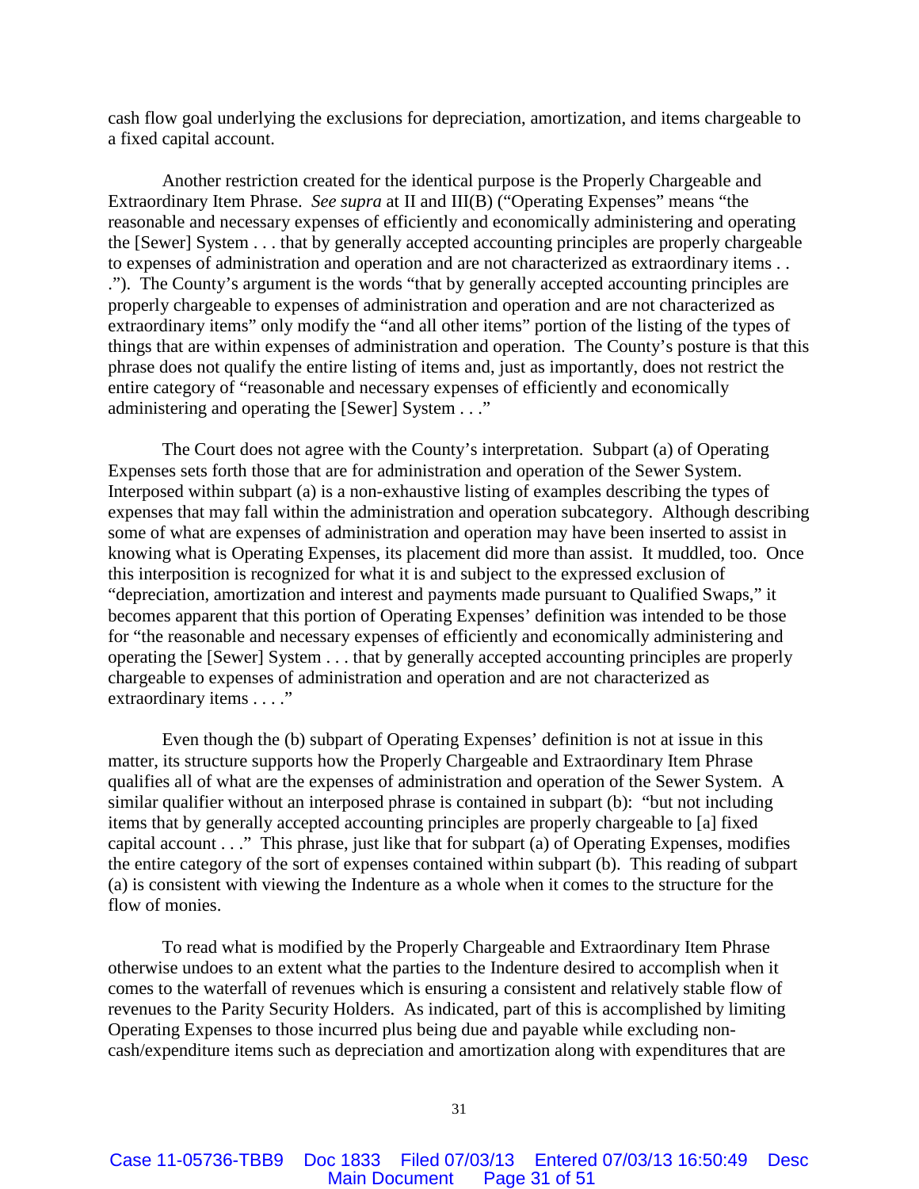cash flow goal underlying the exclusions for depreciation, amortization, and items chargeable to a fixed capital account.

Another restriction created for the identical purpose is the Properly Chargeable and Extraordinary Item Phrase. *See supra* at II and III(B) ("Operating Expenses" means "the reasonable and necessary expenses of efficiently and economically administering and operating the [Sewer] System . . . that by generally accepted accounting principles are properly chargeable to expenses of administration and operation and are not characterized as extraordinary items . . ."). The County's argument is the words "that by generally accepted accounting principles are properly chargeable to expenses of administration and operation and are not characterized as extraordinary items" only modify the "and all other items" portion of the listing of the types of things that are within expenses of administration and operation. The County's posture is that this phrase does not qualify the entire listing of items and, just as importantly, does not restrict the entire category of "reasonable and necessary expenses of efficiently and economically administering and operating the [Sewer] System . . ."

The Court does not agree with the County's interpretation. Subpart (a) of Operating Expenses sets forth those that are for administration and operation of the Sewer System. Interposed within subpart (a) is a non-exhaustive listing of examples describing the types of expenses that may fall within the administration and operation subcategory. Although describing some of what are expenses of administration and operation may have been inserted to assist in knowing what is Operating Expenses, its placement did more than assist. It muddled, too. Once this interposition is recognized for what it is and subject to the expressed exclusion of "depreciation, amortization and interest and payments made pursuant to Qualified Swaps," it becomes apparent that this portion of Operating Expenses' definition was intended to be those for "the reasonable and necessary expenses of efficiently and economically administering and operating the [Sewer] System . . . that by generally accepted accounting principles are properly chargeable to expenses of administration and operation and are not characterized as extraordinary items . . . ."

Even though the (b) subpart of Operating Expenses' definition is not at issue in this matter, its structure supports how the Properly Chargeable and Extraordinary Item Phrase qualifies all of what are the expenses of administration and operation of the Sewer System. A similar qualifier without an interposed phrase is contained in subpart (b): "but not including items that by generally accepted accounting principles are properly chargeable to [a] fixed capital account . . ." This phrase, just like that for subpart (a) of Operating Expenses, modifies the entire category of the sort of expenses contained within subpart (b). This reading of subpart (a) is consistent with viewing the Indenture as a whole when it comes to the structure for the flow of monies.

To read what is modified by the Properly Chargeable and Extraordinary Item Phrase otherwise undoes to an extent what the parties to the Indenture desired to accomplish when it comes to the waterfall of revenues which is ensuring a consistent and relatively stable flow of revenues to the Parity Security Holders. As indicated, part of this is accomplished by limiting Operating Expenses to those incurred plus being due and payable while excluding non-cash/expenditure items such as depreciation and amortization along with expenditures that are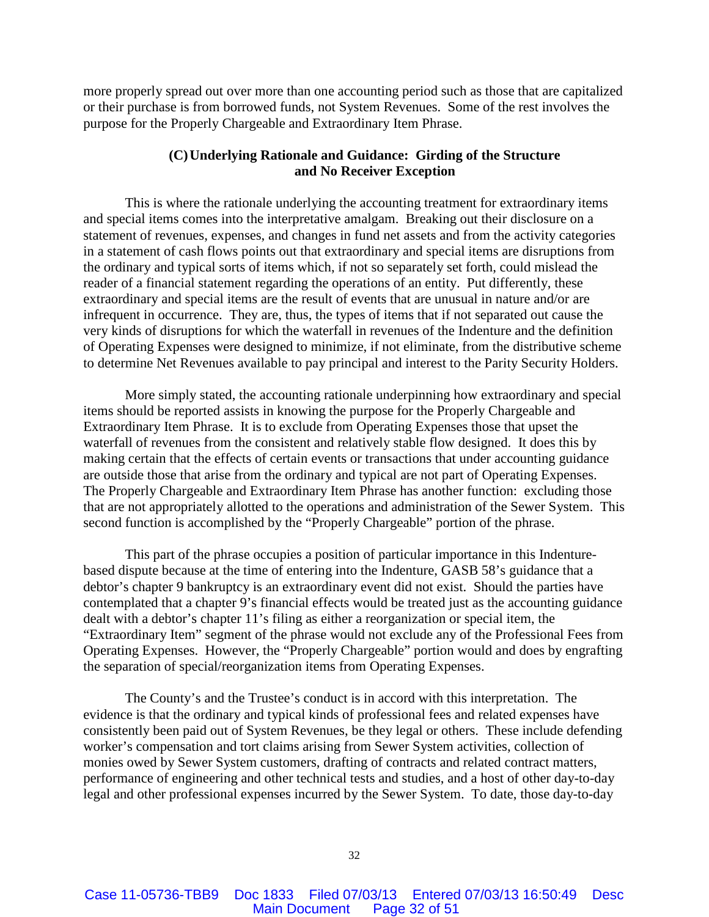more properly spread out over more than one accounting period such as those that are capitalized or their purchase is from borrowed funds, not System Revenues. Some of the rest involves the purpose for the Properly Chargeable and Extraordinary Item Phrase.

### (C) Underlying Rationale and Guidance: Girding of the Structure and No Receiver Exception

This is where the rationale underlying the accounting treatment for extraordinary items and special items comes into the interpretative amalgam. Breaking out their disclosure on a statement of revenues, expenses, and changes in fund net assets and from the activity categories in a statement of cash flows points out that extraordinary and special items are disruptions from the ordinary and typical sorts of items which, if not so separately set forth, could mislead the reader of a financial statement regarding the operations of an entity. Put differently, these extraordinary and special items are the result of events that are unusual in nature and/or are infrequent in occurrence. They are, thus, the types of items that if not separated out cause the very kinds of disruptions for which the waterfall in revenues of the Indenture and the definition of Operating Expenses were designed to minimize, if not eliminate, from the distributive scheme to determine Net Revenues available to pay principal and interest to the Parity Security Holders.

More simply stated, the accounting rationale underpinning how extraordinary and special items should be reported assists in knowing the purpose for the Properly Chargeable and Extraordinary Item Phrase. It is to exclude from Operating Expenses those that upset the waterfall of revenues from the consistent and relatively stable flow designed. It does this by making certain that the effects of certain events or transactions that under accounting guidance are outside those that arise from the ordinary and typical are not part of Operating Expenses. The Properly Chargeable and Extraordinary Item Phrase has another function: excluding those that are not appropriately allotted to the operations and administration of the Sewer System. This second function is accomplished by the "Properly Chargeable" portion of the phrase.

This part of the phrase occupies a position of particular importance in this Indenture-based dispute because at the time of entering into the Indenture, GASB 58's guidance that a debtor's chapter 9 bankruptcy is an extraordinary event did not exist. Should the parties have contemplated that a chapter 9's financial effects would be treated just as the accounting guidance dealt with a debtor's chapter 11's filing as either a reorganization or special item, the "Extraordinary Item" segment of the phrase would not exclude any of the Professional Fees from Operating Expenses. However, the "Properly Chargeable" portion would and does by engrafting the separation of special/reorganization items from Operating Expenses.

The County's and the Trustee's conduct is in accord with this interpretation. The evidence is that the ordinary and typical kinds of professional fees and related expenses have consistently been paid out of System Revenues, be they legal or others. These include defending worker's compensation and tort claims arising from Sewer System activities, collection of monies owed by Sewer System customers, drafting of contracts and related contract matters, performance of engineering and other technical tests and studies, and a host of other day-to-day legal and other professional expenses incurred by the Sewer System. To date, those day-to-day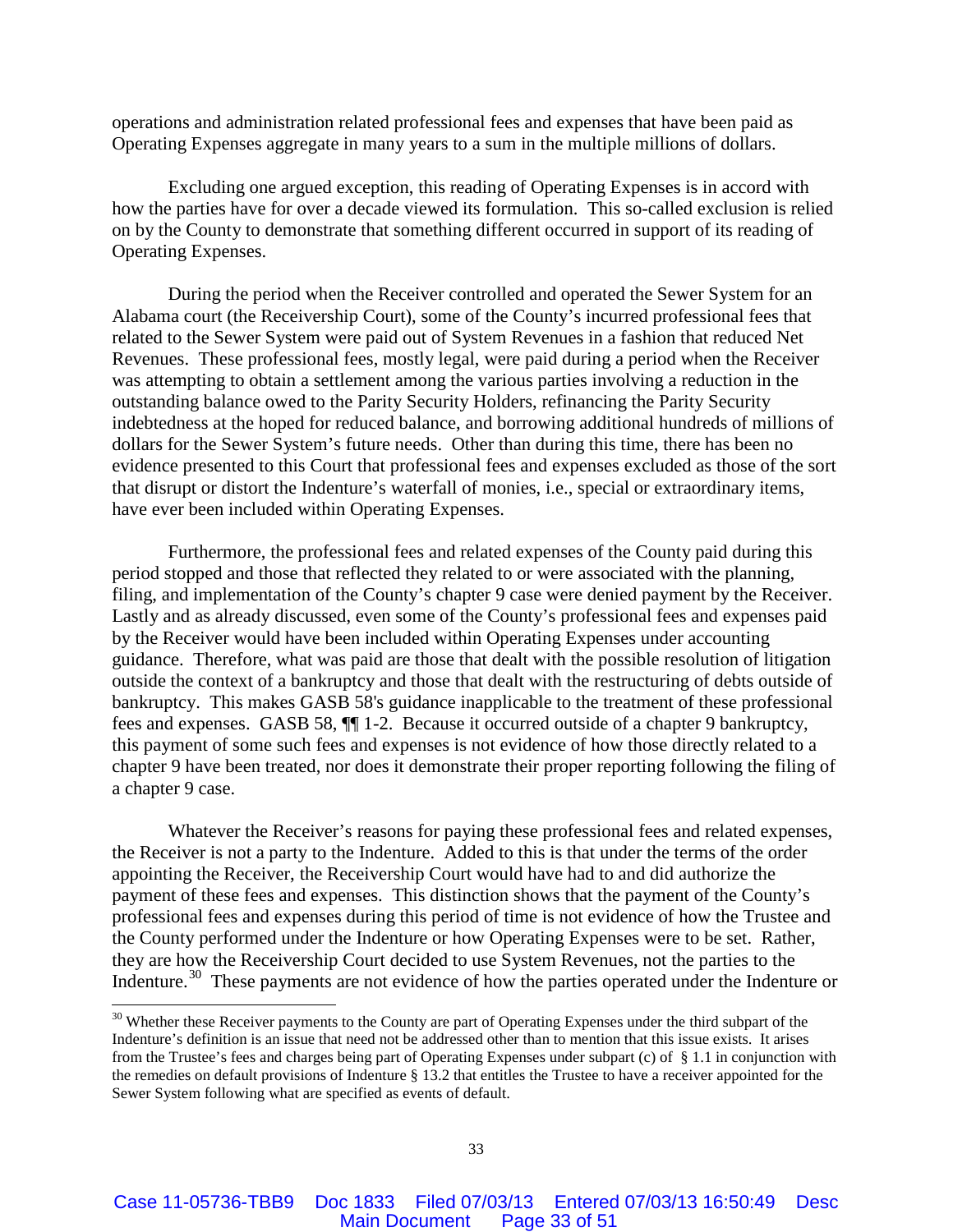operations and administration related professional fees and expenses that have been paid as Operating Expenses aggregate in many years to a sum in the multiple millions of dollars.

Excluding one argued exception, this reading of Operating Expenses is in accord with how the parties have for over a decade viewed its formulation. This so-called exclusion is relied on by the County to demonstrate that something different occurred in support of its reading of Operating Expenses.

During the period when the Receiver controlled and operated the Sewer System for an Alabama court (the Receivership Court), some of the County's incurred professional fees that related to the Sewer System were paid out of System Revenues in a fashion that reduced Net Revenues. These professional fees, mostly legal, were paid during a period when the Receiver was attempting to obtain a settlement among the various parties involving a reduction in the outstanding balance owed to the Parity Security Holders, refinancing the Parity Security indebtedness at the hoped for reduced balance, and borrowing additional hundreds of millions of dollars for the Sewer System's future needs. Other than during this time, there has been no evidence presented to this Court that professional fees and expenses excluded as those of the sort that disrupt or distort the Indenture's waterfall of monies, i.e., special or extraordinary items, have ever been included within Operating Expenses.

Furthermore, the professional fees and related expenses of the County paid during this period stopped and those that reflected they related to or were associated with the planning, filing, and implementation of the County's chapter 9 case were denied payment by the Receiver. Lastly and as already discussed, even some of the County's professional fees and expenses paid by the Receiver would have been included within Operating Expenses under accounting guidance. Therefore, what was paid are those that dealt with the possible resolution of litigation outside the context of a bankruptcy and those that dealt with the restructuring of debts outside of bankruptcy. This makes GASB 58's guidance inapplicable to the treatment of these professional fees and expenses. GASB 58, ¶¶ 1-2. Because it occurred outside of a chapter 9 bankruptcy, this payment of some such fees and expenses is not evidence of how those directly related to a chapter 9 have been treated, nor does it demonstrate their proper reporting following the filing of a chapter 9 case.

Whatever the Receiver's reasons for paying these professional fees and related expenses, the Receiver is not a party to the Indenture. Added to this is that under the terms of the order appointing the Receiver, the Receivership Court would have had to and did authorize the payment of these fees and expenses. This distinction shows that the payment of the County's professional fees and expenses during this period of time is not evidence of how the Trustee and the County performed under the Indenture or how Operating Expenses were to be set. Rather, they are how the Receivership Court decided to use System Revenues, not the parties to the Indenture.[30] These payments are not evidence of how the parties operated under the Indenture or

[30] Whether these Receiver payments to the County are part of Operating Expenses under the third subpart of the Indenture's definition is an issue that need not be addressed other than to mention that this issue exists. It arises from the Trustee's fees and charges being part of Operating Expenses under subpart (c) of § 1.1 in conjunction with the remedies on default provisions of Indenture § 13.2 that entitles the Trustee to have a receiver appointed for the Sewer System following what are specified as events of default.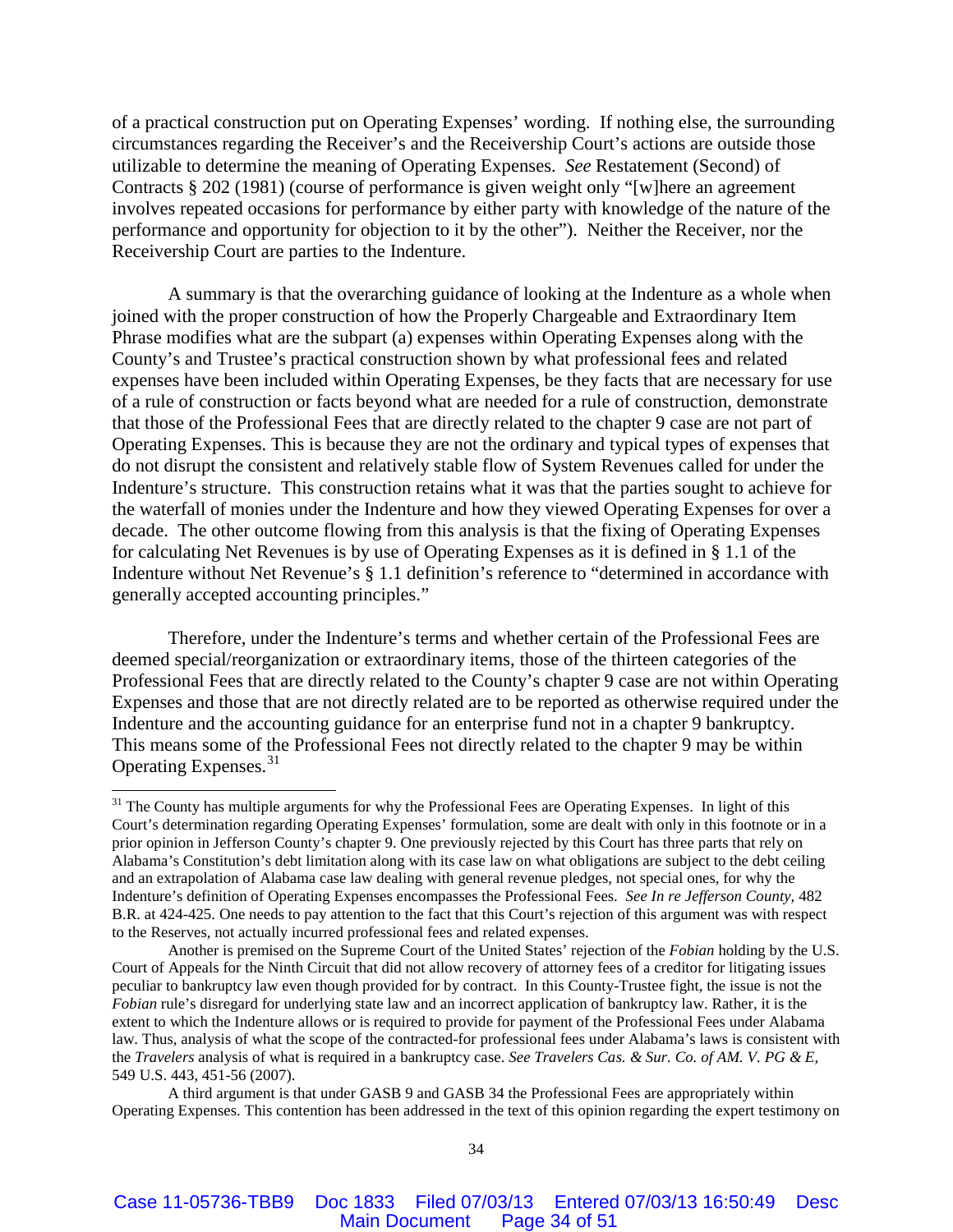of a practical construction put on Operating Expenses' wording. If nothing else, the surrounding circumstances regarding the Receiver's and the Receivership Court's actions are outside those utilizable to determine the meaning of Operating Expenses. *See* Restatement (Second) of Contracts § 202 (1981) (course of performance is given weight only "[w]here an agreement involves repeated occasions for performance by either party with knowledge of the nature of the performance and opportunity for objection to it by the other"). Neither the Receiver, nor the Receivership Court are parties to the Indenture.

A summary is that the overarching guidance of looking at the Indenture as a whole when joined with the proper construction of how the Properly Chargeable and Extraordinary Item Phrase modifies what are the subpart (a) expenses within Operating Expenses along with the County's and Trustee's practical construction shown by what professional fees and related expenses have been included within Operating Expenses, be they facts that are necessary for use of a rule of construction or facts beyond what are needed for a rule of construction, demonstrate that those of the Professional Fees that are directly related to the chapter 9 case are not part of Operating Expenses. This is because they are not the ordinary and typical types of expenses that do not disrupt the consistent and relatively stable flow of System Revenues called for under the Indenture's structure. This construction retains what it was that the parties sought to achieve for the waterfall of monies under the Indenture and how they viewed Operating Expenses for over a decade. The other outcome flowing from this analysis is that the fixing of Operating Expenses for calculating Net Revenues is by use of Operating Expenses as it is defined in § 1.1 of the Indenture without Net Revenue's § 1.1 definition's reference to "determined in accordance with generally accepted accounting principles."

Therefore, under the Indenture's terms and whether certain of the Professional Fees are deemed special/reorganization or extraordinary items, those of the thirteen categories of the Professional Fees that are directly related to the County's chapter 9 case are not within Operating Expenses and those that are not directly related are to be reported as otherwise required under the Indenture and the accounting guidance for an enterprise fund not in a chapter 9 bankruptcy. This means some of the Professional Fees not directly related to the chapter 9 may be within Operating Expenses.[31]

---

[31] The County has multiple arguments for why the Professional Fees are Operating Expenses. In light of this Court's determination regarding Operating Expenses' formulation, some are dealt with only in this footnote or in a prior opinion in Jefferson County's chapter 9. One previously rejected by this Court has three parts that rely on Alabama's Constitution's debt limitation along with its case law on what obligations are subject to the debt ceiling and an extrapolation of Alabama case law dealing with general revenue pledges, not special ones, for why the Indenture's definition of Operating Expenses encompasses the Professional Fees. *See In re Jefferson County,* 482 B.R. at 424-425. One needs to pay attention to the fact that this Court's rejection of this argument was with respect to the Reserves, not actually incurred professional fees and related expenses.

Another is premised on the Supreme Court of the United States' rejection of the *Fobian* holding by the U.S. Court of Appeals for the Ninth Circuit that did not allow recovery of attorney fees of a creditor for litigating issues peculiar to bankruptcy law even though provided for by contract. In this County-Trustee fight, the issue is not the *Fobian* rule's disregard for underlying state law and an incorrect application of bankruptcy law. Rather, it is the extent to which the Indenture allows or is required to provide for payment of the Professional Fees under Alabama law. Thus, analysis of what the scope of the contracted-for professional fees under Alabama's laws is consistent with the *Travelers* analysis of what is required in a bankruptcy case. *See Travelers Cas. & Sur. Co. of AM. V. PG & E,* 549 U.S. 443, 451-56 (2007).

A third argument is that under GASB 9 and GASB 34 the Professional Fees are appropriately within Operating Expenses. This contention has been addressed in the text of this opinion regarding the expert testimony on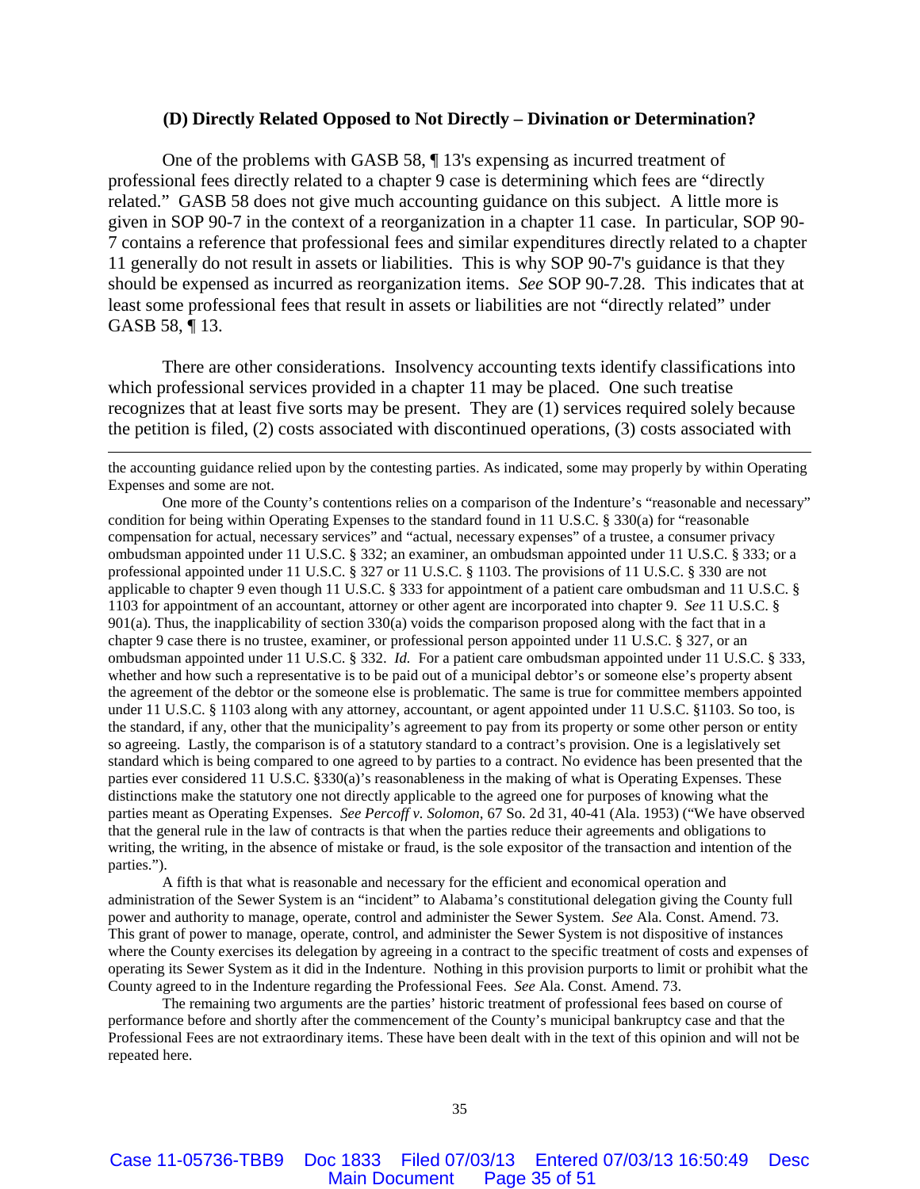### (D) Directly Related Opposed to Not Directly – Divination or Determination?

One of the problems with GASB 58, ¶ 13's expensing as incurred treatment of professional fees directly related to a chapter 9 case is determining which fees are "directly related." GASB 58 does not give much accounting guidance on this subject. A little more is given in SOP 90-7 in the context of a reorganization in a chapter 11 case. In particular, SOP 90-7 contains a reference that professional fees and similar expenditures directly related to a chapter 11 generally do not result in assets or liabilities. This is why SOP 90-7's guidance is that they should be expensed as incurred as reorganization items. *See* SOP 90-7.28. This indicates that at least some professional fees that result in assets or liabilities are not "directly related" under GASB 58, ¶ 13.

There are other considerations. Insolvency accounting texts identify classifications into which professional services provided in a chapter 11 may be placed. One such treatise recognizes that at least five sorts may be present. They are (1) services required solely because the petition is filed, (2) costs associated with discontinued operations, (3) costs associated with

---

the accounting guidance relied upon by the contesting parties. As indicated, some may properly by within Operating Expenses and some are not.

One more of the County's contentions relies on a comparison of the Indenture's "reasonable and necessary" condition for being within Operating Expenses to the standard found in 11 U.S.C. § 330(a) for "reasonable compensation for actual, necessary services" and "actual, necessary expenses" of a trustee, a consumer privacy ombudsman appointed under 11 U.S.C. § 332; an examiner, an ombudsman appointed under 11 U.S.C. § 333; or a professional appointed under 11 U.S.C. § 327 or 11 U.S.C. § 1103. The provisions of 11 U.S.C. § 330 are not applicable to chapter 9 even though 11 U.S.C. § 333 for appointment of a patient care ombudsman and 11 U.S.C. § 1103 for appointment of an accountant, attorney or other agent are incorporated into chapter 9. *See* 11 U.S.C. § 901(a). Thus, the inapplicability of section 330(a) voids the comparison proposed along with the fact that in a chapter 9 case there is no trustee, examiner, or professional person appointed under 11 U.S.C. § 327, or an ombudsman appointed under 11 U.S.C. § 332. *Id.* For a patient care ombudsman appointed under 11 U.S.C. § 333, whether and how such a representative is to be paid out of a municipal debtor's or someone else's property absent the agreement of the debtor or the someone else is problematic. The same is true for committee members appointed under 11 U.S.C. § 1103 along with any attorney, accountant, or agent appointed under 11 U.S.C. §1103. So too, is the standard, if any, other that the municipality's agreement to pay from its property or some other person or entity so agreeing. Lastly, the comparison is of a statutory standard to a contract's provision. One is a legislatively set standard which is being compared to one agreed to by parties to a contract. No evidence has been presented that the parties ever considered 11 U.S.C. §330(a)'s reasonableness in the making of what is Operating Expenses. These distinctions make the statutory one not directly applicable to the agreed one for purposes of knowing what the parties meant as Operating Expenses. *See Percoff v. Solomon*, 67 So. 2d 31, 40-41 (Ala. 1953) ("We have observed that the general rule in the law of contracts is that when the parties reduce their agreements and obligations to writing, the writing, in the absence of mistake or fraud, is the sole expositor of the transaction and intention of the parties.").

A fifth is that what is reasonable and necessary for the efficient and economical operation and administration of the Sewer System is an "incident" to Alabama's constitutional delegation giving the County full power and authority to manage, operate, control and administer the Sewer System. *See* Ala. Const. Amend. 73. This grant of power to manage, operate, control, and administer the Sewer System is not dispositive of instances where the County exercises its delegation by agreeing in a contract to the specific treatment of costs and expenses of operating its Sewer System as it did in the Indenture. Nothing in this provision purports to limit or prohibit what the County agreed to in the Indenture regarding the Professional Fees. *See* Ala. Const. Amend. 73.

The remaining two arguments are the parties' historic treatment of professional fees based on course of performance before and shortly after the commencement of the County's municipal bankruptcy case and that the Professional Fees are not extraordinary items. These have been dealt with in the text of this opinion and will not be repeated here.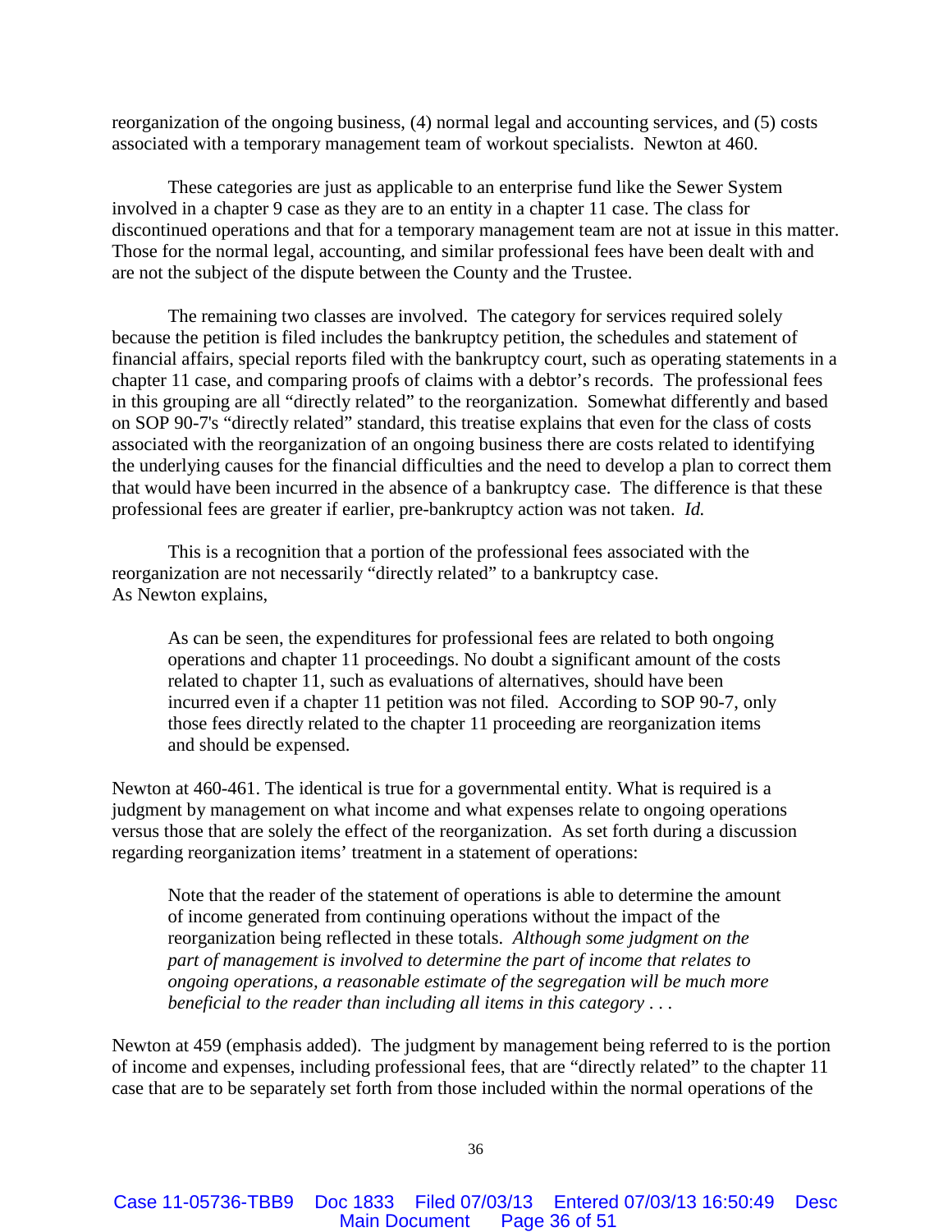reorganization of the ongoing business, (4) normal legal and accounting services, and (5) costs associated with a temporary management team of workout specialists. Newton at 460.

These categories are just as applicable to an enterprise fund like the Sewer System involved in a chapter 9 case as they are to an entity in a chapter 11 case. The class for discontinued operations and that for a temporary management team are not at issue in this matter. Those for the normal legal, accounting, and similar professional fees have been dealt with and are not the subject of the dispute between the County and the Trustee.

The remaining two classes are involved. The category for services required solely because the petition is filed includes the bankruptcy petition, the schedules and statement of financial affairs, special reports filed with the bankruptcy court, such as operating statements in a chapter 11 case, and comparing proofs of claims with a debtor's records. The professional fees in this grouping are all "directly related" to the reorganization. Somewhat differently and based on SOP 90-7's "directly related" standard, this treatise explains that even for the class of costs associated with the reorganization of an ongoing business there are costs related to identifying the underlying causes for the financial difficulties and the need to develop a plan to correct them that would have been incurred in the absence of a bankruptcy case. The difference is that these professional fees are greater if earlier, pre-bankruptcy action was not taken. *Id.*

This is a recognition that a portion of the professional fees associated with the reorganization are not necessarily "directly related" to a bankruptcy case. As Newton explains,

> As can be seen, the expenditures for professional fees are related to both ongoing operations and chapter 11 proceedings. No doubt a significant amount of the costs related to chapter 11, such as evaluations of alternatives, should have been incurred even if a chapter 11 petition was not filed. According to SOP 90-7, only those fees directly related to the chapter 11 proceeding are reorganization items and should be expensed.

Newton at 460-461. The identical is true for a governmental entity. What is required is a judgment by management on what income and what expenses relate to ongoing operations versus those that are solely the effect of the reorganization. As set forth during a discussion regarding reorganization items' treatment in a statement of operations:

> Note that the reader of the statement of operations is able to determine the amount of income generated from continuing operations without the impact of the reorganization being reflected in these totals. *Although some judgment on the part of management is involved to determine the part of income that relates to ongoing operations, a reasonable estimate of the segregation will be much more beneficial to the reader than including all items in this category . . .*

Newton at 459 (emphasis added). The judgment by management being referred to is the portion of income and expenses, including professional fees, that are "directly related" to the chapter 11 case that are to be separately set forth from those included within the normal operations of the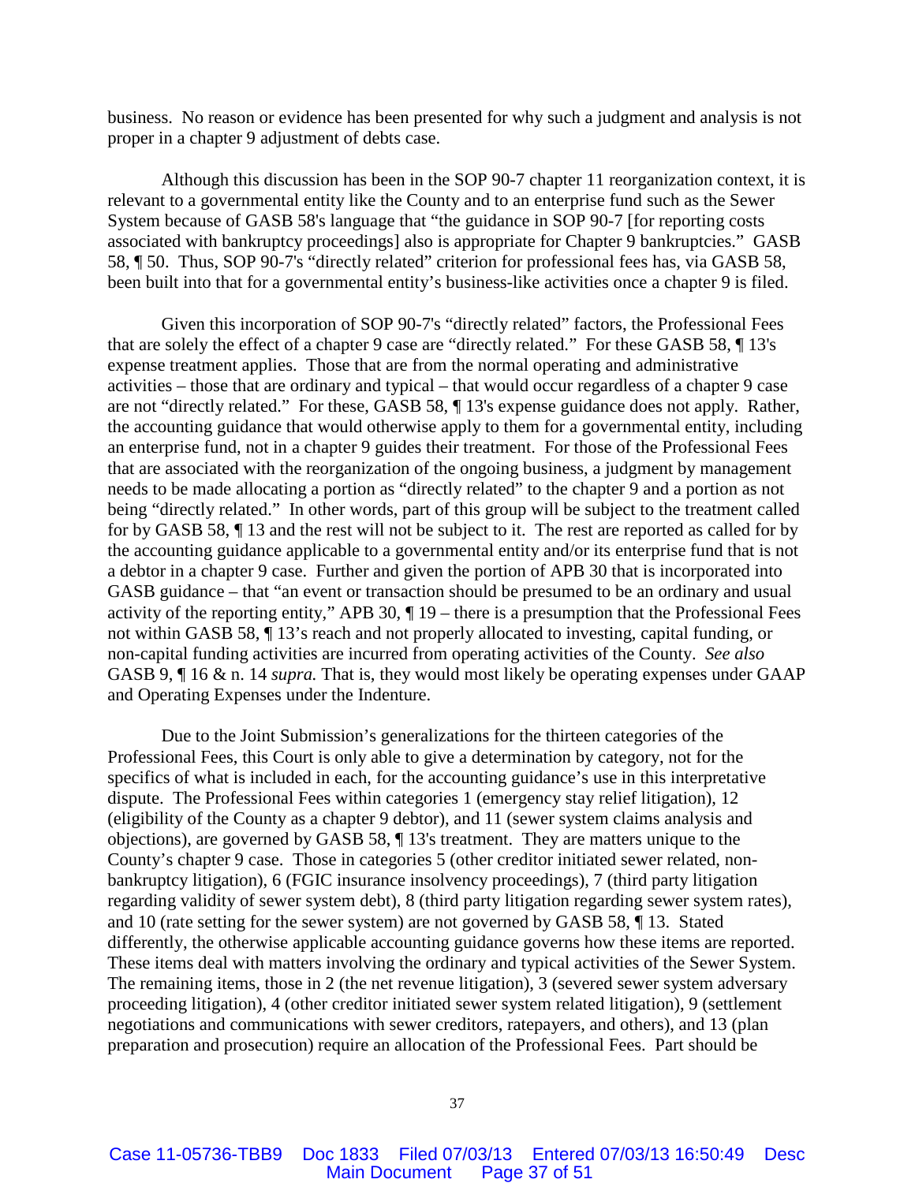business. No reason or evidence has been presented for why such a judgment and analysis is not proper in a chapter 9 adjustment of debts case.

Although this discussion has been in the SOP 90-7 chapter 11 reorganization context, it is relevant to a governmental entity like the County and to an enterprise fund such as the Sewer System because of GASB 58's language that "the guidance in SOP 90-7 [for reporting costs associated with bankruptcy proceedings] also is appropriate for Chapter 9 bankruptcies." GASB 58, ¶ 50. Thus, SOP 90-7's "directly related" criterion for professional fees has, via GASB 58, been built into that for a governmental entity's business-like activities once a chapter 9 is filed.

Given this incorporation of SOP 90-7's "directly related" factors, the Professional Fees that are solely the effect of a chapter 9 case are "directly related." For these GASB 58, ¶ 13's expense treatment applies. Those that are from the normal operating and administrative activities – those that are ordinary and typical – that would occur regardless of a chapter 9 case are not "directly related." For these, GASB 58, ¶ 13's expense guidance does not apply. Rather, the accounting guidance that would otherwise apply to them for a governmental entity, including an enterprise fund, not in a chapter 9 guides their treatment. For those of the Professional Fees that are associated with the reorganization of the ongoing business, a judgment by management needs to be made allocating a portion as "directly related" to the chapter 9 and a portion as not being "directly related." In other words, part of this group will be subject to the treatment called for by GASB 58, ¶ 13 and the rest will not be subject to it. The rest are reported as called for by the accounting guidance applicable to a governmental entity and/or its enterprise fund that is not a debtor in a chapter 9 case. Further and given the portion of APB 30 that is incorporated into GASB guidance – that "an event or transaction should be presumed to be an ordinary and usual activity of the reporting entity," APB 30, ¶ 19 – there is a presumption that the Professional Fees not within GASB 58, ¶ 13's reach and not properly allocated to investing, capital funding, or non-capital funding activities are incurred from operating activities of the County. *See also* GASB 9, ¶ 16 & n. 14 *supra.* That is, they would most likely be operating expenses under GAAP and Operating Expenses under the Indenture.

Due to the Joint Submission's generalizations for the thirteen categories of the Professional Fees, this Court is only able to give a determination by category, not for the specifics of what is included in each, for the accounting guidance's use in this interpretative dispute. The Professional Fees within categories 1 (emergency stay relief litigation), 12 (eligibility of the County as a chapter 9 debtor), and 11 (sewer system claims analysis and objections), are governed by GASB 58, ¶ 13's treatment. They are matters unique to the County's chapter 9 case. Those in categories 5 (other creditor initiated sewer related, non-bankruptcy litigation), 6 (FGIC insurance insolvency proceedings), 7 (third party litigation regarding validity of sewer system debt), 8 (third party litigation regarding sewer system rates), and 10 (rate setting for the sewer system) are not governed by GASB 58, ¶ 13. Stated differently, the otherwise applicable accounting guidance governs how these items are reported. These items deal with matters involving the ordinary and typical activities of the Sewer System. The remaining items, those in 2 (the net revenue litigation), 3 (severed sewer system adversary proceeding litigation), 4 (other creditor initiated sewer system related litigation), 9 (settlement negotiations and communications with sewer creditors, ratepayers, and others), and 13 (plan preparation and prosecution) require an allocation of the Professional Fees. Part should be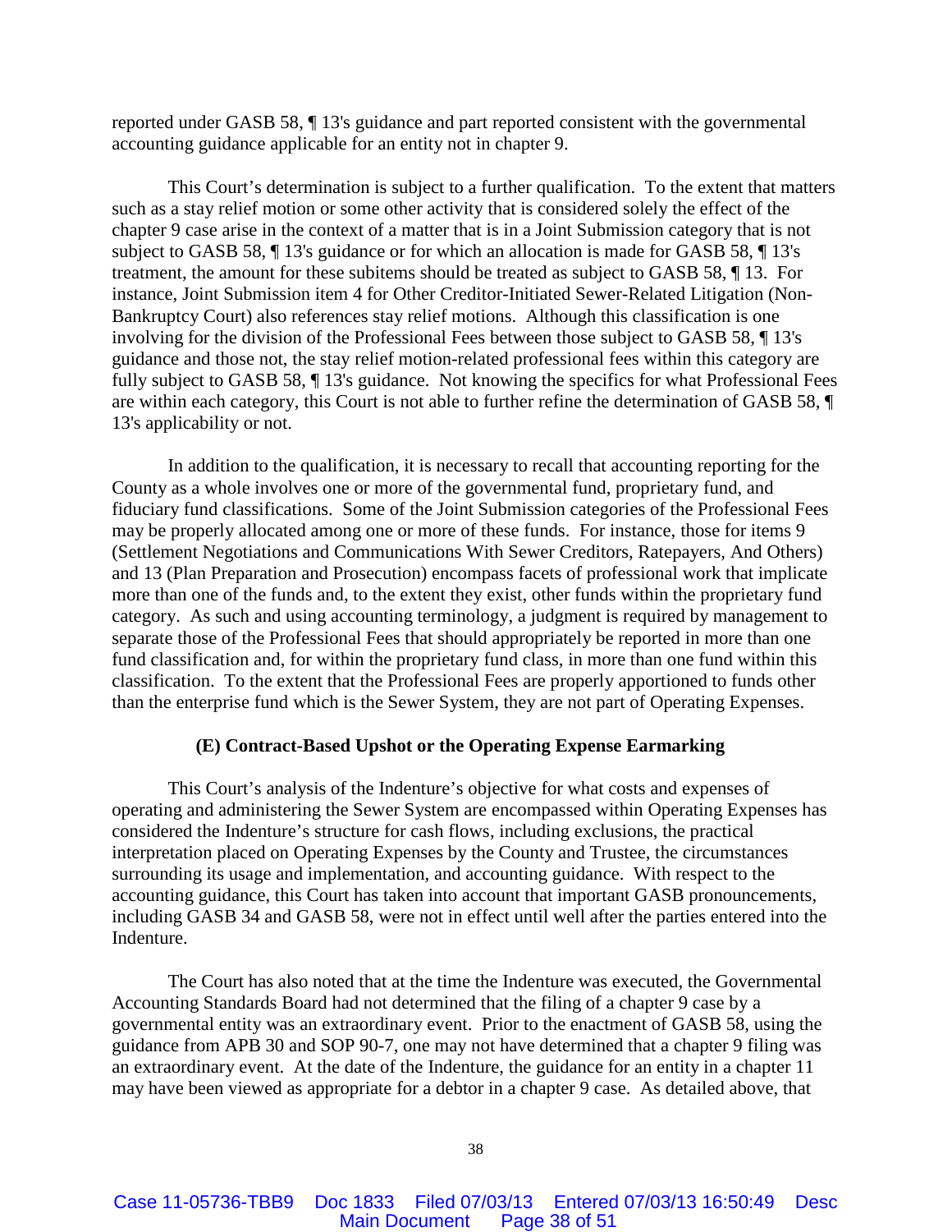reported under GASB 58, ¶ 13's guidance and part reported consistent with the governmental accounting guidance applicable for an entity not in chapter 9.

This Court's determination is subject to a further qualification. To the extent that matters such as a stay relief motion or some other activity that is considered solely the effect of the chapter 9 case arise in the context of a matter that is in a Joint Submission category that is not subject to GASB 58, ¶ 13's guidance or for which an allocation is made for GASB 58, ¶ 13's treatment, the amount for these subitems should be treated as subject to GASB 58, ¶ 13. For instance, Joint Submission item 4 for Other Creditor-Initiated Sewer-Related Litigation (Non-Bankruptcy Court) also references stay relief motions. Although this classification is one involving for the division of the Professional Fees between those subject to GASB 58, ¶ 13's guidance and those not, the stay relief motion-related professional fees within this category are fully subject to GASB 58, ¶ 13's guidance. Not knowing the specifics for what Professional Fees are within each category, this Court is not able to further refine the determination of GASB 58, ¶ 13's applicability or not.

In addition to the qualification, it is necessary to recall that accounting reporting for the County as a whole involves one or more of the governmental fund, proprietary fund, and fiduciary fund classifications. Some of the Joint Submission categories of the Professional Fees may be properly allocated among one or more of these funds. For instance, those for items 9 (Settlement Negotiations and Communications With Sewer Creditors, Ratepayers, And Others) and 13 (Plan Preparation and Prosecution) encompass facets of professional work that implicate more than one of the funds and, to the extent they exist, other funds within the proprietary fund category. As such and using accounting terminology, a judgment is required by management to separate those of the Professional Fees that should appropriately be reported in more than one fund classification and, for within the proprietary fund class, in more than one fund within this classification. To the extent that the Professional Fees are properly apportioned to funds other than the enterprise fund which is the Sewer System, they are not part of Operating Expenses.

### (E) Contract-Based Upshot or the Operating Expense Earmarking

This Court's analysis of the Indenture's objective for what costs and expenses of operating and administering the Sewer System are encompassed within Operating Expenses has considered the Indenture's structure for cash flows, including exclusions, the practical interpretation placed on Operating Expenses by the County and Trustee, the circumstances surrounding its usage and implementation, and accounting guidance. With respect to the accounting guidance, this Court has taken into account that important GASB pronouncements, including GASB 34 and GASB 58, were not in effect until well after the parties entered into the Indenture.

The Court has also noted that at the time the Indenture was executed, the Governmental Accounting Standards Board had not determined that the filing of a chapter 9 case by a governmental entity was an extraordinary event. Prior to the enactment of GASB 58, using the guidance from APB 30 and SOP 90-7, one may not have determined that a chapter 9 filing was an extraordinary event. At the date of the Indenture, the guidance for an entity in a chapter 11 may have been viewed as appropriate for a debtor in a chapter 9 case. As detailed above, that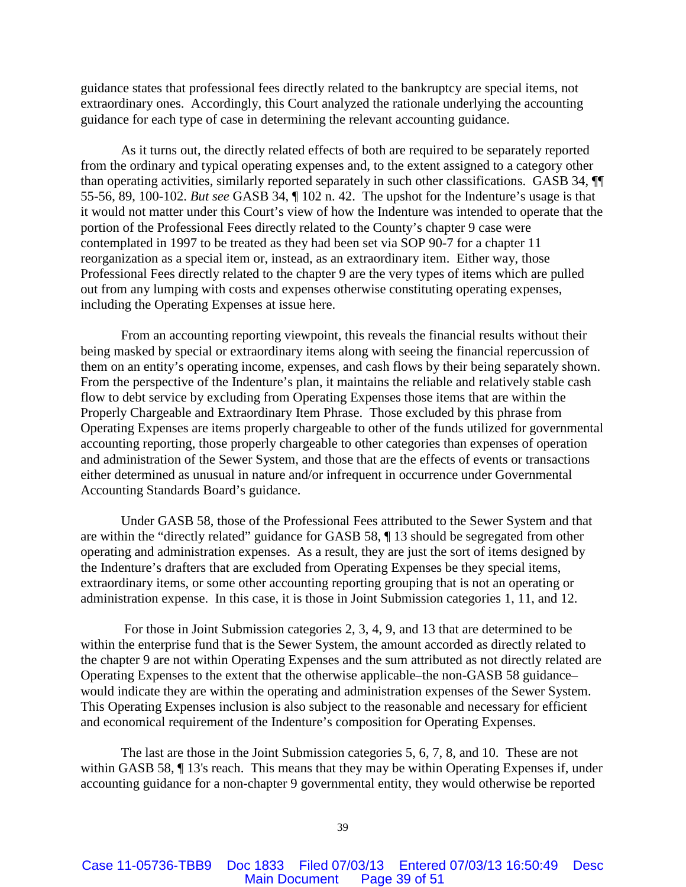guidance states that professional fees directly related to the bankruptcy are special items, not extraordinary ones. Accordingly, this Court analyzed the rationale underlying the accounting guidance for each type of case in determining the relevant accounting guidance.

As it turns out, the directly related effects of both are required to be separately reported from the ordinary and typical operating expenses and, to the extent assigned to a category other than operating activities, similarly reported separately in such other classifications. GASB 34, ¶¶ 55-56, 89, 100-102. *But see* GASB 34, ¶ 102 n. 42. The upshot for the Indenture's usage is that it would not matter under this Court's view of how the Indenture was intended to operate that the portion of the Professional Fees directly related to the County's chapter 9 case were contemplated in 1997 to be treated as they had been set via SOP 90-7 for a chapter 11 reorganization as a special item or, instead, as an extraordinary item. Either way, those Professional Fees directly related to the chapter 9 are the very types of items which are pulled out from any lumping with costs and expenses otherwise constituting operating expenses, including the Operating Expenses at issue here.

From an accounting reporting viewpoint, this reveals the financial results without their being masked by special or extraordinary items along with seeing the financial repercussion of them on an entity's operating income, expenses, and cash flows by their being separately shown. From the perspective of the Indenture's plan, it maintains the reliable and relatively stable cash flow to debt service by excluding from Operating Expenses those items that are within the Properly Chargeable and Extraordinary Item Phrase. Those excluded by this phrase from Operating Expenses are items properly chargeable to other of the funds utilized for governmental accounting reporting, those properly chargeable to other categories than expenses of operation and administration of the Sewer System, and those that are the effects of events or transactions either determined as unusual in nature and/or infrequent in occurrence under Governmental Accounting Standards Board's guidance.

Under GASB 58, those of the Professional Fees attributed to the Sewer System and that are within the "directly related" guidance for GASB 58, ¶ 13 should be segregated from other operating and administration expenses. As a result, they are just the sort of items designed by the Indenture's drafters that are excluded from Operating Expenses be they special items, extraordinary items, or some other accounting reporting grouping that is not an operating or administration expense. In this case, it is those in Joint Submission categories 1, 11, and 12.

For those in Joint Submission categories 2, 3, 4, 9, and 13 that are determined to be within the enterprise fund that is the Sewer System, the amount accorded as directly related to the chapter 9 are not within Operating Expenses and the sum attributed as not directly related are Operating Expenses to the extent that the otherwise applicable–the non-GASB 58 guidance–would indicate they are within the operating and administration expenses of the Sewer System. This Operating Expenses inclusion is also subject to the reasonable and necessary for efficient and economical requirement of the Indenture's composition for Operating Expenses.

The last are those in the Joint Submission categories 5, 6, 7, 8, and 10. These are not within GASB 58, ¶ 13's reach. This means that they may be within Operating Expenses if, under accounting guidance for a non-chapter 9 governmental entity, they would otherwise be reported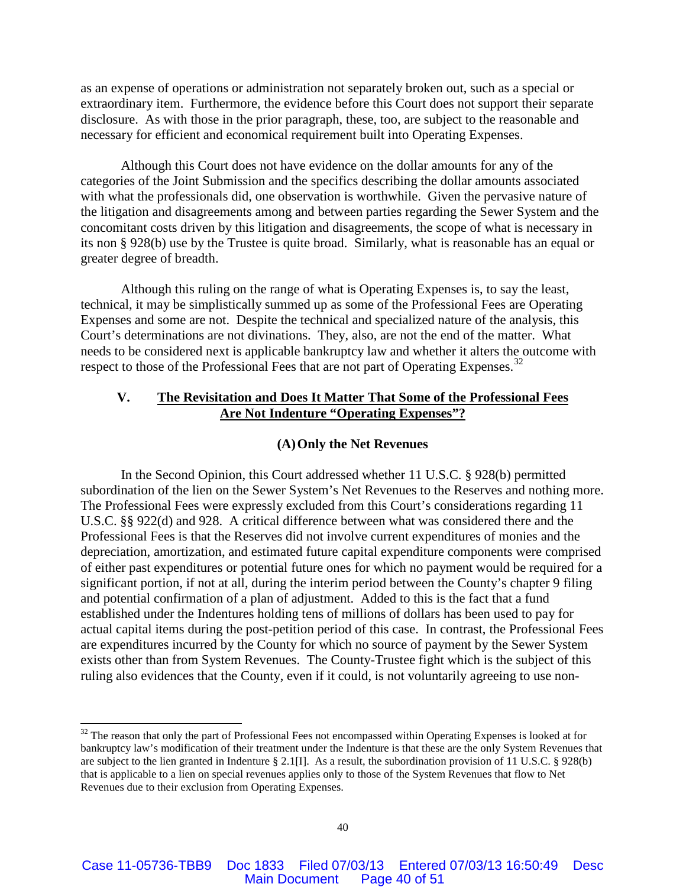as an expense of operations or administration not separately broken out, such as a special or extraordinary item. Furthermore, the evidence before this Court does not support their separate disclosure. As with those in the prior paragraph, these, too, are subject to the reasonable and necessary for efficient and economical requirement built into Operating Expenses.

Although this Court does not have evidence on the dollar amounts for any of the categories of the Joint Submission and the specifics describing the dollar amounts associated with what the professionals did, one observation is worthwhile. Given the pervasive nature of the litigation and disagreements among and between parties regarding the Sewer System and the concomitant costs driven by this litigation and disagreements, the scope of what is necessary in its non § 928(b) use by the Trustee is quite broad. Similarly, what is reasonable has an equal or greater degree of breadth.

Although this ruling on the range of what is Operating Expenses is, to say the least, technical, it may be simplistically summed up as some of the Professional Fees are Operating Expenses and some are not. Despite the technical and specialized nature of the analysis, this Court's determinations are not divinations. They, also, are not the end of the matter. What needs to be considered next is applicable bankruptcy law and whether it alters the outcome with respect to those of the Professional Fees that are not part of Operating Expenses.[32]

## V. The Revisitation and Does It Matter That Some of the Professional Fees Are Not Indenture "Operating Expenses"?

### (A) Only the Net Revenues

In the Second Opinion, this Court addressed whether 11 U.S.C. § 928(b) permitted subordination of the lien on the Sewer System's Net Revenues to the Reserves and nothing more. The Professional Fees were expressly excluded from this Court's considerations regarding 11 U.S.C. §§ 922(d) and 928. A critical difference between what was considered there and the Professional Fees is that the Reserves did not involve current expenditures of monies and the depreciation, amortization, and estimated future capital expenditure components were comprised of either past expenditures or potential future ones for which no payment would be required for a significant portion, if not at all, during the interim period between the County's chapter 9 filing and potential confirmation of a plan of adjustment. Added to this is the fact that a fund established under the Indentures holding tens of millions of dollars has been used to pay for actual capital items during the post-petition period of this case. In contrast, the Professional Fees are expenditures incurred by the County for which no source of payment by the Sewer System exists other than from System Revenues. The County-Trustee fight which is the subject of this ruling also evidences that the County, even if it could, is not voluntarily agreeing to use non-

---

[32] The reason that only the part of Professional Fees not encompassed within Operating Expenses is looked at for bankruptcy law's modification of their treatment under the Indenture is that these are the only System Revenues that are subject to the lien granted in Indenture § 2.1[I]. As a result, the subordination provision of 11 U.S.C. § 928(b) that is applicable to a lien on special revenues applies only to those of the System Revenues that flow to Net Revenues due to their exclusion from Operating Expenses.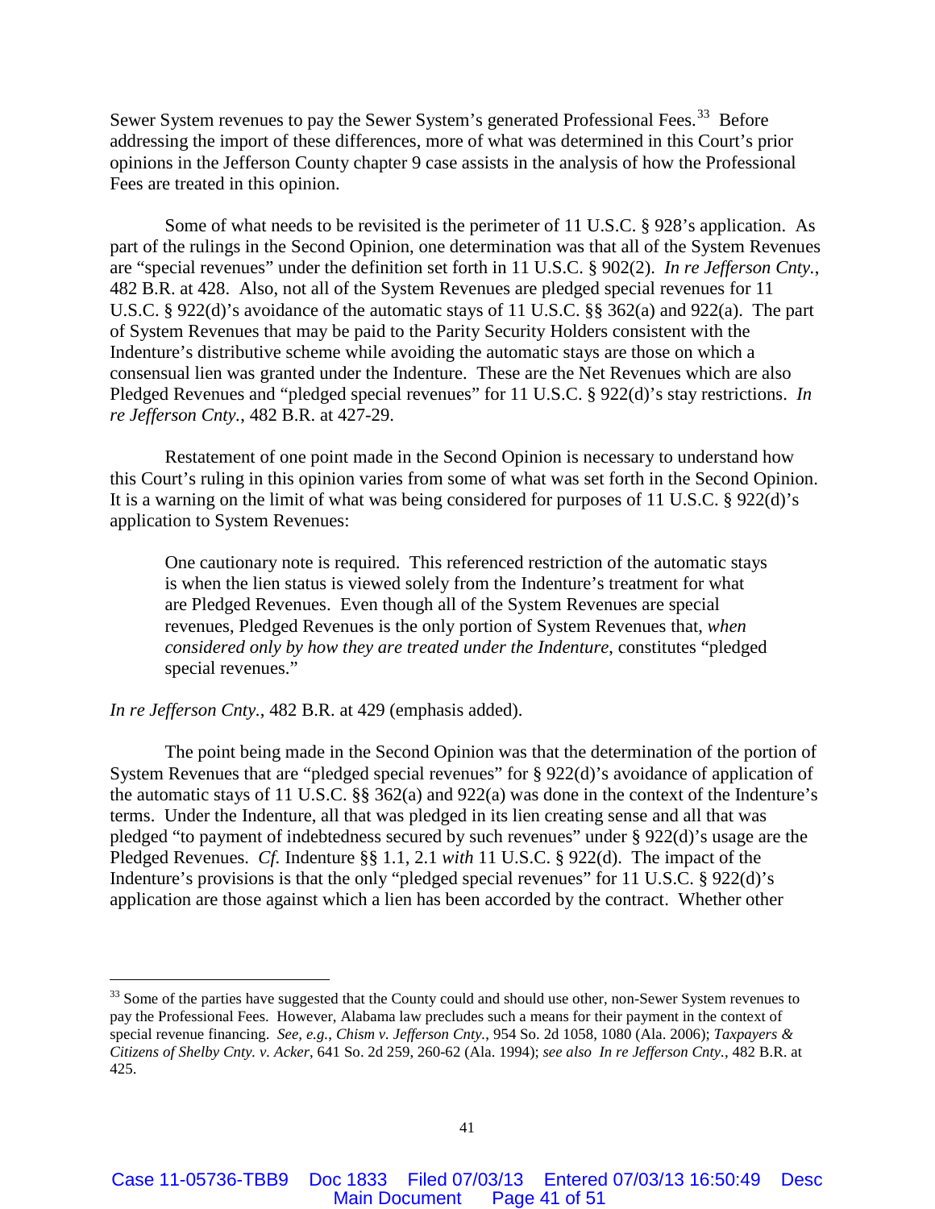Sewer System revenues to pay the Sewer System's generated Professional Fees.[33] Before addressing the import of these differences, more of what was determined in this Court's prior opinions in the Jefferson County chapter 9 case assists in the analysis of how the Professional Fees are treated in this opinion.

Some of what needs to be revisited is the perimeter of 11 U.S.C. § 928's application. As part of the rulings in the Second Opinion, one determination was that all of the System Revenues are "special revenues" under the definition set forth in 11 U.S.C. § 902(2). *In re Jefferson Cnty.*, 482 B.R. at 428. Also, not all of the System Revenues are pledged special revenues for 11 U.S.C. § 922(d)'s avoidance of the automatic stays of 11 U.S.C. §§ 362(a) and 922(a). The part of System Revenues that may be paid to the Parity Security Holders consistent with the Indenture's distributive scheme while avoiding the automatic stays are those on which a consensual lien was granted under the Indenture. These are the Net Revenues which are also Pledged Revenues and "pledged special revenues" for 11 U.S.C. § 922(d)'s stay restrictions. *In re Jefferson Cnty.*, 482 B.R. at 427-29.

Restatement of one point made in the Second Opinion is necessary to understand how this Court's ruling in this opinion varies from some of what was set forth in the Second Opinion. It is a warning on the limit of what was being considered for purposes of 11 U.S.C. § 922(d)'s application to System Revenues:

> One cautionary note is required. This referenced restriction of the automatic stays is when the lien status is viewed solely from the Indenture's treatment for what are Pledged Revenues. Even though all of the System Revenues are special revenues, Pledged Revenues is the only portion of System Revenues that, *when considered only by how they are treated under the Indenture*, constitutes "pledged special revenues."

*In re Jefferson Cnty.*, 482 B.R. at 429 (emphasis added).

The point being made in the Second Opinion was that the determination of the portion of System Revenues that are "pledged special revenues" for § 922(d)'s avoidance of application of the automatic stays of 11 U.S.C. §§ 362(a) and 922(a) was done in the context of the Indenture's terms. Under the Indenture, all that was pledged in its lien creating sense and all that was pledged "to payment of indebtedness secured by such revenues" under § 922(d)'s usage are the Pledged Revenues. *Cf.* Indenture §§ 1.1, 2.1 *with* 11 U.S.C. § 922(d). The impact of the Indenture's provisions is that the only "pledged special revenues" for 11 U.S.C. § 922(d)'s application are those against which a lien has been accorded by the contract. Whether other

---

[33] Some of the parties have suggested that the County could and should use other, non-Sewer System revenues to pay the Professional Fees. However, Alabama law precludes such a means for their payment in the context of special revenue financing. *See, e.g.*, *Chism v. Jefferson Cnty.*, 954 So. 2d 1058, 1080 (Ala. 2006); *Taxpayers & Citizens of Shelby Cnty. v. Acker*, 641 So. 2d 259, 260-62 (Ala. 1994); *see also In re Jefferson Cnty.*, 482 B.R. at 425.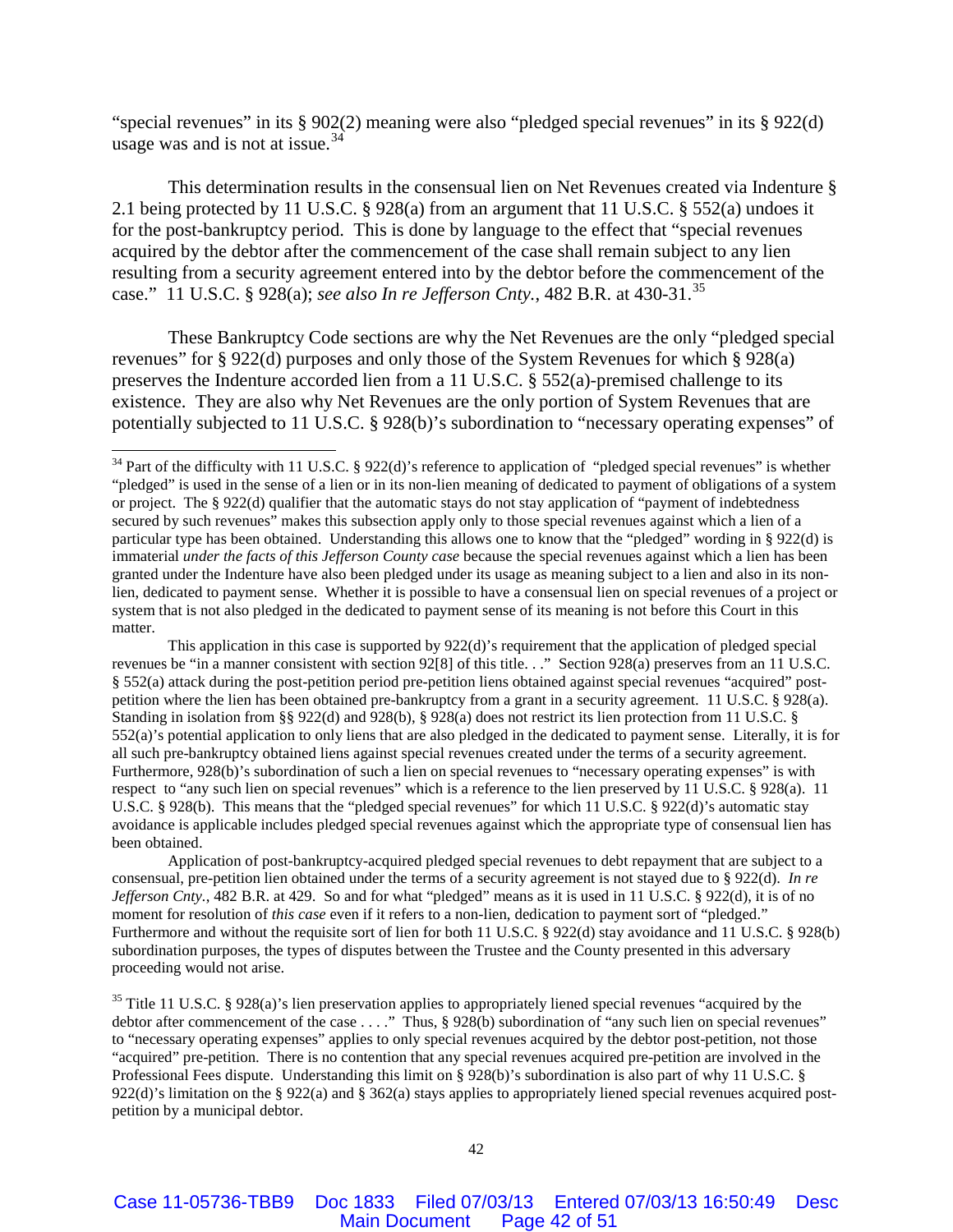"special revenues" in its § 902(2) meaning were also "pledged special revenues" in its § 922(d) usage was and is not at issue.[34]

This determination results in the consensual lien on Net Revenues created via Indenture § 2.1 being protected by 11 U.S.C. § 928(a) from an argument that 11 U.S.C. § 552(a) undoes it for the post-bankruptcy period. This is done by language to the effect that "special revenues acquired by the debtor after the commencement of the case shall remain subject to any lien resulting from a security agreement entered into by the debtor before the commencement of the case." 11 U.S.C. § 928(a); *see also In re Jefferson Cnty.*, 482 B.R. at 430-31.[35]

These Bankruptcy Code sections are why the Net Revenues are the only "pledged special revenues" for § 922(d) purposes and only those of the System Revenues for which § 928(a) preserves the Indenture accorded lien from a 11 U.S.C. § 552(a)-premised challenge to its existence. They are also why Net Revenues are the only portion of System Revenues that are potentially subjected to 11 U.S.C. § 928(b)'s subordination to "necessary operating expenses" of

---

[34] Part of the difficulty with 11 U.S.C. § 922(d)'s reference to application of "pledged special revenues" is whether "pledged" is used in the sense of a lien or in its non-lien meaning of dedicated to payment of obligations of a system or project. The § 922(d) qualifier that the automatic stays do not stay application of "payment of indebtedness secured by such revenues" makes this subsection apply only to those special revenues against which a lien of a particular type has been obtained. Understanding this allows one to know that the "pledged" wording in § 922(d) is immaterial *under the facts of this Jefferson County case* because the special revenues against which a lien has been granted under the Indenture have also been pledged under its usage as meaning subject to a lien and also in its non-lien, dedicated to payment sense. Whether it is possible to have a consensual lien on special revenues of a project or system that is not also pledged in the dedicated to payment sense of its meaning is not before this Court in this matter.

This application in this case is supported by 922(d)'s requirement that the application of pledged special revenues be "in a manner consistent with section 92[8] of this title. . ." Section 928(a) preserves from an 11 U.S.C. § 552(a) attack during the post-petition period pre-petition liens obtained against special revenues "acquired" post-petition where the lien has been obtained pre-bankruptcy from a grant in a security agreement. 11 U.S.C. § 928(a). Standing in isolation from §§ 922(d) and 928(b), § 928(a) does not restrict its lien protection from 11 U.S.C. § 552(a)'s potential application to only liens that are also pledged in the dedicated to payment sense. Literally, it is for all such pre-bankruptcy obtained liens against special revenues created under the terms of a security agreement. Furthermore, 928(b)'s subordination of such a lien on special revenues to "necessary operating expenses" is with respect to "any such lien on special revenues" which is a reference to the lien preserved by 11 U.S.C. § 928(a). 11 U.S.C. § 928(b). This means that the "pledged special revenues" for which 11 U.S.C. § 922(d)'s automatic stay avoidance is applicable includes pledged special revenues against which the appropriate type of consensual lien has been obtained.

Application of post-bankruptcy-acquired pledged special revenues to debt repayment that are subject to a consensual, pre-petition lien obtained under the terms of a security agreement is not stayed due to § 922(d). *In re Jefferson Cnty.*, 482 B.R. at 429. So and for what "pledged" means as it is used in 11 U.S.C. § 922(d), it is of no moment for resolution of *this case* even if it refers to a non-lien, dedication to payment sort of "pledged." Furthermore and without the requisite sort of lien for both 11 U.S.C. § 922(d) stay avoidance and 11 U.S.C. § 928(b) subordination purposes, the types of disputes between the Trustee and the County presented in this adversary proceeding would not arise.

[35] Title 11 U.S.C. § 928(a)'s lien preservation applies to appropriately liened special revenues "acquired by the debtor after commencement of the case . . . ." Thus, § 928(b) subordination of "any such lien on special revenues" to "necessary operating expenses" applies to only special revenues acquired by the debtor post-petition, not those "acquired" pre-petition. There is no contention that any special revenues acquired pre-petition are involved in the Professional Fees dispute. Understanding this limit on § 928(b)'s subordination is also part of why 11 U.S.C. § 922(d)'s limitation on the § 922(a) and § 362(a) stays applies to appropriately liened special revenues acquired post-petition by a municipal debtor.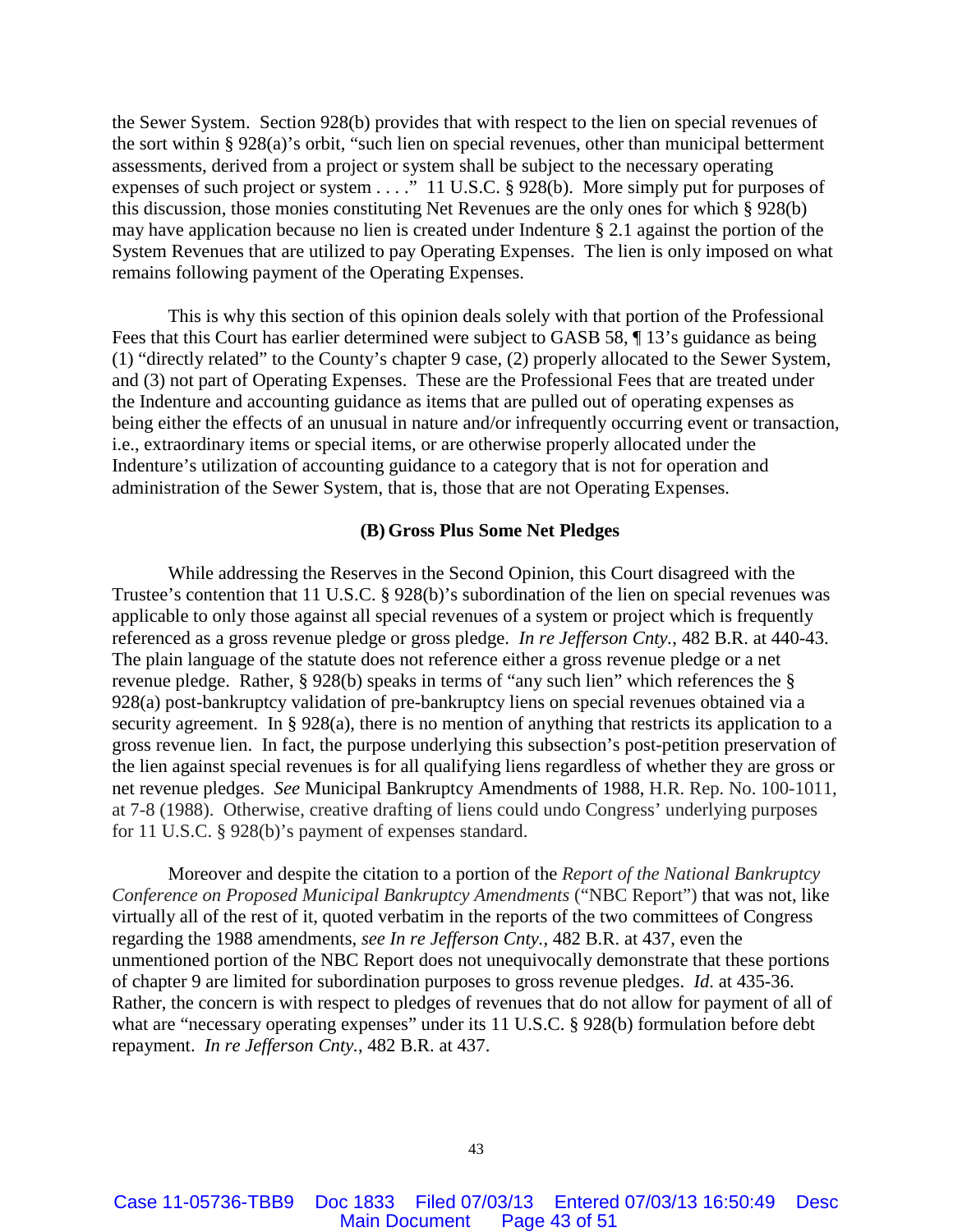the Sewer System. Section 928(b) provides that with respect to the lien on special revenues of the sort within § 928(a)'s orbit, "such lien on special revenues, other than municipal betterment assessments, derived from a project or system shall be subject to the necessary operating expenses of such project or system . . . ." 11 U.S.C. § 928(b). More simply put for purposes of this discussion, those monies constituting Net Revenues are the only ones for which § 928(b) may have application because no lien is created under Indenture § 2.1 against the portion of the System Revenues that are utilized to pay Operating Expenses. The lien is only imposed on what remains following payment of the Operating Expenses.

This is why this section of this opinion deals solely with that portion of the Professional Fees that this Court has earlier determined were subject to GASB 58, ¶ 13's guidance as being (1) "directly related" to the County's chapter 9 case, (2) properly allocated to the Sewer System, and (3) not part of Operating Expenses. These are the Professional Fees that are treated under the Indenture and accounting guidance as items that are pulled out of operating expenses as being either the effects of an unusual in nature and/or infrequently occurring event or transaction, i.e., extraordinary items or special items, or are otherwise properly allocated under the Indenture's utilization of accounting guidance to a category that is not for operation and administration of the Sewer System, that is, those that are not Operating Expenses.

### (B) Gross Plus Some Net Pledges

While addressing the Reserves in the Second Opinion, this Court disagreed with the Trustee's contention that 11 U.S.C. § 928(b)'s subordination of the lien on special revenues was applicable to only those against all special revenues of a system or project which is frequently referenced as a gross revenue pledge or gross pledge. *In re Jefferson Cnty.*, 482 B.R. at 440-43. The plain language of the statute does not reference either a gross revenue pledge or a net revenue pledge. Rather, § 928(b) speaks in terms of "any such lien" which references the § 928(a) post-bankruptcy validation of pre-bankruptcy liens on special revenues obtained via a security agreement. In § 928(a), there is no mention of anything that restricts its application to a gross revenue lien. In fact, the purpose underlying this subsection's post-petition preservation of the lien against special revenues is for all qualifying liens regardless of whether they are gross or net revenue pledges. *See* Municipal Bankruptcy Amendments of 1988, H.R. Rep. No. 100-1011, at 7-8 (1988). Otherwise, creative drafting of liens could undo Congress' underlying purposes for 11 U.S.C. § 928(b)'s payment of expenses standard.

Moreover and despite the citation to a portion of the *Report of the National Bankruptcy Conference on Proposed Municipal Bankruptcy Amendments* ("NBC Report") that was not, like virtually all of the rest of it, quoted verbatim in the reports of the two committees of Congress regarding the 1988 amendments, *see In re Jefferson Cnty.*, 482 B.R. at 437, even the unmentioned portion of the NBC Report does not unequivocally demonstrate that these portions of chapter 9 are limited for subordination purposes to gross revenue pledges. *Id.* at 435-36. Rather, the concern is with respect to pledges of revenues that do not allow for payment of all of what are "necessary operating expenses" under its 11 U.S.C. § 928(b) formulation before debt repayment. *In re Jefferson Cnty.*, 482 B.R. at 437.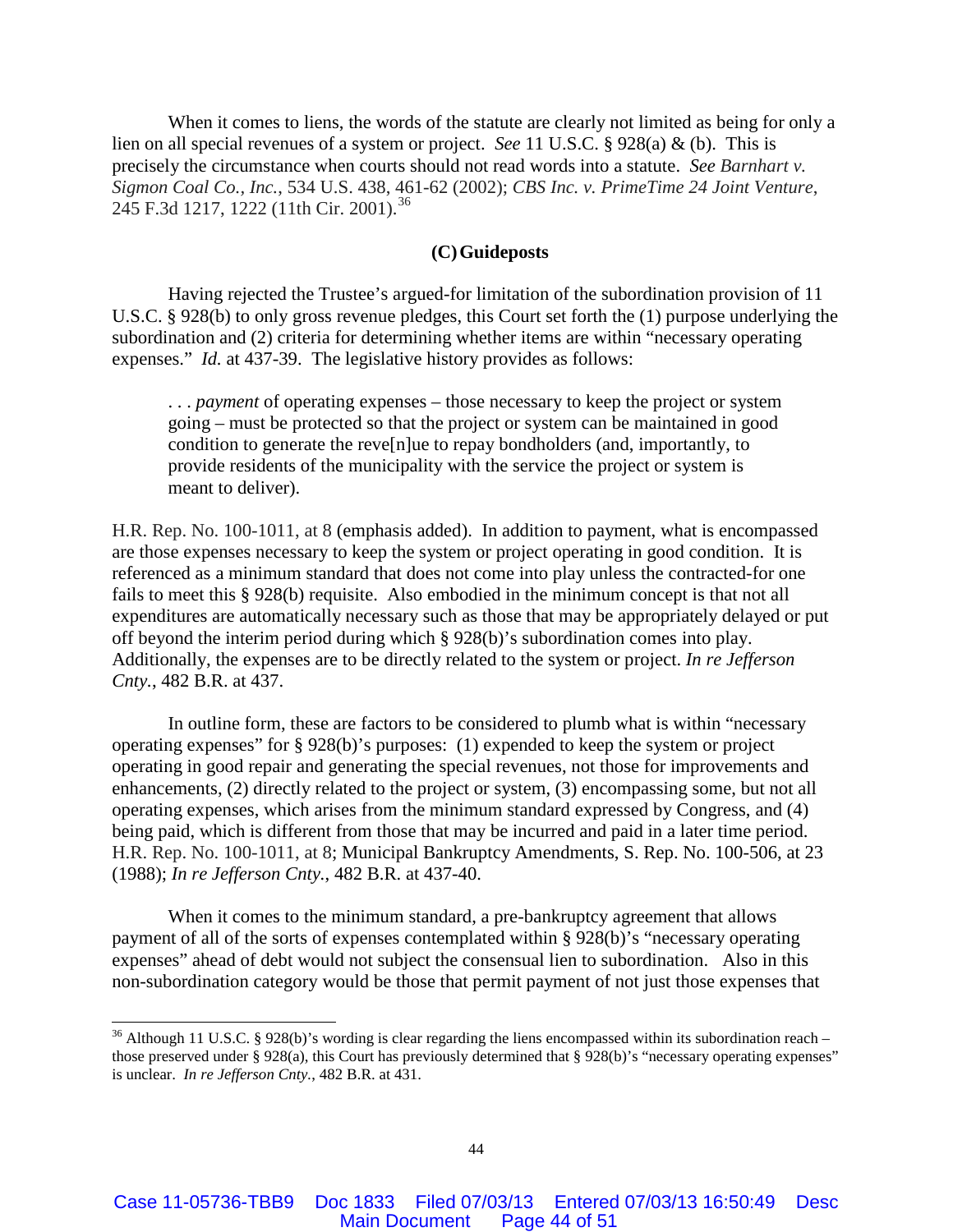When it comes to liens, the words of the statute are clearly not limited as being for only a lien on all special revenues of a system or project. *See* 11 U.S.C. § 928(a) & (b). This is precisely the circumstance when courts should not read words into a statute. *See Barnhart v. Sigmon Coal Co., Inc.*, 534 U.S. 438, 461-62 (2002); *CBS Inc. v. PrimeTime 24 Joint Venture*, 245 F.3d 1217, 1222 (11th Cir. 2001).[36]

### (C) Guideposts

Having rejected the Trustee's argued-for limitation of the subordination provision of 11 U.S.C. § 928(b) to only gross revenue pledges, this Court set forth the (1) purpose underlying the subordination and (2) criteria for determining whether items are within "necessary operating expenses." *Id.* at 437-39. The legislative history provides as follows:

> . . . *payment* of operating expenses – those necessary to keep the project or system going – must be protected so that the project or system can be maintained in good condition to generate the reve[n]ue to repay bondholders (and, importantly, to provide residents of the municipality with the service the project or system is meant to deliver).

H.R. Rep. No. 100-1011, at 8 (emphasis added). In addition to payment, what is encompassed are those expenses necessary to keep the system or project operating in good condition. It is referenced as a minimum standard that does not come into play unless the contracted-for one fails to meet this § 928(b) requisite. Also embodied in the minimum concept is that not all expenditures are automatically necessary such as those that may be appropriately delayed or put off beyond the interim period during which § 928(b)'s subordination comes into play. Additionally, the expenses are to be directly related to the system or project. *In re Jefferson Cnty.*, 482 B.R. at 437.

In outline form, these are factors to be considered to plumb what is within "necessary operating expenses" for § 928(b)'s purposes: (1) expended to keep the system or project operating in good repair and generating the special revenues, not those for improvements and enhancements, (2) directly related to the project or system, (3) encompassing some, but not all operating expenses, which arises from the minimum standard expressed by Congress, and (4) being paid, which is different from those that may be incurred and paid in a later time period. H.R. Rep. No. 100-1011, at 8; Municipal Bankruptcy Amendments, S. Rep. No. 100-506, at 23 (1988); *In re Jefferson Cnty.*, 482 B.R. at 437-40.

When it comes to the minimum standard, a pre-bankruptcy agreement that allows payment of all of the sorts of expenses contemplated within § 928(b)'s "necessary operating expenses" ahead of debt would not subject the consensual lien to subordination. Also in this non-subordination category would be those that permit payment of not just those expenses that

---

[36] Although 11 U.S.C. § 928(b)'s wording is clear regarding the liens encompassed within its subordination reach – those preserved under § 928(a), this Court has previously determined that § 928(b)'s "necessary operating expenses" is unclear. *In re Jefferson Cnty.*, 482 B.R. at 431.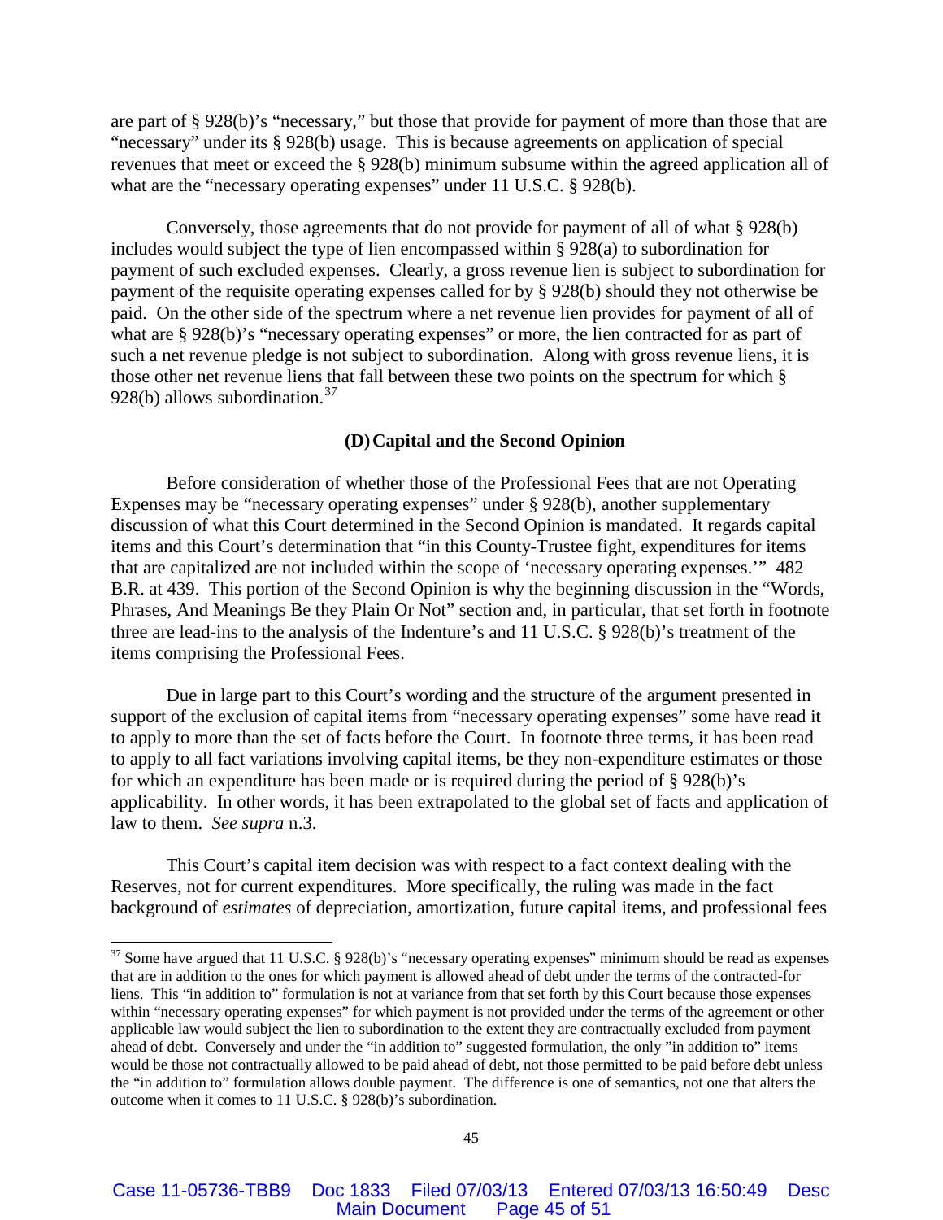are part of § 928(b)'s "necessary," but those that provide for payment of more than those that are "necessary" under its § 928(b) usage. This is because agreements on application of special revenues that meet or exceed the § 928(b) minimum subsume within the agreed application all of what are the "necessary operating expenses" under 11 U.S.C. § 928(b).

Conversely, those agreements that do not provide for payment of all of what § 928(b) includes would subject the type of lien encompassed within § 928(a) to subordination for payment of such excluded expenses. Clearly, a gross revenue lien is subject to subordination for payment of the requisite operating expenses called for by § 928(b) should they not otherwise be paid. On the other side of the spectrum where a net revenue lien provides for payment of all of what are § 928(b)'s "necessary operating expenses" or more, the lien contracted for as part of such a net revenue pledge is not subject to subordination. Along with gross revenue liens, it is those other net revenue liens that fall between these two points on the spectrum for which § 928(b) allows subordination.[37]

### (D) Capital and the Second Opinion

Before consideration of whether those of the Professional Fees that are not Operating Expenses may be "necessary operating expenses" under § 928(b), another supplementary discussion of what this Court determined in the Second Opinion is mandated. It regards capital items and this Court's determination that "in this County-Trustee fight, expenditures for items that are capitalized are not included within the scope of 'necessary operating expenses.'" 482 B.R. at 439. This portion of the Second Opinion is why the beginning discussion in the "Words, Phrases, And Meanings Be they Plain Or Not" section and, in particular, that set forth in footnote three are lead-ins to the analysis of the Indenture's and 11 U.S.C. § 928(b)'s treatment of the items comprising the Professional Fees.

Due in large part to this Court's wording and the structure of the argument presented in support of the exclusion of capital items from "necessary operating expenses" some have read it to apply to more than the set of facts before the Court. In footnote three terms, it has been read to apply to all fact variations involving capital items, be they non-expenditure estimates or those for which an expenditure has been made or is required during the period of § 928(b)'s applicability. In other words, it has been extrapolated to the global set of facts and application of law to them. *See supra* n.3.

This Court's capital item decision was with respect to a fact context dealing with the Reserves, not for current expenditures. More specifically, the ruling was made in the fact background of *estimates* of depreciation, amortization, future capital items, and professional fees

---

[37] Some have argued that 11 U.S.C. § 928(b)'s "necessary operating expenses" minimum should be read as expenses that are in addition to the ones for which payment is allowed ahead of debt under the terms of the contracted-for liens. This "in addition to" formulation is not at variance from that set forth by this Court because those expenses within "necessary operating expenses" for which payment is not provided under the terms of the agreement or other applicable law would subject the lien to subordination to the extent they are contractually excluded from payment ahead of debt. Conversely and under the "in addition to" suggested formulation, the only "in addition to" items would be those not contractually allowed to be paid ahead of debt, not those permitted to be paid before debt unless the "in addition to" formulation allows double payment. The difference is one of semantics, not one that alters the outcome when it comes to 11 U.S.C. § 928(b)'s subordination.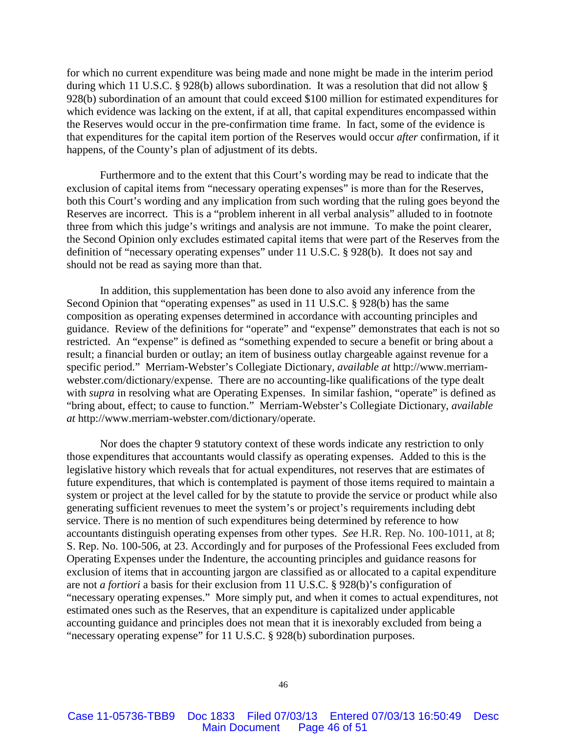for which no current expenditure was being made and none might be made in the interim period during which 11 U.S.C. § 928(b) allows subordination. It was a resolution that did not allow § 928(b) subordination of an amount that could exceed $100 million for estimated expenditures for which evidence was lacking on the extent, if at all, that capital expenditures encompassed within the Reserves would occur in the pre-confirmation time frame. In fact, some of the evidence is that expenditures for the capital item portion of the Reserves would occur *after* confirmation, if it happens, of the County's plan of adjustment of its debts.

Furthermore and to the extent that this Court's wording may be read to indicate that the exclusion of capital items from "necessary operating expenses" is more than for the Reserves, both this Court's wording and any implication from such wording that the ruling goes beyond the Reserves are incorrect. This is a "problem inherent in all verbal analysis" alluded to in footnote three from which this judge's writings and analysis are not immune. To make the point clearer, the Second Opinion only excludes estimated capital items that were part of the Reserves from the definition of "necessary operating expenses" under 11 U.S.C. § 928(b). It does not say and should not be read as saying more than that.

In addition, this supplementation has been done to also avoid any inference from the Second Opinion that "operating expenses" as used in 11 U.S.C. § 928(b) has the same composition as operating expenses determined in accordance with accounting principles and guidance. Review of the definitions for "operate" and "expense" demonstrates that each is not so restricted. An "expense" is defined as "something expended to secure a benefit or bring about a result; a financial burden or outlay; an item of business outlay chargeable against revenue for a specific period." Merriam-Webster's Collegiate Dictionary, *available at* http://www.merriam-webster.com/dictionary/expense. There are no accounting-like qualifications of the type dealt with *supra* in resolving what are Operating Expenses. In similar fashion, "operate" is defined as "bring about, effect; to cause to function." Merriam-Webster's Collegiate Dictionary, *available at* http://www.merriam-webster.com/dictionary/operate.

Nor does the chapter 9 statutory context of these words indicate any restriction to only those expenditures that accountants would classify as operating expenses. Added to this is the legislative history which reveals that for actual expenditures, not reserves that are estimates of future expenditures, that which is contemplated is payment of those items required to maintain a system or project at the level called for by the statute to provide the service or product while also generating sufficient revenues to meet the system's or project's requirements including debt service. There is no mention of such expenditures being determined by reference to how accountants distinguish operating expenses from other types. *See* H.R. Rep. No. 100-1011, at 8; S. Rep. No. 100-506, at 23. Accordingly and for purposes of the Professional Fees excluded from Operating Expenses under the Indenture, the accounting principles and guidance reasons for exclusion of items that in accounting jargon are classified as or allocated to a capital expenditure are not *a fortiori* a basis for their exclusion from 11 U.S.C. § 928(b)'s configuration of "necessary operating expenses." More simply put, and when it comes to actual expenditures, not estimated ones such as the Reserves, that an expenditure is capitalized under applicable accounting guidance and principles does not mean that it is inexorably excluded from being a "necessary operating expense" for 11 U.S.C. § 928(b) subordination purposes.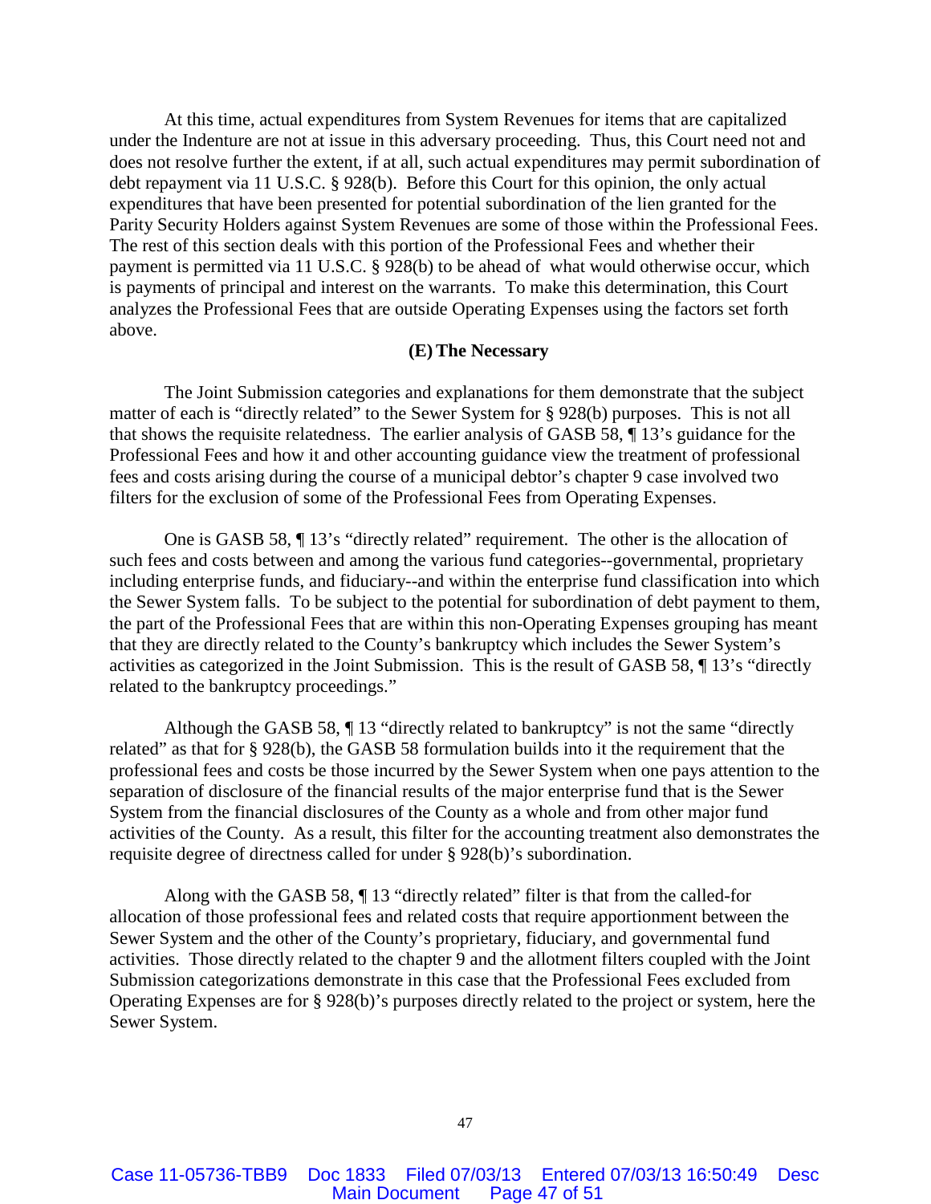At this time, actual expenditures from System Revenues for items that are capitalized under the Indenture are not at issue in this adversary proceeding. Thus, this Court need not and does not resolve further the extent, if at all, such actual expenditures may permit subordination of debt repayment via 11 U.S.C. § 928(b). Before this Court for this opinion, the only actual expenditures that have been presented for potential subordination of the lien granted for the Parity Security Holders against System Revenues are some of those within the Professional Fees. The rest of this section deals with this portion of the Professional Fees and whether their payment is permitted via 11 U.S.C. § 928(b) to be ahead of what would otherwise occur, which is payments of principal and interest on the warrants. To make this determination, this Court analyzes the Professional Fees that are outside Operating Expenses using the factors set forth above.

**(E) The Necessary**

The Joint Submission categories and explanations for them demonstrate that the subject matter of each is "directly related" to the Sewer System for § 928(b) purposes. This is not all that shows the requisite relatedness. The earlier analysis of GASB 58, ¶ 13's guidance for the Professional Fees and how it and other accounting guidance view the treatment of professional fees and costs arising during the course of a municipal debtor's chapter 9 case involved two filters for the exclusion of some of the Professional Fees from Operating Expenses.

One is GASB 58, ¶ 13's "directly related" requirement. The other is the allocation of such fees and costs between and among the various fund categories--governmental, proprietary including enterprise funds, and fiduciary--and within the enterprise fund classification into which the Sewer System falls. To be subject to the potential for subordination of debt payment to them, the part of the Professional Fees that are within this non-Operating Expenses grouping has meant that they are directly related to the County's bankruptcy which includes the Sewer System's activities as categorized in the Joint Submission. This is the result of GASB 58, ¶ 13's "directly related to the bankruptcy proceedings."

Although the GASB 58, ¶ 13 "directly related to bankruptcy" is not the same "directly related" as that for § 928(b), the GASB 58 formulation builds into it the requirement that the professional fees and costs be those incurred by the Sewer System when one pays attention to the separation of disclosure of the financial results of the major enterprise fund that is the Sewer System from the financial disclosures of the County as a whole and from other major fund activities of the County. As a result, this filter for the accounting treatment also demonstrates the requisite degree of directness called for under § 928(b)'s subordination.

Along with the GASB 58, ¶ 13 "directly related" filter is that from the called-for allocation of those professional fees and related costs that require apportionment between the Sewer System and the other of the County's proprietary, fiduciary, and governmental fund activities. Those directly related to the chapter 9 and the allotment filters coupled with the Joint Submission categorizations demonstrate in this case that the Professional Fees excluded from Operating Expenses are for § 928(b)'s purposes directly related to the project or system, here the Sewer System.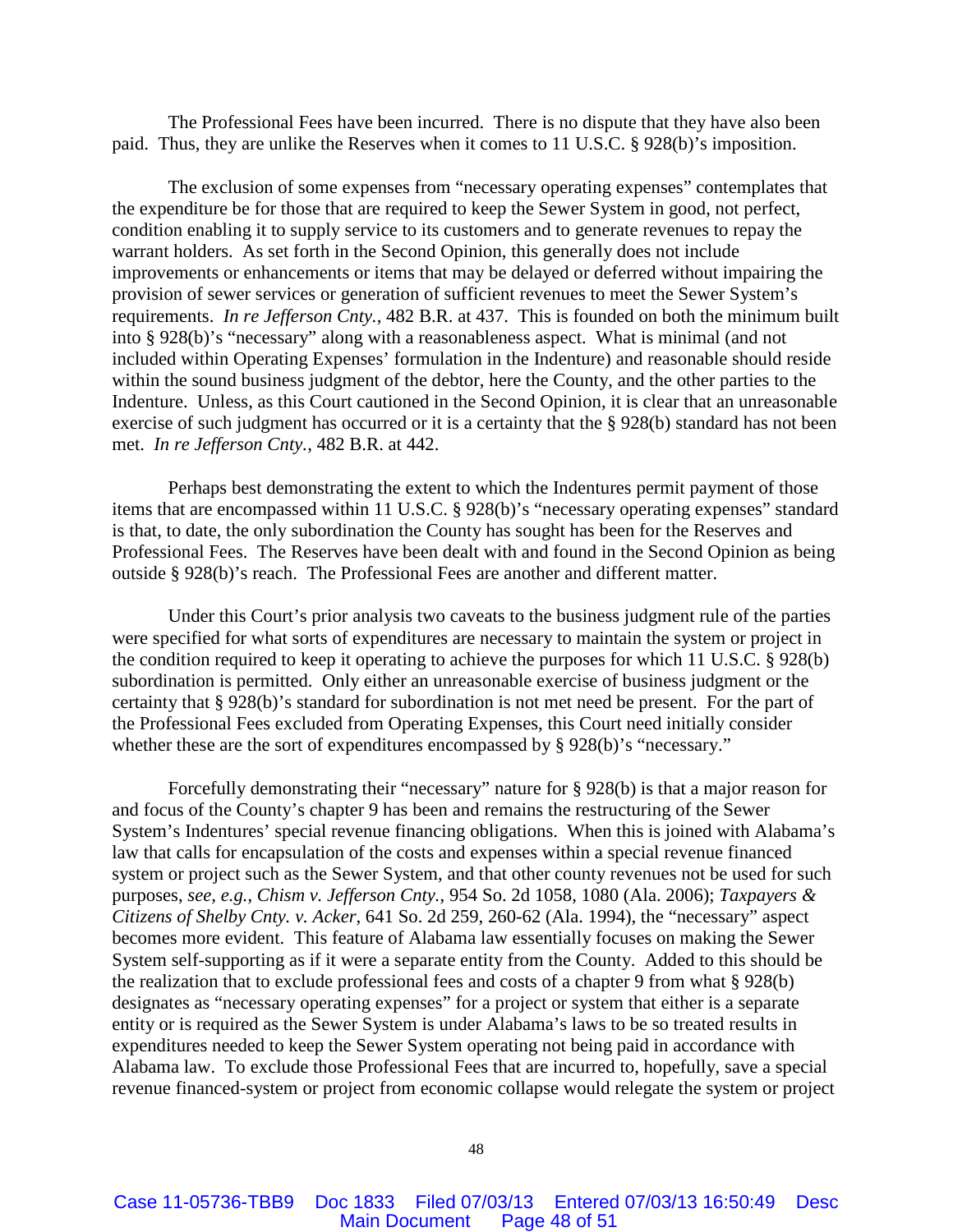The Professional Fees have been incurred. There is no dispute that they have also been paid. Thus, they are unlike the Reserves when it comes to 11 U.S.C. § 928(b)'s imposition.

The exclusion of some expenses from "necessary operating expenses" contemplates that the expenditure be for those that are required to keep the Sewer System in good, not perfect, condition enabling it to supply service to its customers and to generate revenues to repay the warrant holders. As set forth in the Second Opinion, this generally does not include improvements or enhancements or items that may be delayed or deferred without impairing the provision of sewer services or generation of sufficient revenues to meet the Sewer System's requirements. *In re Jefferson Cnty.*, 482 B.R. at 437. This is founded on both the minimum built into § 928(b)'s "necessary" along with a reasonableness aspect. What is minimal (and not included within Operating Expenses' formulation in the Indenture) and reasonable should reside within the sound business judgment of the debtor, here the County, and the other parties to the Indenture. Unless, as this Court cautioned in the Second Opinion, it is clear that an unreasonable exercise of such judgment has occurred or it is a certainty that the § 928(b) standard has not been met. *In re Jefferson Cnty.*, 482 B.R. at 442.

Perhaps best demonstrating the extent to which the Indentures permit payment of those items that are encompassed within 11 U.S.C. § 928(b)'s "necessary operating expenses" standard is that, to date, the only subordination the County has sought has been for the Reserves and Professional Fees. The Reserves have been dealt with and found in the Second Opinion as being outside § 928(b)'s reach. The Professional Fees are another and different matter.

Under this Court's prior analysis two caveats to the business judgment rule of the parties were specified for what sorts of expenditures are necessary to maintain the system or project in the condition required to keep it operating to achieve the purposes for which 11 U.S.C. § 928(b) subordination is permitted. Only either an unreasonable exercise of business judgment or the certainty that § 928(b)'s standard for subordination is not met need be present. For the part of the Professional Fees excluded from Operating Expenses, this Court need initially consider whether these are the sort of expenditures encompassed by § 928(b)'s "necessary."

Forcefully demonstrating their "necessary" nature for § 928(b) is that a major reason for and focus of the County's chapter 9 has been and remains the restructuring of the Sewer System's Indentures' special revenue financing obligations. When this is joined with Alabama's law that calls for encapsulation of the costs and expenses within a special revenue financed system or project such as the Sewer System, and that other county revenues not be used for such purposes, *see, e.g.*, *Chism v. Jefferson Cnty.*, 954 So. 2d 1058, 1080 (Ala. 2006); *Taxpayers & Citizens of Shelby Cnty. v. Acker*, 641 So. 2d 259, 260-62 (Ala. 1994), the "necessary" aspect becomes more evident. This feature of Alabama law essentially focuses on making the Sewer System self-supporting as if it were a separate entity from the County. Added to this should be the realization that to exclude professional fees and costs of a chapter 9 from what § 928(b) designates as "necessary operating expenses" for a project or system that either is a separate entity or is required as the Sewer System is under Alabama's laws to be so treated results in expenditures needed to keep the Sewer System operating not being paid in accordance with Alabama law. To exclude those Professional Fees that are incurred to, hopefully, save a special revenue financed-system or project from economic collapse would relegate the system or project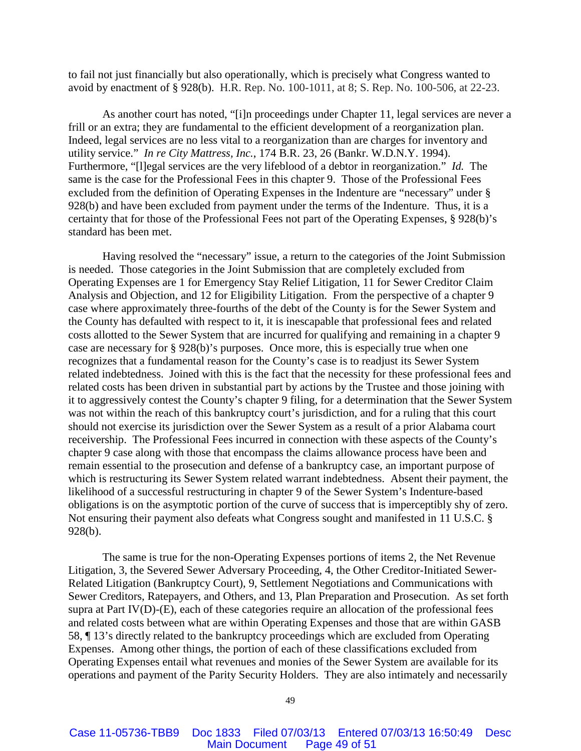to fail not just financially but also operationally, which is precisely what Congress wanted to avoid by enactment of § 928(b). H.R. Rep. No. 100-1011, at 8; S. Rep. No. 100-506, at 22-23.

As another court has noted, "[i]n proceedings under Chapter 11, legal services are never a frill or an extra; they are fundamental to the efficient development of a reorganization plan. Indeed, legal services are no less vital to a reorganization than are charges for inventory and utility service." *In re City Mattress, Inc.*, 174 B.R. 23, 26 (Bankr. W.D.N.Y. 1994). Furthermore, "[l]egal services are the very lifeblood of a debtor in reorganization." *Id.* The same is the case for the Professional Fees in this chapter 9. Those of the Professional Fees excluded from the definition of Operating Expenses in the Indenture are "necessary" under § 928(b) and have been excluded from payment under the terms of the Indenture. Thus, it is a certainty that for those of the Professional Fees not part of the Operating Expenses, § 928(b)'s standard has been met.

Having resolved the "necessary" issue, a return to the categories of the Joint Submission is needed. Those categories in the Joint Submission that are completely excluded from Operating Expenses are 1 for Emergency Stay Relief Litigation, 11 for Sewer Creditor Claim Analysis and Objection, and 12 for Eligibility Litigation. From the perspective of a chapter 9 case where approximately three-fourths of the debt of the County is for the Sewer System and the County has defaulted with respect to it, it is inescapable that professional fees and related costs allotted to the Sewer System that are incurred for qualifying and remaining in a chapter 9 case are necessary for § 928(b)'s purposes. Once more, this is especially true when one recognizes that a fundamental reason for the County's case is to readjust its Sewer System related indebtedness. Joined with this is the fact that the necessity for these professional fees and related costs has been driven in substantial part by actions by the Trustee and those joining with it to aggressively contest the County's chapter 9 filing, for a determination that the Sewer System was not within the reach of this bankruptcy court's jurisdiction, and for a ruling that this court should not exercise its jurisdiction over the Sewer System as a result of a prior Alabama court receivership. The Professional Fees incurred in connection with these aspects of the County's chapter 9 case along with those that encompass the claims allowance process have been and remain essential to the prosecution and defense of a bankruptcy case, an important purpose of which is restructuring its Sewer System related warrant indebtedness. Absent their payment, the likelihood of a successful restructuring in chapter 9 of the Sewer System's Indenture-based obligations is on the asymptotic portion of the curve of success that is imperceptibly shy of zero. Not ensuring their payment also defeats what Congress sought and manifested in 11 U.S.C. § 928(b).

The same is true for the non-Operating Expenses portions of items 2, the Net Revenue Litigation, 3, the Severed Sewer Adversary Proceeding, 4, the Other Creditor-Initiated Sewer-Related Litigation (Bankruptcy Court), 9, Settlement Negotiations and Communications with Sewer Creditors, Ratepayers, and Others, and 13, Plan Preparation and Prosecution. As set forth supra at Part IV(D)-(E), each of these categories require an allocation of the professional fees and related costs between what are within Operating Expenses and those that are within GASB 58, ¶ 13's directly related to the bankruptcy proceedings which are excluded from Operating Expenses. Among other things, the portion of each of these classifications excluded from Operating Expenses entail what revenues and monies of the Sewer System are available for its operations and payment of the Parity Security Holders. They are also intimately and necessarily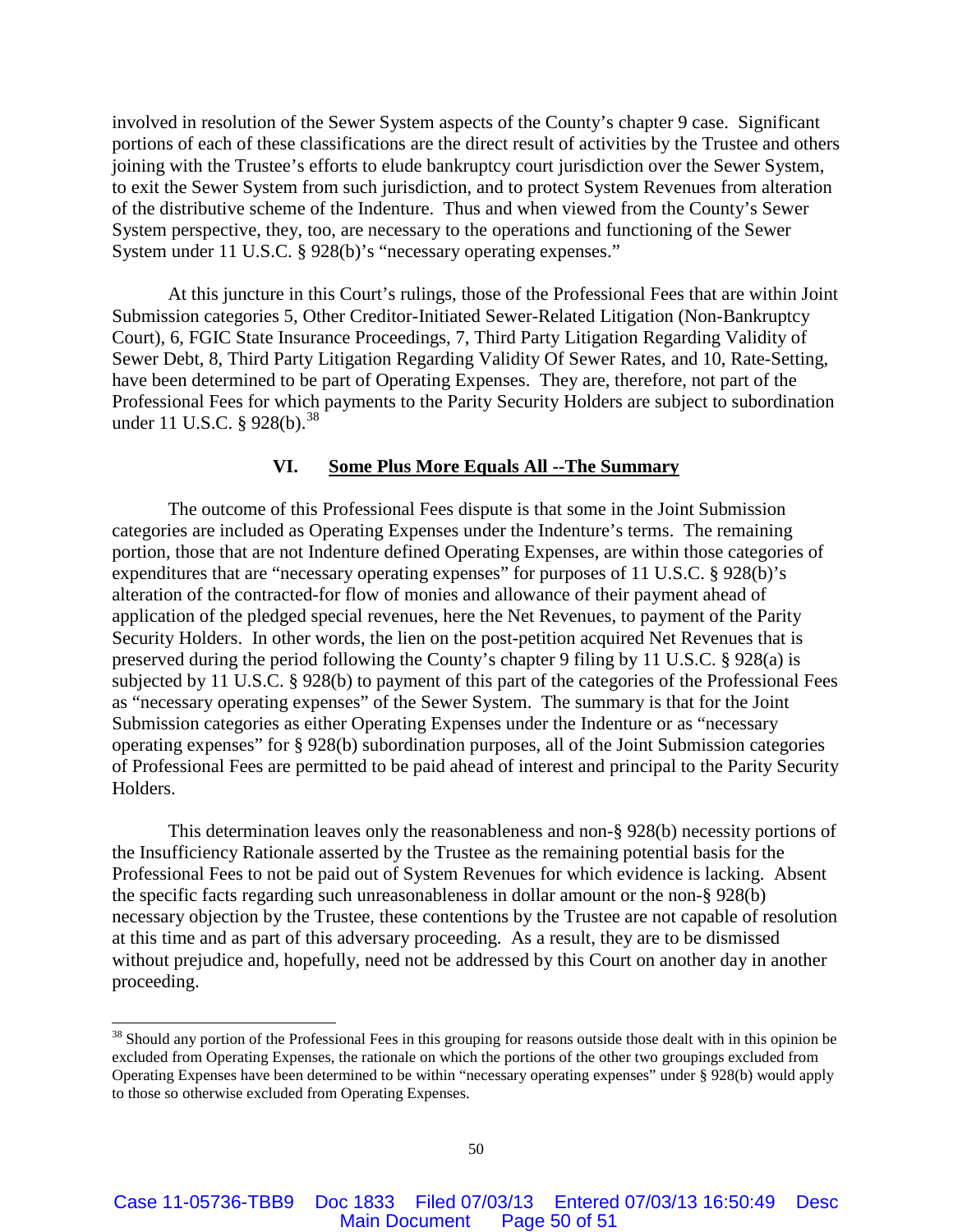involved in resolution of the Sewer System aspects of the County's chapter 9 case. Significant portions of each of these classifications are the direct result of activities by the Trustee and others joining with the Trustee's efforts to elude bankruptcy court jurisdiction over the Sewer System, to exit the Sewer System from such jurisdiction, and to protect System Revenues from alteration of the distributive scheme of the Indenture. Thus and when viewed from the County's Sewer System perspective, they, too, are necessary to the operations and functioning of the Sewer System under 11 U.S.C. § 928(b)'s "necessary operating expenses."

At this juncture in this Court's rulings, those of the Professional Fees that are within Joint Submission categories 5, Other Creditor-Initiated Sewer-Related Litigation (Non-Bankruptcy Court), 6, FGIC State Insurance Proceedings, 7, Third Party Litigation Regarding Validity of Sewer Debt, 8, Third Party Litigation Regarding Validity Of Sewer Rates, and 10, Rate-Setting, have been determined to be part of Operating Expenses. They are, therefore, not part of the Professional Fees for which payments to the Parity Security Holders are subject to subordination under 11 U.S.C. § 928(b).[38]

## VI. Some Plus More Equals All --The Summary

The outcome of this Professional Fees dispute is that some in the Joint Submission categories are included as Operating Expenses under the Indenture's terms. The remaining portion, those that are not Indenture defined Operating Expenses, are within those categories of expenditures that are "necessary operating expenses" for purposes of 11 U.S.C. § 928(b)'s alteration of the contracted-for flow of monies and allowance of their payment ahead of application of the pledged special revenues, here the Net Revenues, to payment of the Parity Security Holders. In other words, the lien on the post-petition acquired Net Revenues that is preserved during the period following the County's chapter 9 filing by 11 U.S.C. § 928(a) is subjected by 11 U.S.C. § 928(b) to payment of this part of the categories of the Professional Fees as "necessary operating expenses" of the Sewer System. The summary is that for the Joint Submission categories as either Operating Expenses under the Indenture or as "necessary operating expenses" for § 928(b) subordination purposes, all of the Joint Submission categories of Professional Fees are permitted to be paid ahead of interest and principal to the Parity Security Holders.

This determination leaves only the reasonableness and non-§ 928(b) necessity portions of the Insufficiency Rationale asserted by the Trustee as the remaining potential basis for the Professional Fees to not be paid out of System Revenues for which evidence is lacking. Absent the specific facts regarding such unreasonableness in dollar amount or the non-§ 928(b) necessary objection by the Trustee, these contentions by the Trustee are not capable of resolution at this time and as part of this adversary proceeding. As a result, they are to be dismissed without prejudice and, hopefully, need not be addressed by this Court on another day in another proceeding.

---

[38] Should any portion of the Professional Fees in this grouping for reasons outside those dealt with in this opinion be excluded from Operating Expenses, the rationale on which the portions of the other two groupings excluded from Operating Expenses have been determined to be within "necessary operating expenses" under § 928(b) would apply to those so otherwise excluded from Operating Expenses.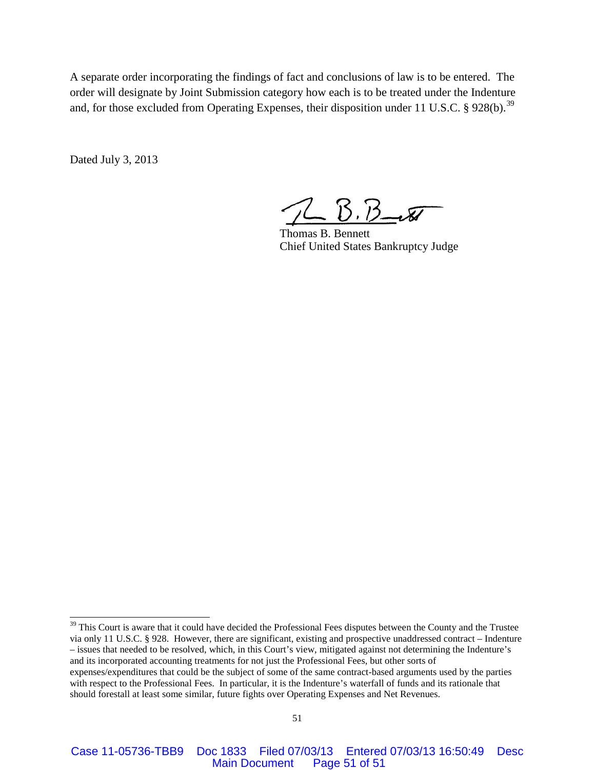A separate order incorporating the findings of fact and conclusions of law is to be entered. The order will designate by Joint Submission category how each is to be treated under the Indenture and, for those excluded from Operating Expenses, their disposition under 11 U.S.C. § 928(b).[39]

Dated July 3, 2013

Thomas B. Bennett
Chief United States Bankruptcy Judge

---

[39] This Court is aware that it could have decided the Professional Fees disputes between the County and the Trustee via only 11 U.S.C. § 928. However, there are significant, existing and prospective unaddressed contract – Indenture – issues that needed to be resolved, which, in this Court's view, mitigated against not determining the Indenture's and its incorporated accounting treatments for not just the Professional Fees, but other sorts of expenses/expenditures that could be the subject of some of the same contract-based arguments used by the parties with respect to the Professional Fees. In particular, it is the Indenture's waterfall of funds and its rationale that should forestall at least some similar, future fights over Operating Expenses and Net Revenues.